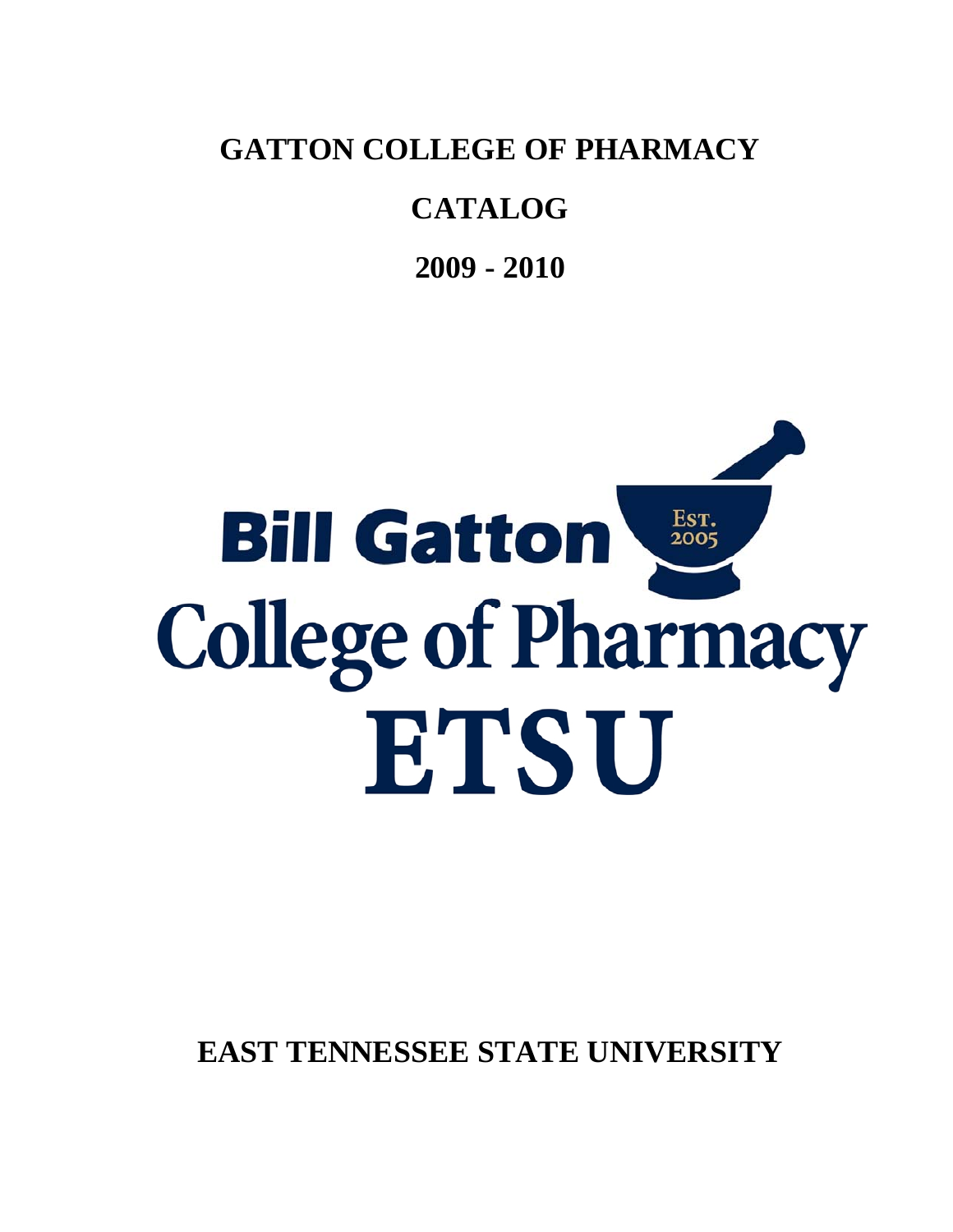# GATTON COLLEGE OF PHARMACY

# CATALOG

# 2009 - 2010

Bill Gatton

EST. 2005

College of Pharmacy

ETSU

**EAST TENNESSEE STATE UNIVERSITY**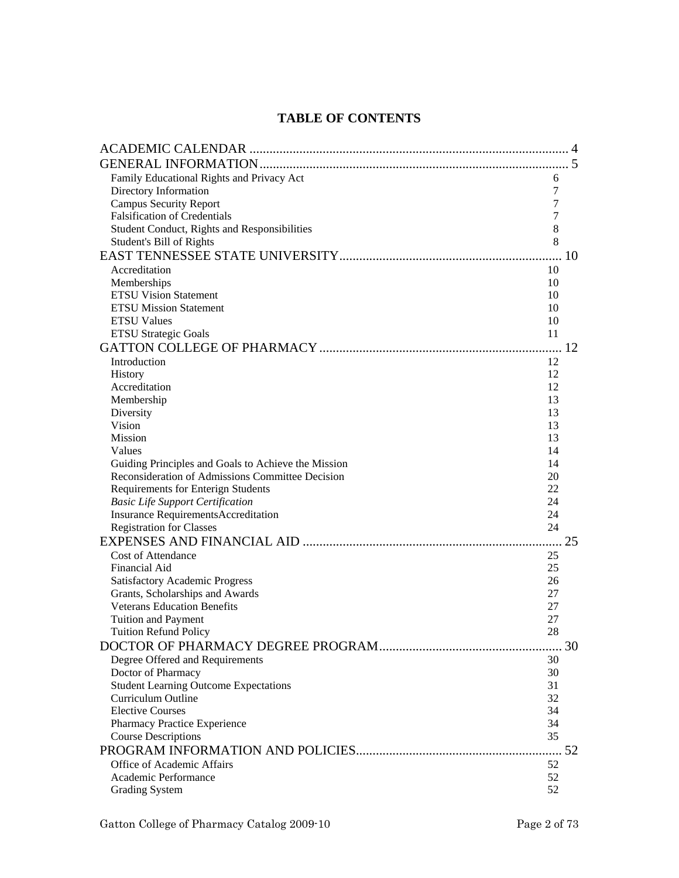# TABLE OF CONTENTS

ACADEMIC CALENDAR .......... 4

GENERAL INFORMATION .......... 5

- Family Educational Rights and Privacy Act 6
- Directory Information 7
- Campus Security Report 7
- Falsification of Credentials 7
- Student Conduct, Rights and Responsibilities 8
- Student's Bill of Rights 8

EAST TENNESSEE STATE UNIVERSITY .......... 10

- Accreditation 10
- Memberships 10
- ETSU Vision Statement 10
- ETSU Mission Statement 10
- ETSU Values 10
- ETSU Strategic Goals 11

GATTON COLLEGE OF PHARMACY .......... 12

- Introduction 12
- History 12
- Accreditation 12
- Membership 13
- Diversity 13
- Vision 13
- Mission 13
- Values 14
- Guiding Principles and Goals to Achieve the Mission 14
- Reconsideration of Admissions Committee Decision 20
- Requirements for Enterign Students 22
- *Basic Life Support Certification* 24
- Insurance RequirementsAccreditation 24
- Registration for Classes 24

EXPENSES AND FINANCIAL AID .......... 25

- Cost of Attendance 25
- Financial Aid 25
- Satisfactory Academic Progress 26
- Grants, Scholarships and Awards 27
- Veterans Education Benefits 27
- Tuition and Payment 27
- Tuition Refund Policy 28

DOCTOR OF PHARMACY DEGREE PROGRAM .......... 30

- Degree Offered and Requirements 30
- Doctor of Pharmacy 30
- Student Learning Outcome Expectations 31
- Curriculum Outline 32
- Elective Courses 34
- Pharmacy Practice Experience 34
- Course Descriptions 35

PROGRAM INFORMATION AND POLICIES .......... 52

- Office of Academic Affairs 52
- Academic Performance 52
- Grading System 52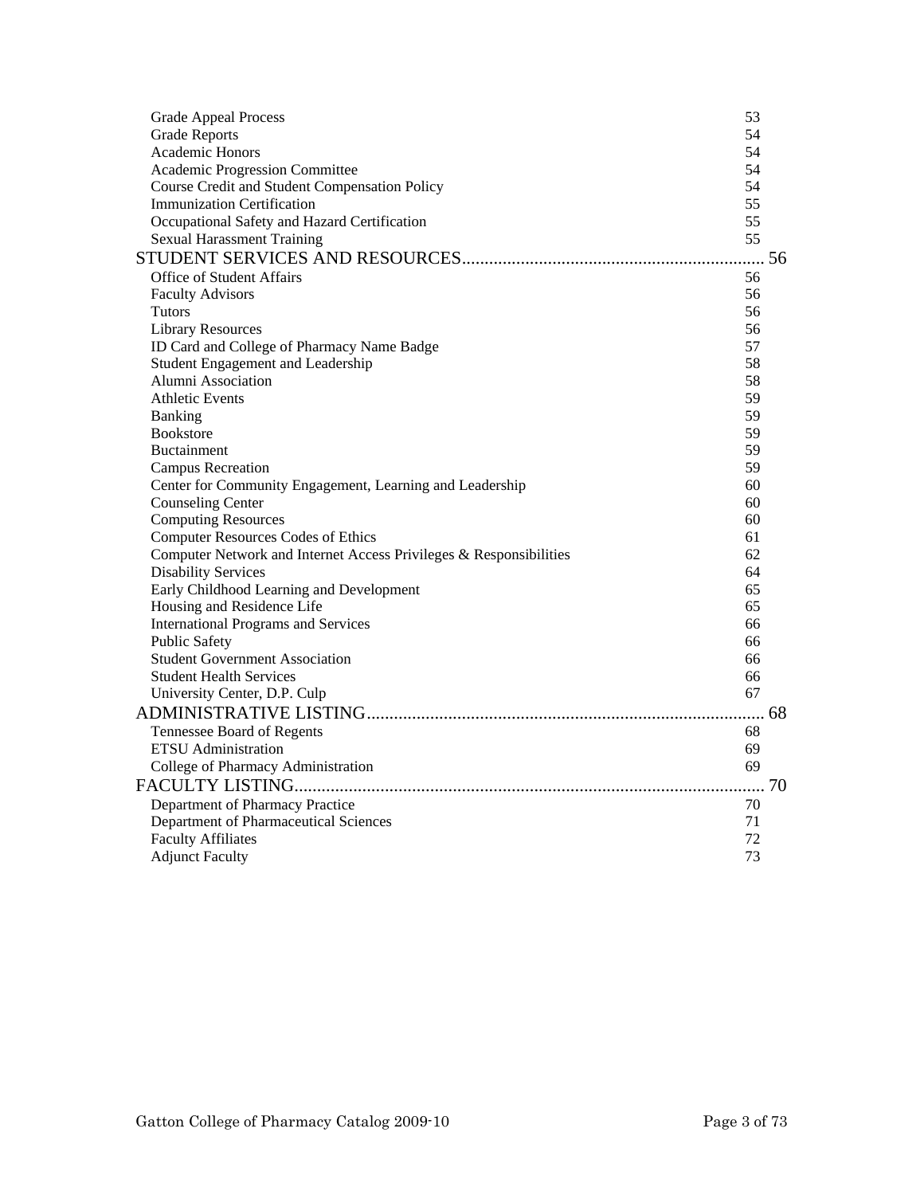| | |
|---|---|
| Grade Appeal Process | 53 |
| Grade Reports | 54 |
| Academic Honors | 54 |
| Academic Progression Committee | 54 |
| Course Credit and Student Compensation Policy | 54 |
| Immunization Certification | 55 |
| Occupational Safety and Hazard Certification | 55 |
| Sexual Harassment Training | 55 |
| **STUDENT SERVICES AND RESOURCES** | **56** |
| Office of Student Affairs | 56 |
| Faculty Advisors | 56 |
| Tutors | 56 |
| Library Resources | 56 |
| ID Card and College of Pharmacy Name Badge | 57 |
| Student Engagement and Leadership | 58 |
| Alumni Association | 58 |
| Athletic Events | 59 |
| Banking | 59 |
| Bookstore | 59 |
| Buctainment | 59 |
| Campus Recreation | 59 |
| Center for Community Engagement, Learning and Leadership | 60 |
| Counseling Center | 60 |
| Computing Resources | 60 |
| Computer Resources Codes of Ethics | 61 |
| Computer Network and Internet Access Privileges & Responsibilities | 62 |
| Disability Services | 64 |
| Early Childhood Learning and Development | 65 |
| Housing and Residence Life | 65 |
| International Programs and Services | 66 |
| Public Safety | 66 |
| Student Government Association | 66 |
| Student Health Services | 66 |
| University Center, D.P. Culp | 67 |
| **ADMINISTRATIVE LISTING** | **68** |
| Tennessee Board of Regents | 68 |
| ETSU Administration | 69 |
| College of Pharmacy Administration | 69 |
| **FACULTY LISTING** | **70** |
| Department of Pharmacy Practice | 70 |
| Department of Pharmaceutical Sciences | 71 |
| Faculty Affiliates | 72 |
| Adjunct Faculty | 73 |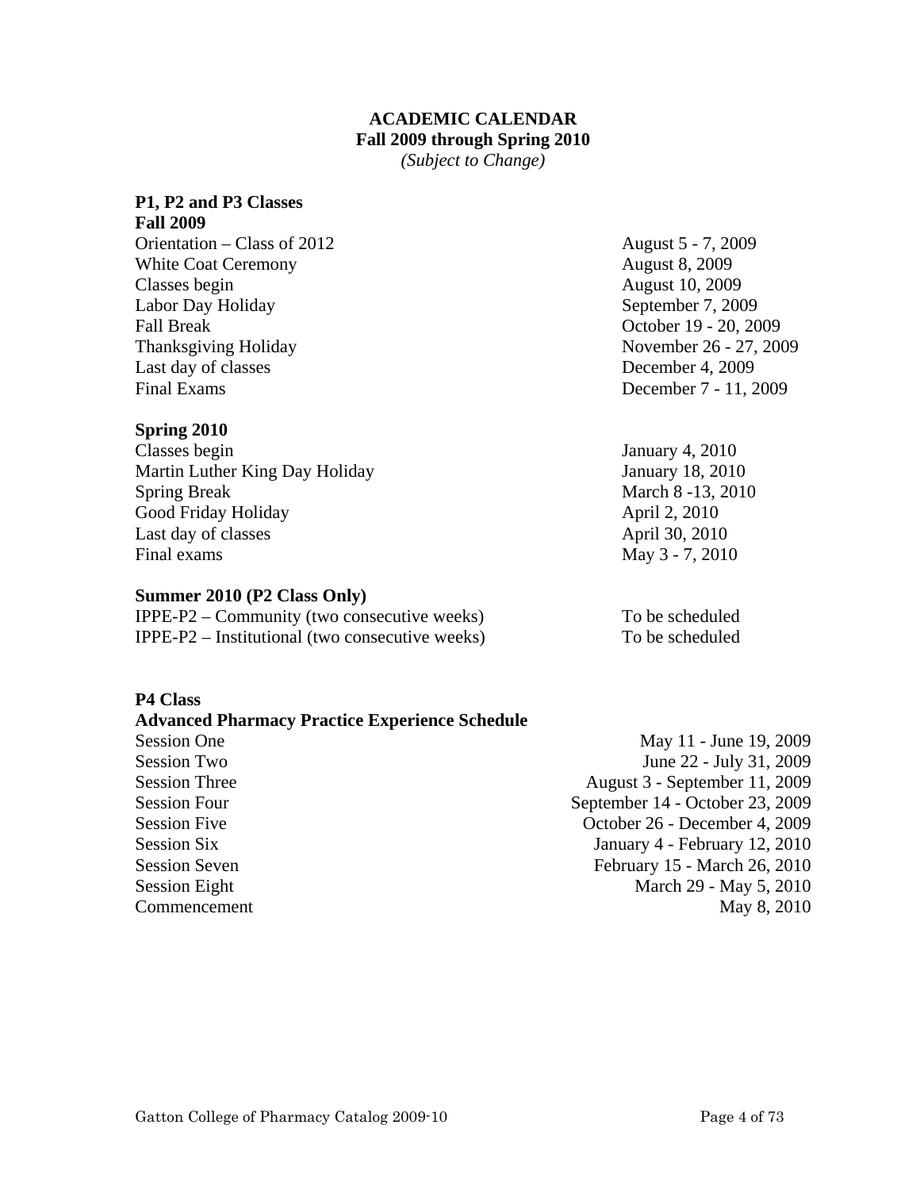# ACADEMIC CALENDAR
## Fall 2009 through Spring 2010
*(Subject to Change)*

### P1, P2 and P3 Classes

**Fall 2009**

| | |
|---|---|
| Orientation – Class of 2012 | August 5 - 7, 2009 |
| White Coat Ceremony | August 8, 2009 |
| Classes begin | August 10, 2009 |
| Labor Day Holiday | September 7, 2009 |
| Fall Break | October 19 - 20, 2009 |
| Thanksgiving Holiday | November 26 - 27, 2009 |
| Last day of classes | December 4, 2009 |
| Final Exams | December 7 - 11, 2009 |

**Spring 2010**

| | |
|---|---|
| Classes begin | January 4, 2010 |
| Martin Luther King Day Holiday | January 18, 2010 |
| Spring Break | March 8 -13, 2010 |
| Good Friday Holiday | April 2, 2010 |
| Last day of classes | April 30, 2010 |
| Final exams | May 3 - 7, 2010 |

**Summer 2010 (P2 Class Only)**

| | |
|---|---|
| IPPE-P2 – Community (two consecutive weeks) | To be scheduled |
| IPPE-P2 – Institutional (two consecutive weeks) | To be scheduled |

### P4 Class

**Advanced Pharmacy Practice Experience Schedule**

| | |
|---|---|
| Session One | May 11 - June 19, 2009 |
| Session Two | June 22 - July 31, 2009 |
| Session Three | August 3 - September 11, 2009 |
| Session Four | September 14 - October 23, 2009 |
| Session Five | October 26 - December 4, 2009 |
| Session Six | January 4 - February 12, 2010 |
| Session Seven | February 15 - March 26, 2010 |
| Session Eight | March 29 - May 5, 2010 |
| Commencement | May 8, 2010 |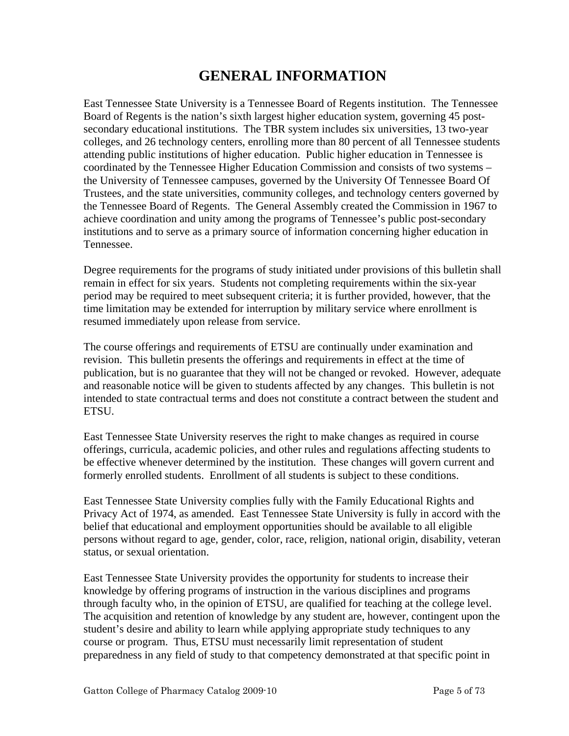# GENERAL INFORMATION

East Tennessee State University is a Tennessee Board of Regents institution. The Tennessee Board of Regents is the nation's sixth largest higher education system, governing 45 post-secondary educational institutions. The TBR system includes six universities, 13 two-year colleges, and 26 technology centers, enrolling more than 80 percent of all Tennessee students attending public institutions of higher education. Public higher education in Tennessee is coordinated by the Tennessee Higher Education Commission and consists of two systems – the University of Tennessee campuses, governed by the University Of Tennessee Board Of Trustees, and the state universities, community colleges, and technology centers governed by the Tennessee Board of Regents. The General Assembly created the Commission in 1967 to achieve coordination and unity among the programs of Tennessee's public post-secondary institutions and to serve as a primary source of information concerning higher education in Tennessee.

Degree requirements for the programs of study initiated under provisions of this bulletin shall remain in effect for six years. Students not completing requirements within the six-year period may be required to meet subsequent criteria; it is further provided, however, that the time limitation may be extended for interruption by military service where enrollment is resumed immediately upon release from service.

The course offerings and requirements of ETSU are continually under examination and revision. This bulletin presents the offerings and requirements in effect at the time of publication, but is no guarantee that they will not be changed or revoked. However, adequate and reasonable notice will be given to students affected by any changes. This bulletin is not intended to state contractual terms and does not constitute a contract between the student and ETSU.

East Tennessee State University reserves the right to make changes as required in course offerings, curricula, academic policies, and other rules and regulations affecting students to be effective whenever determined by the institution. These changes will govern current and formerly enrolled students. Enrollment of all students is subject to these conditions.

East Tennessee State University complies fully with the Family Educational Rights and Privacy Act of 1974, as amended. East Tennessee State University is fully in accord with the belief that educational and employment opportunities should be available to all eligible persons without regard to age, gender, color, race, religion, national origin, disability, veteran status, or sexual orientation.

East Tennessee State University provides the opportunity for students to increase their knowledge by offering programs of instruction in the various disciplines and programs through faculty who, in the opinion of ETSU, are qualified for teaching at the college level. The acquisition and retention of knowledge by any student are, however, contingent upon the student's desire and ability to learn while applying appropriate study techniques to any course or program. Thus, ETSU must necessarily limit representation of student preparedness in any field of study to that competency demonstrated at that specific point in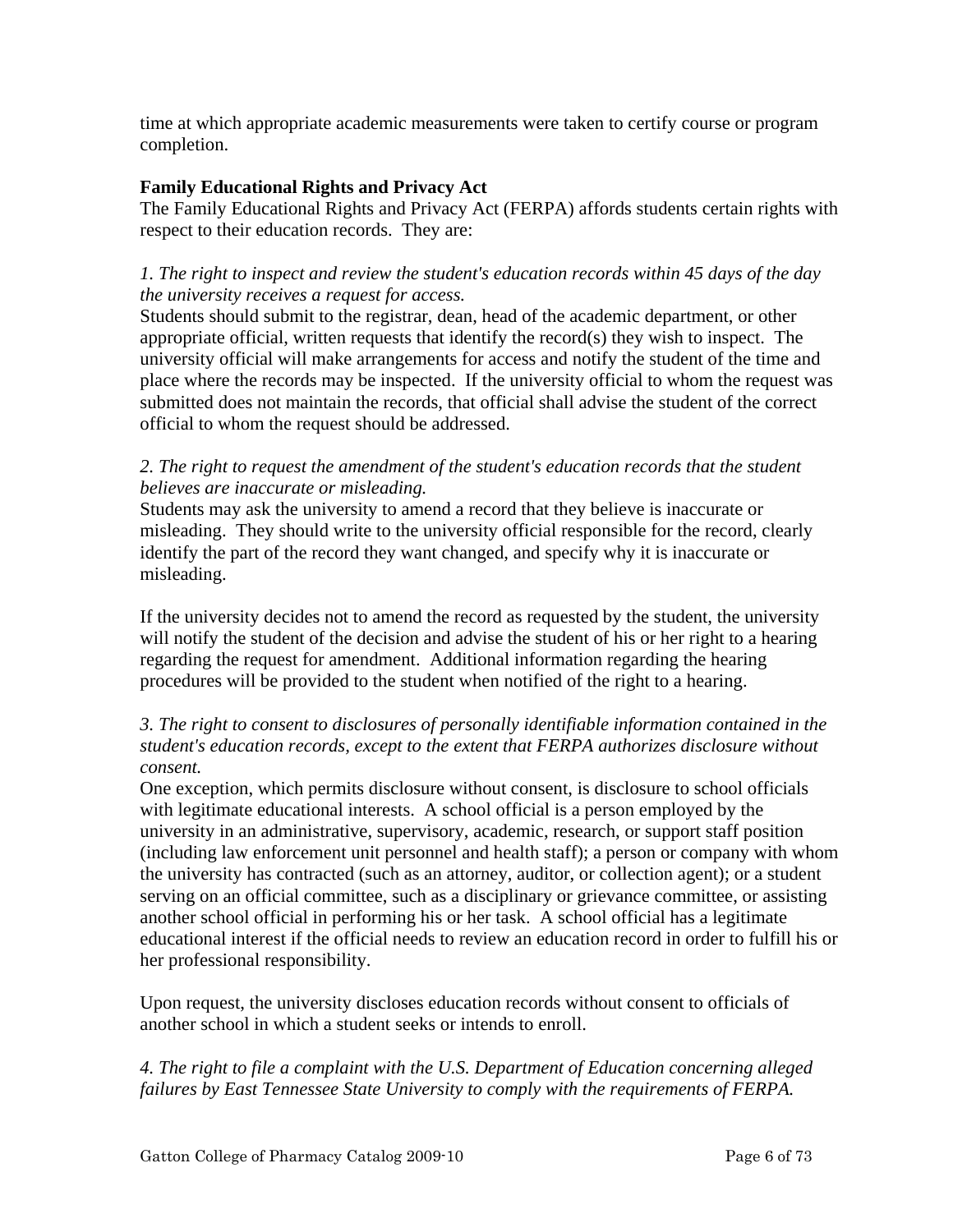time at which appropriate academic measurements were taken to certify course or program completion.

**Family Educational Rights and Privacy Act**

The Family Educational Rights and Privacy Act (FERPA) affords students certain rights with respect to their education records. They are:

*1. The right to inspect and review the student's education records within 45 days of the day the university receives a request for access.*

Students should submit to the registrar, dean, head of the academic department, or other appropriate official, written requests that identify the record(s) they wish to inspect. The university official will make arrangements for access and notify the student of the time and place where the records may be inspected. If the university official to whom the request was submitted does not maintain the records, that official shall advise the student of the correct official to whom the request should be addressed.

*2. The right to request the amendment of the student's education records that the student believes are inaccurate or misleading.*

Students may ask the university to amend a record that they believe is inaccurate or misleading. They should write to the university official responsible for the record, clearly identify the part of the record they want changed, and specify why it is inaccurate or misleading.

If the university decides not to amend the record as requested by the student, the university will notify the student of the decision and advise the student of his or her right to a hearing regarding the request for amendment. Additional information regarding the hearing procedures will be provided to the student when notified of the right to a hearing.

*3. The right to consent to disclosures of personally identifiable information contained in the student's education records, except to the extent that FERPA authorizes disclosure without consent.*

One exception, which permits disclosure without consent, is disclosure to school officials with legitimate educational interests. A school official is a person employed by the university in an administrative, supervisory, academic, research, or support staff position (including law enforcement unit personnel and health staff); a person or company with whom the university has contracted (such as an attorney, auditor, or collection agent); or a student serving on an official committee, such as a disciplinary or grievance committee, or assisting another school official in performing his or her task. A school official has a legitimate educational interest if the official needs to review an education record in order to fulfill his or her professional responsibility.

Upon request, the university discloses education records without consent to officials of another school in which a student seeks or intends to enroll.

*4. The right to file a complaint with the U.S. Department of Education concerning alleged failures by East Tennessee State University to comply with the requirements of FERPA.*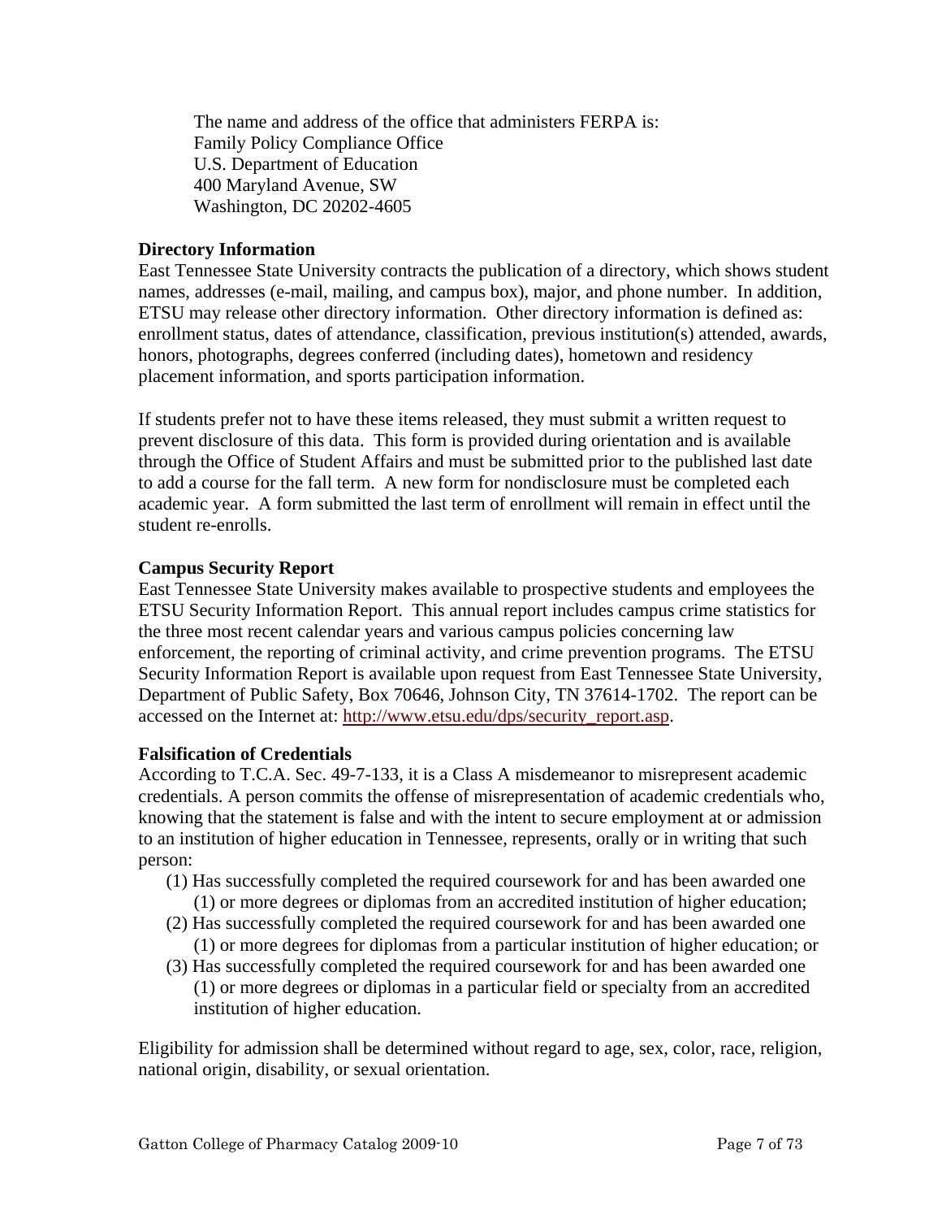The name and address of the office that administers FERPA is:
Family Policy Compliance Office
U.S. Department of Education
400 Maryland Avenue, SW
Washington, DC 20202-4605

**Directory Information**

East Tennessee State University contracts the publication of a directory, which shows student names, addresses (e-mail, mailing, and campus box), major, and phone number. In addition, ETSU may release other directory information. Other directory information is defined as: enrollment status, dates of attendance, classification, previous institution(s) attended, awards, honors, photographs, degrees conferred (including dates), hometown and residency placement information, and sports participation information.

If students prefer not to have these items released, they must submit a written request to prevent disclosure of this data. This form is provided during orientation and is available through the Office of Student Affairs and must be submitted prior to the published last date to add a course for the fall term. A new form for nondisclosure must be completed each academic year. A form submitted the last term of enrollment will remain in effect until the student re-enrolls.

**Campus Security Report**

East Tennessee State University makes available to prospective students and employees the ETSU Security Information Report. This annual report includes campus crime statistics for the three most recent calendar years and various campus policies concerning law enforcement, the reporting of criminal activity, and crime prevention programs. The ETSU Security Information Report is available upon request from East Tennessee State University, Department of Public Safety, Box 70646, Johnson City, TN 37614-1702. The report can be accessed on the Internet at: http://www.etsu.edu/dps/security_report.asp.

**Falsification of Credentials**

According to T.C.A. Sec. 49-7-133, it is a Class A misdemeanor to misrepresent academic credentials. A person commits the offense of misrepresentation of academic credentials who, knowing that the statement is false and with the intent to secure employment at or admission to an institution of higher education in Tennessee, represents, orally or in writing that such person:

(1) Has successfully completed the required coursework for and has been awarded one (1) or more degrees or diplomas from an accredited institution of higher education;
(2) Has successfully completed the required coursework for and has been awarded one (1) or more degrees for diplomas from a particular institution of higher education; or
(3) Has successfully completed the required coursework for and has been awarded one (1) or more degrees or diplomas in a particular field or specialty from an accredited institution of higher education.

Eligibility for admission shall be determined without regard to age, sex, color, race, religion, national origin, disability, or sexual orientation.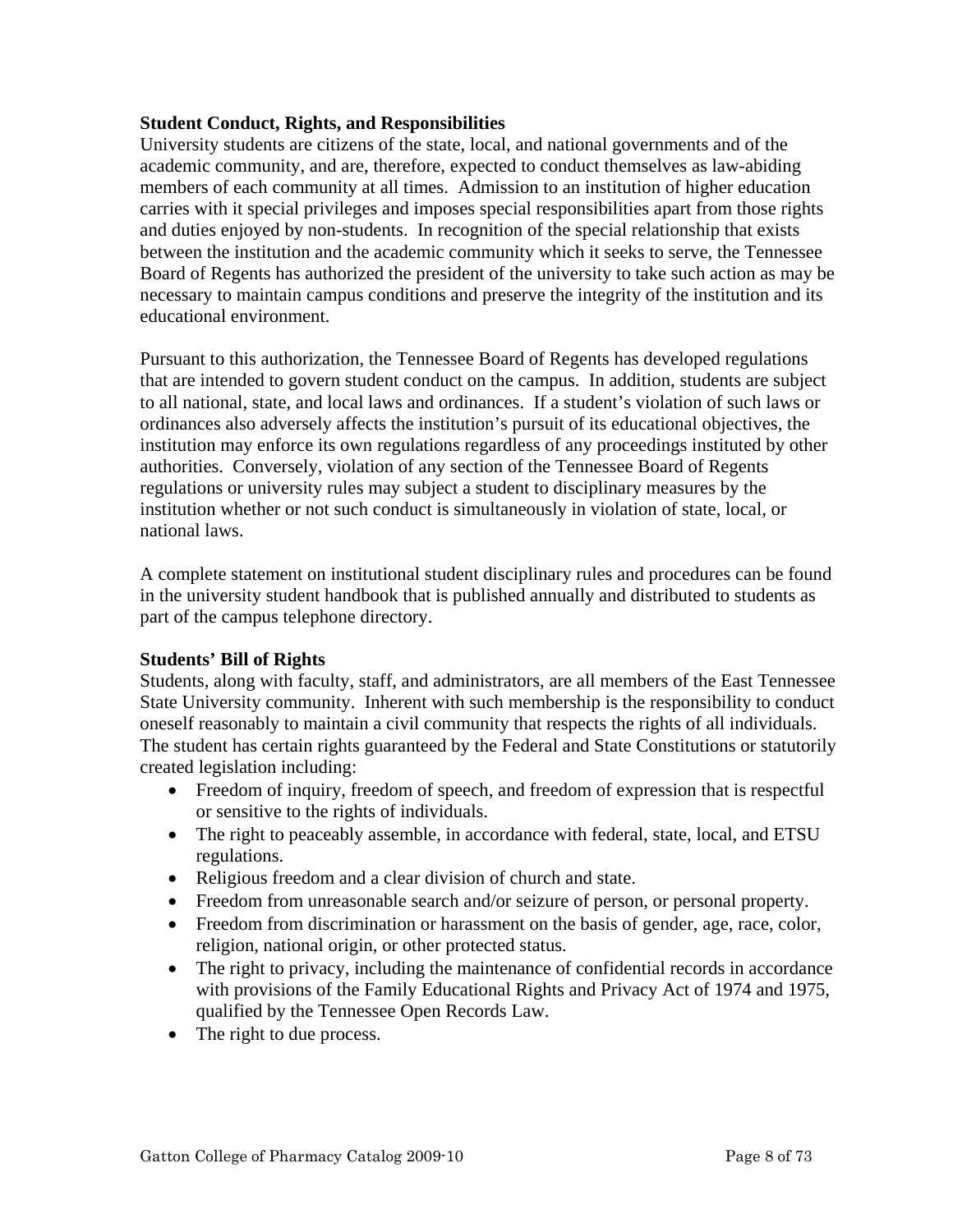**Student Conduct, Rights, and Responsibilities**

University students are citizens of the state, local, and national governments and of the academic community, and are, therefore, expected to conduct themselves as law-abiding members of each community at all times. Admission to an institution of higher education carries with it special privileges and imposes special responsibilities apart from those rights and duties enjoyed by non-students. In recognition of the special relationship that exists between the institution and the academic community which it seeks to serve, the Tennessee Board of Regents has authorized the president of the university to take such action as may be necessary to maintain campus conditions and preserve the integrity of the institution and its educational environment.

Pursuant to this authorization, the Tennessee Board of Regents has developed regulations that are intended to govern student conduct on the campus. In addition, students are subject to all national, state, and local laws and ordinances. If a student's violation of such laws or ordinances also adversely affects the institution's pursuit of its educational objectives, the institution may enforce its own regulations regardless of any proceedings instituted by other authorities. Conversely, violation of any section of the Tennessee Board of Regents regulations or university rules may subject a student to disciplinary measures by the institution whether or not such conduct is simultaneously in violation of state, local, or national laws.

A complete statement on institutional student disciplinary rules and procedures can be found in the university student handbook that is published annually and distributed to students as part of the campus telephone directory.

**Students' Bill of Rights**

Students, along with faculty, staff, and administrators, are all members of the East Tennessee State University community. Inherent with such membership is the responsibility to conduct oneself reasonably to maintain a civil community that respects the rights of all individuals. The student has certain rights guaranteed by the Federal and State Constitutions or statutorily created legislation including:

- Freedom of inquiry, freedom of speech, and freedom of expression that is respectful or sensitive to the rights of individuals.
- The right to peaceably assemble, in accordance with federal, state, local, and ETSU regulations.
- Religious freedom and a clear division of church and state.
- Freedom from unreasonable search and/or seizure of person, or personal property.
- Freedom from discrimination or harassment on the basis of gender, age, race, color, religion, national origin, or other protected status.
- The right to privacy, including the maintenance of confidential records in accordance with provisions of the Family Educational Rights and Privacy Act of 1974 and 1975, qualified by the Tennessee Open Records Law.
- The right to due process.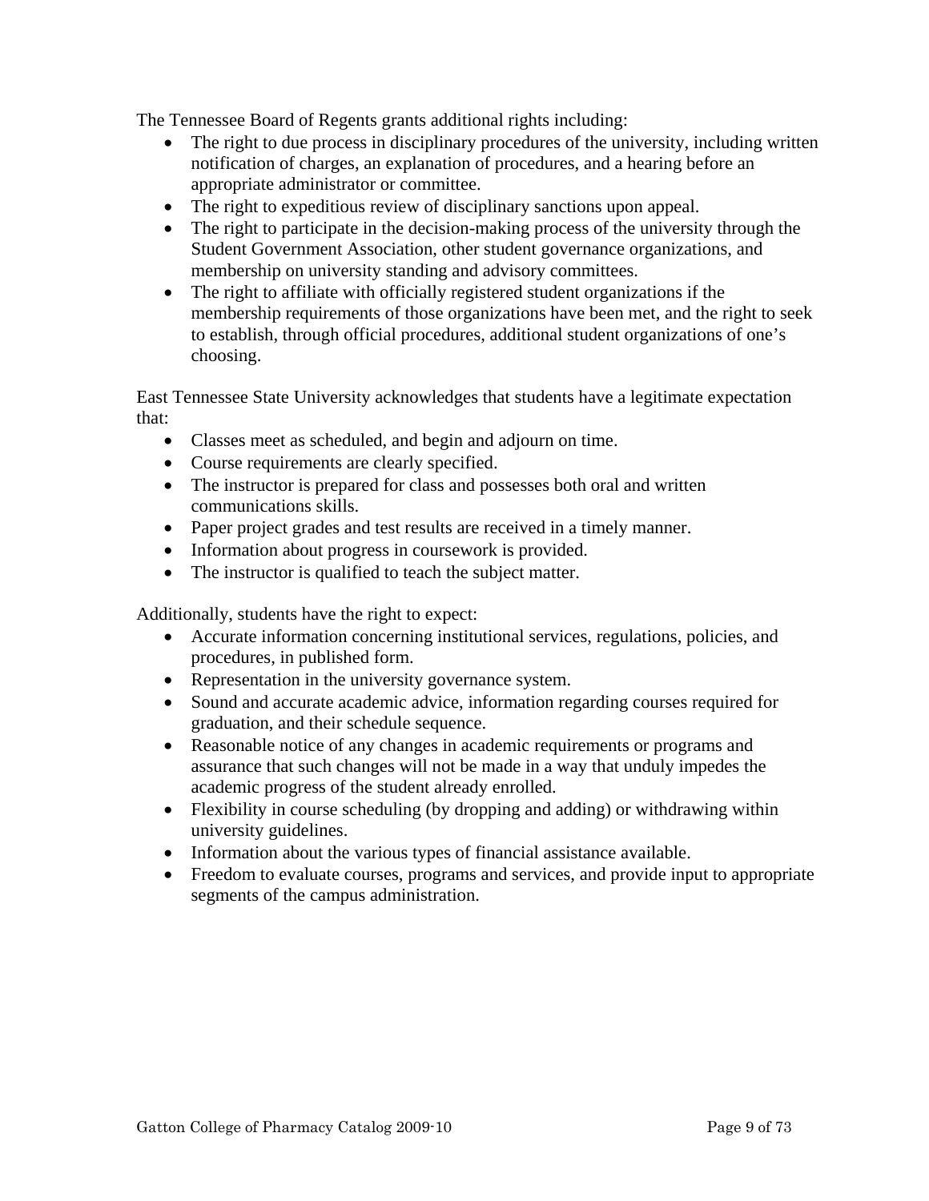The Tennessee Board of Regents grants additional rights including:

- The right to due process in disciplinary procedures of the university, including written notification of charges, an explanation of procedures, and a hearing before an appropriate administrator or committee.
- The right to expeditious review of disciplinary sanctions upon appeal.
- The right to participate in the decision-making process of the university through the Student Government Association, other student governance organizations, and membership on university standing and advisory committees.
- The right to affiliate with officially registered student organizations if the membership requirements of those organizations have been met, and the right to seek to establish, through official procedures, additional student organizations of one's choosing.

East Tennessee State University acknowledges that students have a legitimate expectation that:

- Classes meet as scheduled, and begin and adjourn on time.
- Course requirements are clearly specified.
- The instructor is prepared for class and possesses both oral and written communications skills.
- Paper project grades and test results are received in a timely manner.
- Information about progress in coursework is provided.
- The instructor is qualified to teach the subject matter.

Additionally, students have the right to expect:

- Accurate information concerning institutional services, regulations, policies, and procedures, in published form.
- Representation in the university governance system.
- Sound and accurate academic advice, information regarding courses required for graduation, and their schedule sequence.
- Reasonable notice of any changes in academic requirements or programs and assurance that such changes will not be made in a way that unduly impedes the academic progress of the student already enrolled.
- Flexibility in course scheduling (by dropping and adding) or withdrawing within university guidelines.
- Information about the various types of financial assistance available.
- Freedom to evaluate courses, programs and services, and provide input to appropriate segments of the campus administration.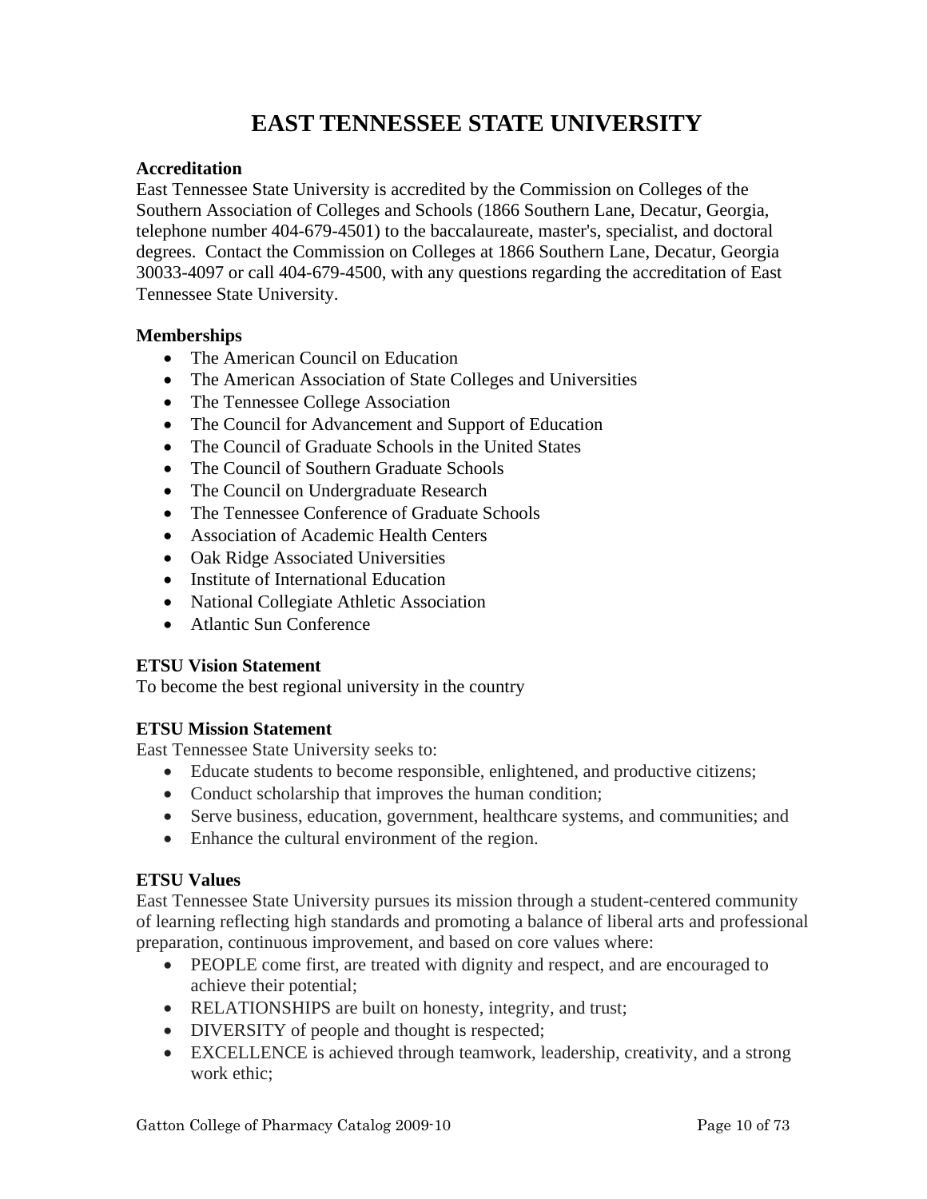# EAST TENNESSEE STATE UNIVERSITY

**Accreditation**

East Tennessee State University is accredited by the Commission on Colleges of the Southern Association of Colleges and Schools (1866 Southern Lane, Decatur, Georgia, telephone number 404-679-4501) to the baccalaureate, master's, specialist, and doctoral degrees. Contact the Commission on Colleges at 1866 Southern Lane, Decatur, Georgia 30033-4097 or call 404-679-4500, with any questions regarding the accreditation of East Tennessee State University.

**Memberships**

- The American Council on Education
- The American Association of State Colleges and Universities
- The Tennessee College Association
- The Council for Advancement and Support of Education
- The Council of Graduate Schools in the United States
- The Council of Southern Graduate Schools
- The Council on Undergraduate Research
- The Tennessee Conference of Graduate Schools
- Association of Academic Health Centers
- Oak Ridge Associated Universities
- Institute of International Education
- National Collegiate Athletic Association
- Atlantic Sun Conference

**ETSU Vision Statement**

To become the best regional university in the country

**ETSU Mission Statement**

East Tennessee State University seeks to:

- Educate students to become responsible, enlightened, and productive citizens;
- Conduct scholarship that improves the human condition;
- Serve business, education, government, healthcare systems, and communities; and
- Enhance the cultural environment of the region.

**ETSU Values**

East Tennessee State University pursues its mission through a student-centered community of learning reflecting high standards and promoting a balance of liberal arts and professional preparation, continuous improvement, and based on core values where:

- PEOPLE come first, are treated with dignity and respect, and are encouraged to achieve their potential;
- RELATIONSHIPS are built on honesty, integrity, and trust;
- DIVERSITY of people and thought is respected;
- EXCELLENCE is achieved through teamwork, leadership, creativity, and a strong work ethic;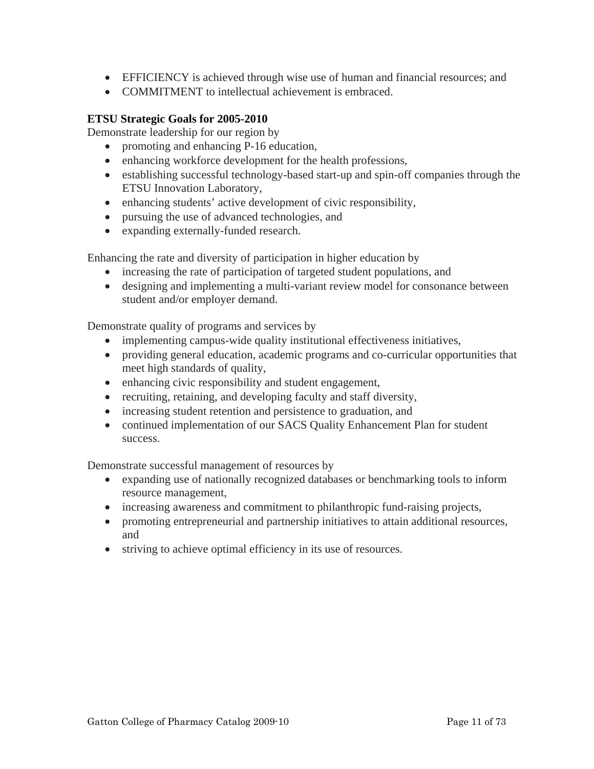- EFFICIENCY is achieved through wise use of human and financial resources; and
- COMMITMENT to intellectual achievement is embraced.

**ETSU Strategic Goals for 2005-2010**

Demonstrate leadership for our region by

- promoting and enhancing P-16 education,
- enhancing workforce development for the health professions,
- establishing successful technology-based start-up and spin-off companies through the ETSU Innovation Laboratory,
- enhancing students' active development of civic responsibility,
- pursuing the use of advanced technologies, and
- expanding externally-funded research.

Enhancing the rate and diversity of participation in higher education by

- increasing the rate of participation of targeted student populations, and
- designing and implementing a multi-variant review model for consonance between student and/or employer demand.

Demonstrate quality of programs and services by

- implementing campus-wide quality institutional effectiveness initiatives,
- providing general education, academic programs and co-curricular opportunities that meet high standards of quality,
- enhancing civic responsibility and student engagement,
- recruiting, retaining, and developing faculty and staff diversity,
- increasing student retention and persistence to graduation, and
- continued implementation of our SACS Quality Enhancement Plan for student success.

Demonstrate successful management of resources by

- expanding use of nationally recognized databases or benchmarking tools to inform resource management,
- increasing awareness and commitment to philanthropic fund-raising projects,
- promoting entrepreneurial and partnership initiatives to attain additional resources, and
- striving to achieve optimal efficiency in its use of resources.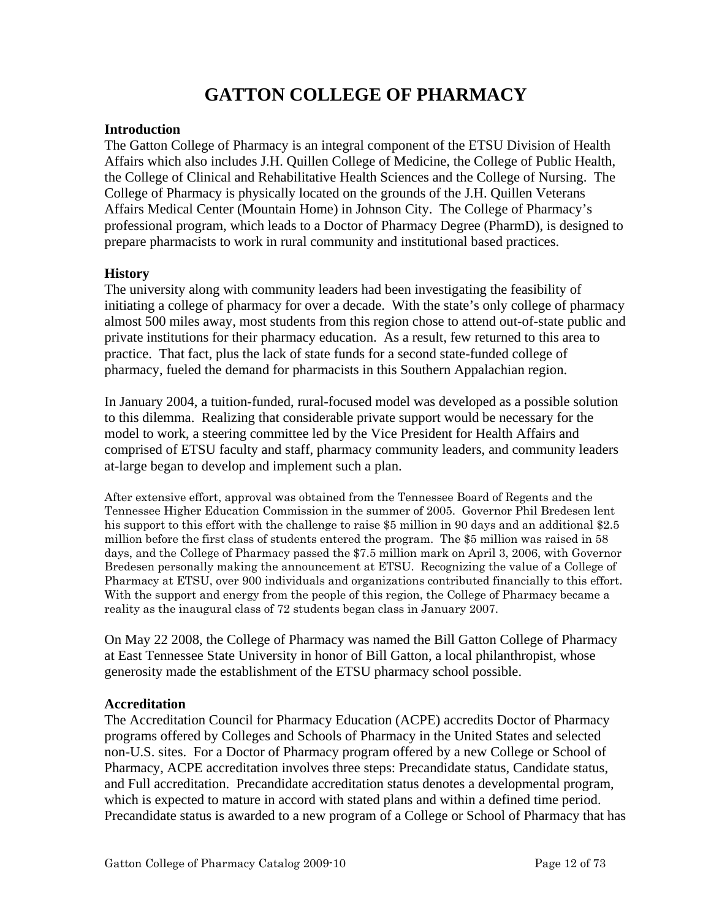# GATTON COLLEGE OF PHARMACY

**Introduction**

The Gatton College of Pharmacy is an integral component of the ETSU Division of Health Affairs which also includes J.H. Quillen College of Medicine, the College of Public Health, the College of Clinical and Rehabilitative Health Sciences and the College of Nursing. The College of Pharmacy is physically located on the grounds of the J.H. Quillen Veterans Affairs Medical Center (Mountain Home) in Johnson City. The College of Pharmacy's professional program, which leads to a Doctor of Pharmacy Degree (PharmD), is designed to prepare pharmacists to work in rural community and institutional based practices.

**History**

The university along with community leaders had been investigating the feasibility of initiating a college of pharmacy for over a decade. With the state's only college of pharmacy almost 500 miles away, most students from this region chose to attend out-of-state public and private institutions for their pharmacy education. As a result, few returned to this area to practice. That fact, plus the lack of state funds for a second state-funded college of pharmacy, fueled the demand for pharmacists in this Southern Appalachian region.

In January 2004, a tuition-funded, rural-focused model was developed as a possible solution to this dilemma. Realizing that considerable private support would be necessary for the model to work, a steering committee led by the Vice President for Health Affairs and comprised of ETSU faculty and staff, pharmacy community leaders, and community leaders at-large began to develop and implement such a plan.

After extensive effort, approval was obtained from the Tennessee Board of Regents and the Tennessee Higher Education Commission in the summer of 2005. Governor Phil Bredesen lent his support to this effort with the challenge to raise $5 million in 90 days and an additional $2.5 million before the first class of students entered the program. The $5 million was raised in 58 days, and the College of Pharmacy passed the $7.5 million mark on April 3, 2006, with Governor Bredesen personally making the announcement at ETSU. Recognizing the value of a College of Pharmacy at ETSU, over 900 individuals and organizations contributed financially to this effort. With the support and energy from the people of this region, the College of Pharmacy became a reality as the inaugural class of 72 students began class in January 2007.

On May 22 2008, the College of Pharmacy was named the Bill Gatton College of Pharmacy at East Tennessee State University in honor of Bill Gatton, a local philanthropist, whose generosity made the establishment of the ETSU pharmacy school possible.

**Accreditation**

The Accreditation Council for Pharmacy Education (ACPE) accredits Doctor of Pharmacy programs offered by Colleges and Schools of Pharmacy in the United States and selected non-U.S. sites. For a Doctor of Pharmacy program offered by a new College or School of Pharmacy, ACPE accreditation involves three steps: Precandidate status, Candidate status, and Full accreditation. Precandidate accreditation status denotes a developmental program, which is expected to mature in accord with stated plans and within a defined time period. Precandidate status is awarded to a new program of a College or School of Pharmacy that has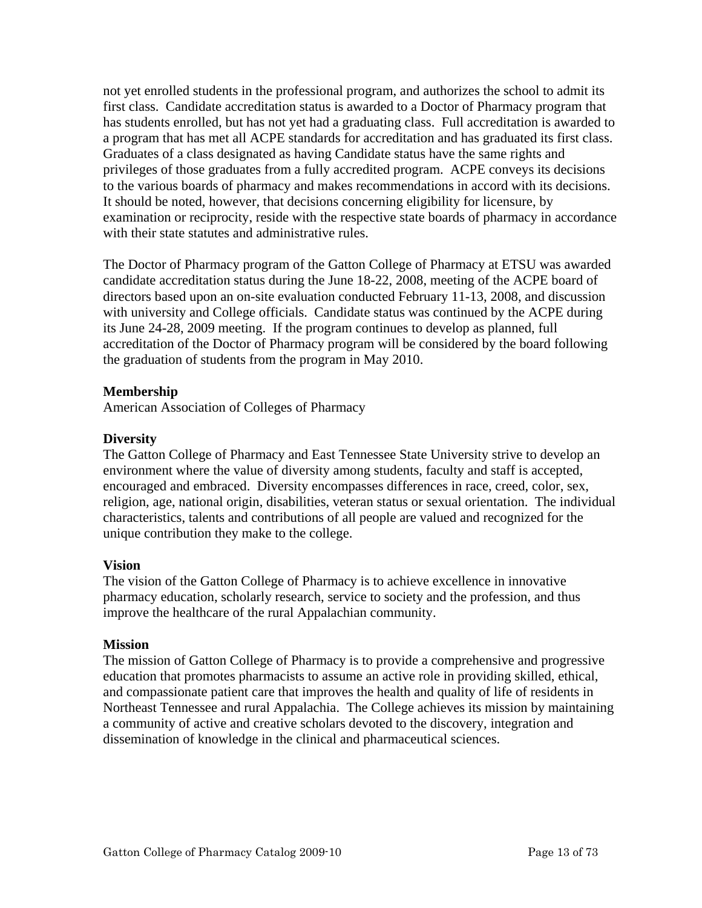not yet enrolled students in the professional program, and authorizes the school to admit its first class. Candidate accreditation status is awarded to a Doctor of Pharmacy program that has students enrolled, but has not yet had a graduating class. Full accreditation is awarded to a program that has met all ACPE standards for accreditation and has graduated its first class. Graduates of a class designated as having Candidate status have the same rights and privileges of those graduates from a fully accredited program. ACPE conveys its decisions to the various boards of pharmacy and makes recommendations in accord with its decisions. It should be noted, however, that decisions concerning eligibility for licensure, by examination or reciprocity, reside with the respective state boards of pharmacy in accordance with their state statutes and administrative rules.

The Doctor of Pharmacy program of the Gatton College of Pharmacy at ETSU was awarded candidate accreditation status during the June 18-22, 2008, meeting of the ACPE board of directors based upon an on-site evaluation conducted February 11-13, 2008, and discussion with university and College officials. Candidate status was continued by the ACPE during its June 24-28, 2009 meeting. If the program continues to develop as planned, full accreditation of the Doctor of Pharmacy program will be considered by the board following the graduation of students from the program in May 2010.

**Membership**

American Association of Colleges of Pharmacy

**Diversity**

The Gatton College of Pharmacy and East Tennessee State University strive to develop an environment where the value of diversity among students, faculty and staff is accepted, encouraged and embraced. Diversity encompasses differences in race, creed, color, sex, religion, age, national origin, disabilities, veteran status or sexual orientation. The individual characteristics, talents and contributions of all people are valued and recognized for the unique contribution they make to the college.

**Vision**

The vision of the Gatton College of Pharmacy is to achieve excellence in innovative pharmacy education, scholarly research, service to society and the profession, and thus improve the healthcare of the rural Appalachian community.

**Mission**

The mission of Gatton College of Pharmacy is to provide a comprehensive and progressive education that promotes pharmacists to assume an active role in providing skilled, ethical, and compassionate patient care that improves the health and quality of life of residents in Northeast Tennessee and rural Appalachia. The College achieves its mission by maintaining a community of active and creative scholars devoted to the discovery, integration and dissemination of knowledge in the clinical and pharmaceutical sciences.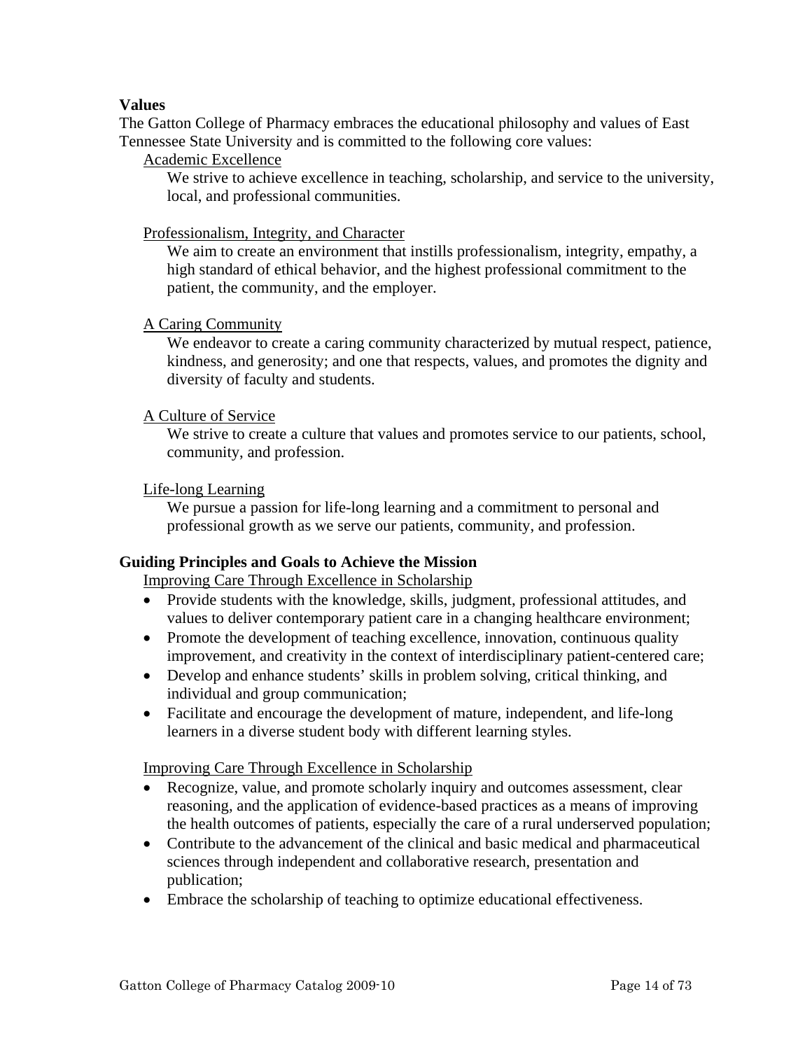**Values**

The Gatton College of Pharmacy embraces the educational philosophy and values of East Tennessee State University and is committed to the following core values:

Academic Excellence

We strive to achieve excellence in teaching, scholarship, and service to the university, local, and professional communities.

Professionalism, Integrity, and Character

We aim to create an environment that instills professionalism, integrity, empathy, a high standard of ethical behavior, and the highest professional commitment to the patient, the community, and the employer.

A Caring Community

We endeavor to create a caring community characterized by mutual respect, patience, kindness, and generosity; and one that respects, values, and promotes the dignity and diversity of faculty and students.

A Culture of Service

We strive to create a culture that values and promotes service to our patients, school, community, and profession.

Life-long Learning

We pursue a passion for life-long learning and a commitment to personal and professional growth as we serve our patients, community, and profession.

**Guiding Principles and Goals to Achieve the Mission**

Improving Care Through Excellence in Scholarship

- Provide students with the knowledge, skills, judgment, professional attitudes, and values to deliver contemporary patient care in a changing healthcare environment;
- Promote the development of teaching excellence, innovation, continuous quality improvement, and creativity in the context of interdisciplinary patient-centered care;
- Develop and enhance students' skills in problem solving, critical thinking, and individual and group communication;
- Facilitate and encourage the development of mature, independent, and life-long learners in a diverse student body with different learning styles.

Improving Care Through Excellence in Scholarship

- Recognize, value, and promote scholarly inquiry and outcomes assessment, clear reasoning, and the application of evidence-based practices as a means of improving the health outcomes of patients, especially the care of a rural underserved population;
- Contribute to the advancement of the clinical and basic medical and pharmaceutical sciences through independent and collaborative research, presentation and publication;
- Embrace the scholarship of teaching to optimize educational effectiveness.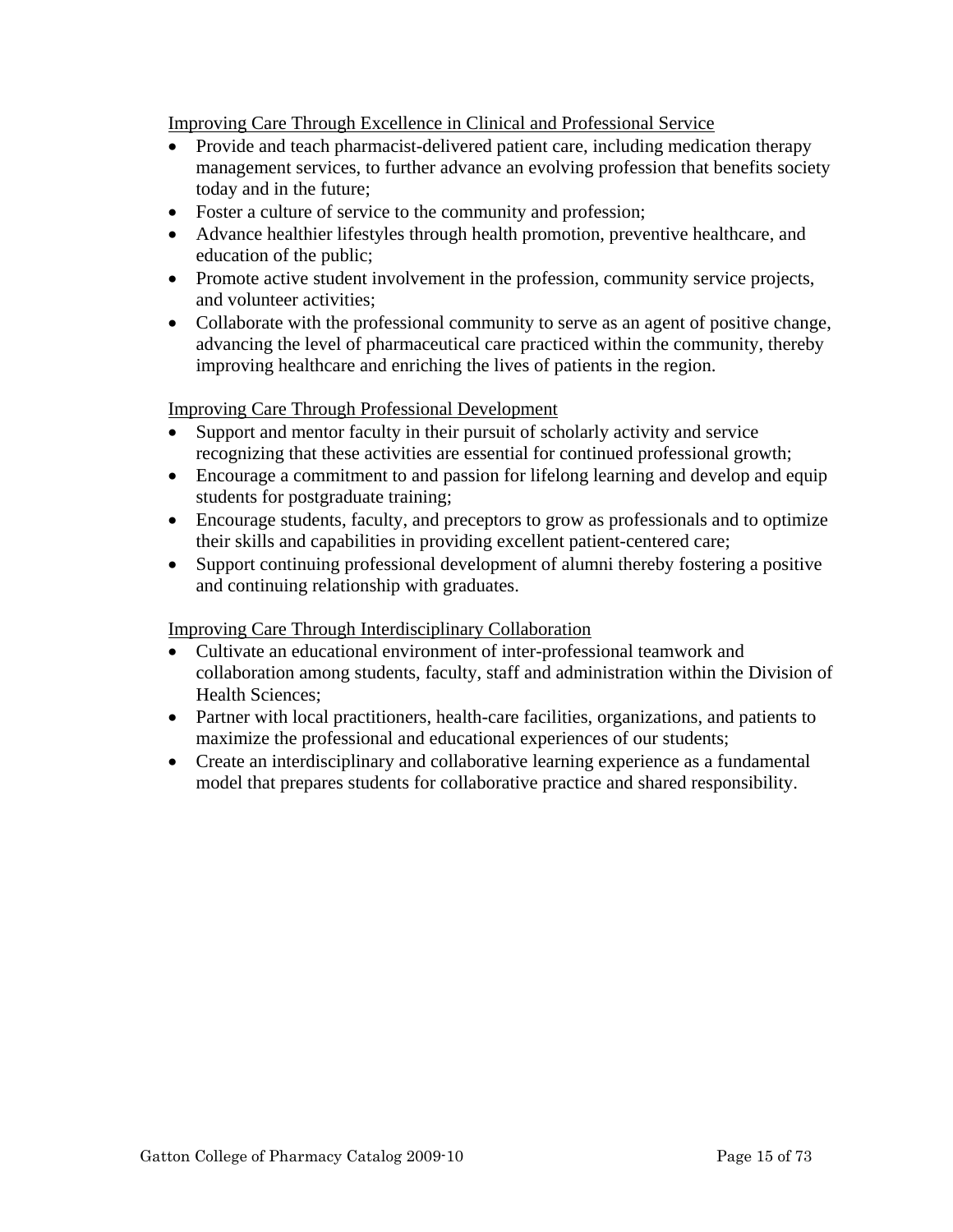<u>Improving Care Through Excellence in Clinical and Professional Service</u>

- Provide and teach pharmacist-delivered patient care, including medication therapy management services, to further advance an evolving profession that benefits society today and in the future;
- Foster a culture of service to the community and profession;
- Advance healthier lifestyles through health promotion, preventive healthcare, and education of the public;
- Promote active student involvement in the profession, community service projects, and volunteer activities;
- Collaborate with the professional community to serve as an agent of positive change, advancing the level of pharmaceutical care practiced within the community, thereby improving healthcare and enriching the lives of patients in the region.

<u>Improving Care Through Professional Development</u>

- Support and mentor faculty in their pursuit of scholarly activity and service recognizing that these activities are essential for continued professional growth;
- Encourage a commitment to and passion for lifelong learning and develop and equip students for postgraduate training;
- Encourage students, faculty, and preceptors to grow as professionals and to optimize their skills and capabilities in providing excellent patient-centered care;
- Support continuing professional development of alumni thereby fostering a positive and continuing relationship with graduates.

<u>Improving Care Through Interdisciplinary Collaboration</u>

- Cultivate an educational environment of inter-professional teamwork and collaboration among students, faculty, staff and administration within the Division of Health Sciences;
- Partner with local practitioners, health-care facilities, organizations, and patients to maximize the professional and educational experiences of our students;
- Create an interdisciplinary and collaborative learning experience as a fundamental model that prepares students for collaborative practice and shared responsibility.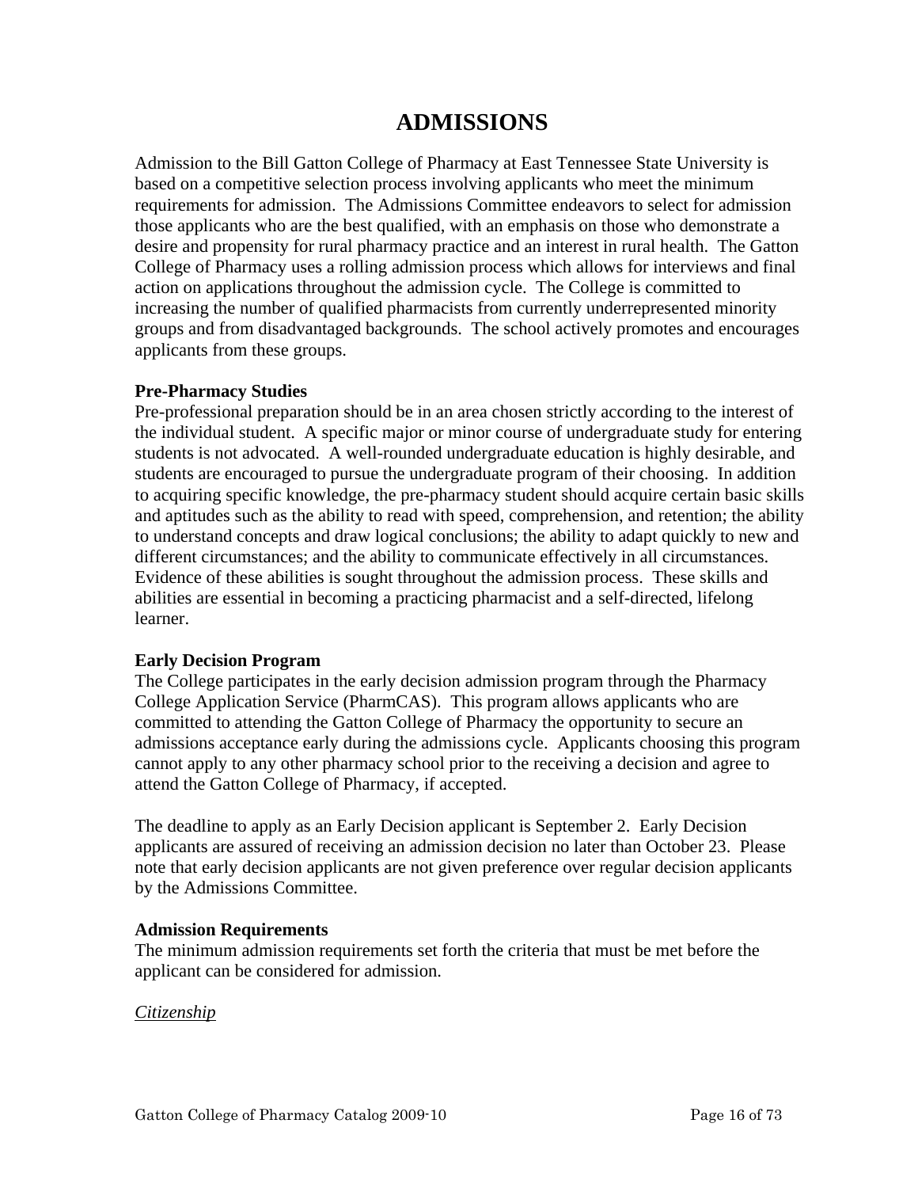# ADMISSIONS

Admission to the Bill Gatton College of Pharmacy at East Tennessee State University is based on a competitive selection process involving applicants who meet the minimum requirements for admission. The Admissions Committee endeavors to select for admission those applicants who are the best qualified, with an emphasis on those who demonstrate a desire and propensity for rural pharmacy practice and an interest in rural health. The Gatton College of Pharmacy uses a rolling admission process which allows for interviews and final action on applications throughout the admission cycle. The College is committed to increasing the number of qualified pharmacists from currently underrepresented minority groups and from disadvantaged backgrounds. The school actively promotes and encourages applicants from these groups.

**Pre-Pharmacy Studies**

Pre-professional preparation should be in an area chosen strictly according to the interest of the individual student. A specific major or minor course of undergraduate study for entering students is not advocated. A well-rounded undergraduate education is highly desirable, and students are encouraged to pursue the undergraduate program of their choosing. In addition to acquiring specific knowledge, the pre-pharmacy student should acquire certain basic skills and aptitudes such as the ability to read with speed, comprehension, and retention; the ability to understand concepts and draw logical conclusions; the ability to adapt quickly to new and different circumstances; and the ability to communicate effectively in all circumstances. Evidence of these abilities is sought throughout the admission process. These skills and abilities are essential in becoming a practicing pharmacist and a self-directed, lifelong learner.

**Early Decision Program**

The College participates in the early decision admission program through the Pharmacy College Application Service (PharmCAS). This program allows applicants who are committed to attending the Gatton College of Pharmacy the opportunity to secure an admissions acceptance early during the admissions cycle. Applicants choosing this program cannot apply to any other pharmacy school prior to the receiving a decision and agree to attend the Gatton College of Pharmacy, if accepted.

The deadline to apply as an Early Decision applicant is September 2. Early Decision applicants are assured of receiving an admission decision no later than October 23. Please note that early decision applicants are not given preference over regular decision applicants by the Admissions Committee.

**Admission Requirements**

The minimum admission requirements set forth the criteria that must be met before the applicant can be considered for admission.

<u>Citizenship</u>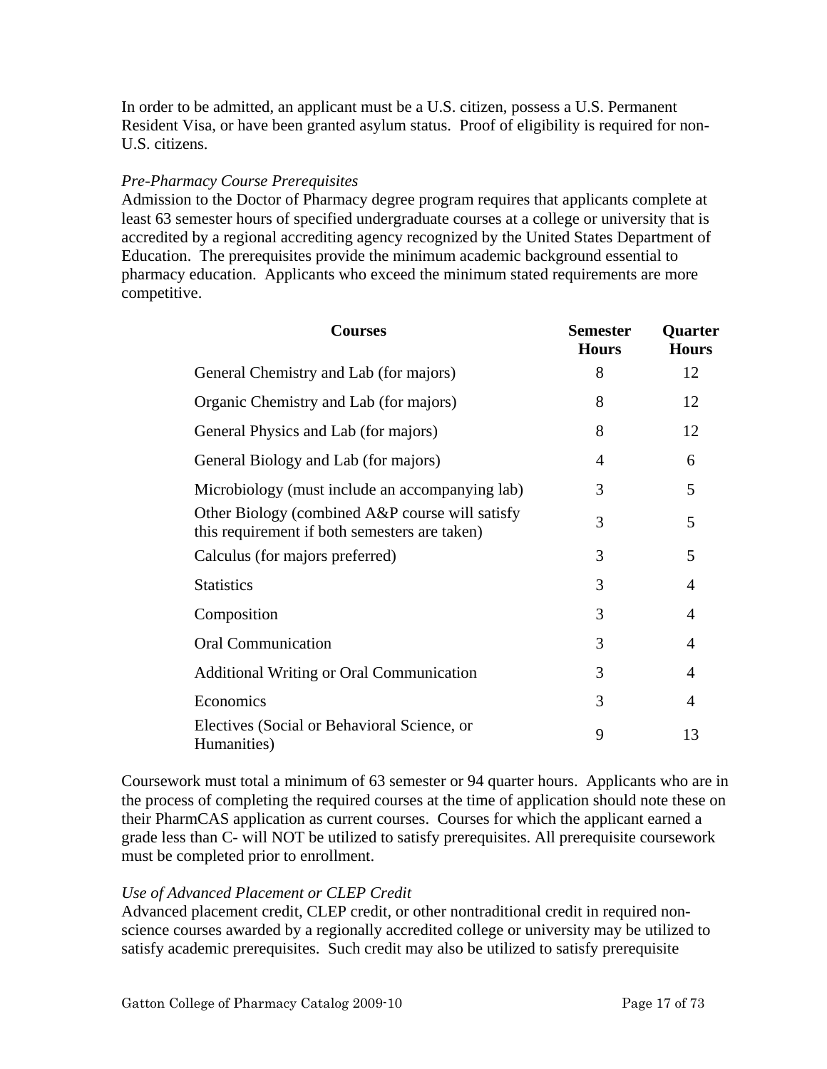In order to be admitted, an applicant must be a U.S. citizen, possess a U.S. Permanent Resident Visa, or have been granted asylum status. Proof of eligibility is required for non-U.S. citizens.

*Pre-Pharmacy Course Prerequisites*

Admission to the Doctor of Pharmacy degree program requires that applicants complete at least 63 semester hours of specified undergraduate courses at a college or university that is accredited by a regional accrediting agency recognized by the United States Department of Education. The prerequisites provide the minimum academic background essential to pharmacy education. Applicants who exceed the minimum stated requirements are more competitive.

| Courses | Semester Hours | Quarter Hours |
|---|---|---|
| General Chemistry and Lab (for majors) | 8 | 12 |
| Organic Chemistry and Lab (for majors) | 8 | 12 |
| General Physics and Lab (for majors) | 8 | 12 |
| General Biology and Lab (for majors) | 4 | 6 |
| Microbiology (must include an accompanying lab) | 3 | 5 |
| Other Biology (combined A&P course will satisfy this requirement if both semesters are taken) | 3 | 5 |
| Calculus (for majors preferred) | 3 | 5 |
| Statistics | 3 | 4 |
| Composition | 3 | 4 |
| Oral Communication | 3 | 4 |
| Additional Writing or Oral Communication | 3 | 4 |
| Economics | 3 | 4 |
| Electives (Social or Behavioral Science, or Humanities) | 9 | 13 |

Coursework must total a minimum of 63 semester or 94 quarter hours. Applicants who are in the process of completing the required courses at the time of application should note these on their PharmCAS application as current courses. Courses for which the applicant earned a grade less than C- will NOT be utilized to satisfy prerequisites. All prerequisite coursework must be completed prior to enrollment.

*Use of Advanced Placement or CLEP Credit*

Advanced placement credit, CLEP credit, or other nontraditional credit in required non-science courses awarded by a regionally accredited college or university may be utilized to satisfy academic prerequisites. Such credit may also be utilized to satisfy prerequisite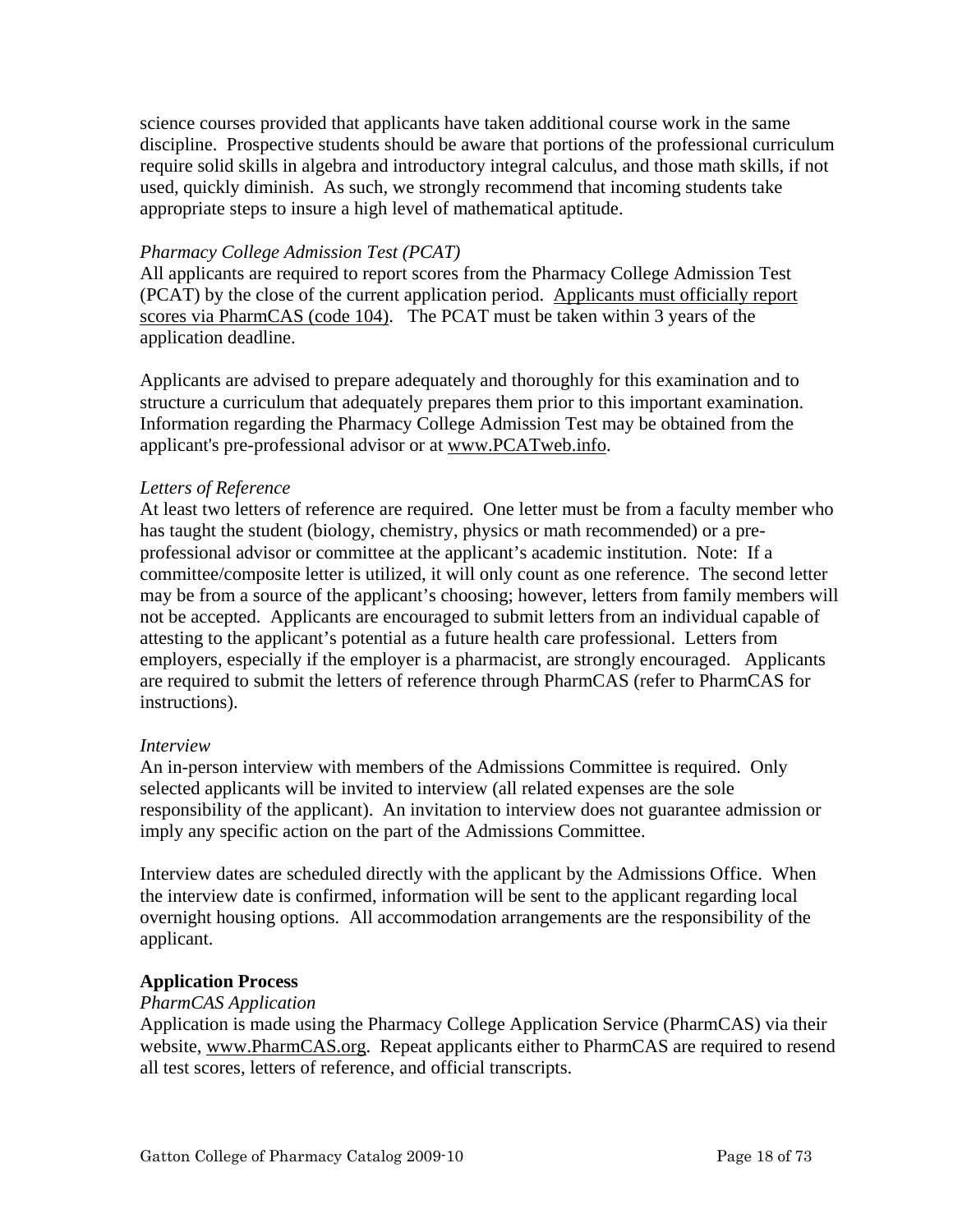science courses provided that applicants have taken additional course work in the same discipline. Prospective students should be aware that portions of the professional curriculum require solid skills in algebra and introductory integral calculus, and those math skills, if not used, quickly diminish. As such, we strongly recommend that incoming students take appropriate steps to insure a high level of mathematical aptitude.

*Pharmacy College Admission Test (PCAT)*

All applicants are required to report scores from the Pharmacy College Admission Test (PCAT) by the close of the current application period. Applicants must officially report scores via PharmCAS (code 104). The PCAT must be taken within 3 years of the application deadline.

Applicants are advised to prepare adequately and thoroughly for this examination and to structure a curriculum that adequately prepares them prior to this important examination. Information regarding the Pharmacy College Admission Test may be obtained from the applicant's pre-professional advisor or at www.PCATweb.info.

*Letters of Reference*

At least two letters of reference are required. One letter must be from a faculty member who has taught the student (biology, chemistry, physics or math recommended) or a pre-professional advisor or committee at the applicant's academic institution. Note: If a committee/composite letter is utilized, it will only count as one reference. The second letter may be from a source of the applicant's choosing; however, letters from family members will not be accepted. Applicants are encouraged to submit letters from an individual capable of attesting to the applicant's potential as a future health care professional. Letters from employers, especially if the employer is a pharmacist, are strongly encouraged. Applicants are required to submit the letters of reference through PharmCAS (refer to PharmCAS for instructions).

*Interview*

An in-person interview with members of the Admissions Committee is required. Only selected applicants will be invited to interview (all related expenses are the sole responsibility of the applicant). An invitation to interview does not guarantee admission or imply any specific action on the part of the Admissions Committee.

Interview dates are scheduled directly with the applicant by the Admissions Office. When the interview date is confirmed, information will be sent to the applicant regarding local overnight housing options. All accommodation arrangements are the responsibility of the applicant.

**Application Process**

*PharmCAS Application*

Application is made using the Pharmacy College Application Service (PharmCAS) via their website, www.PharmCAS.org. Repeat applicants either to PharmCAS are required to resend all test scores, letters of reference, and official transcripts.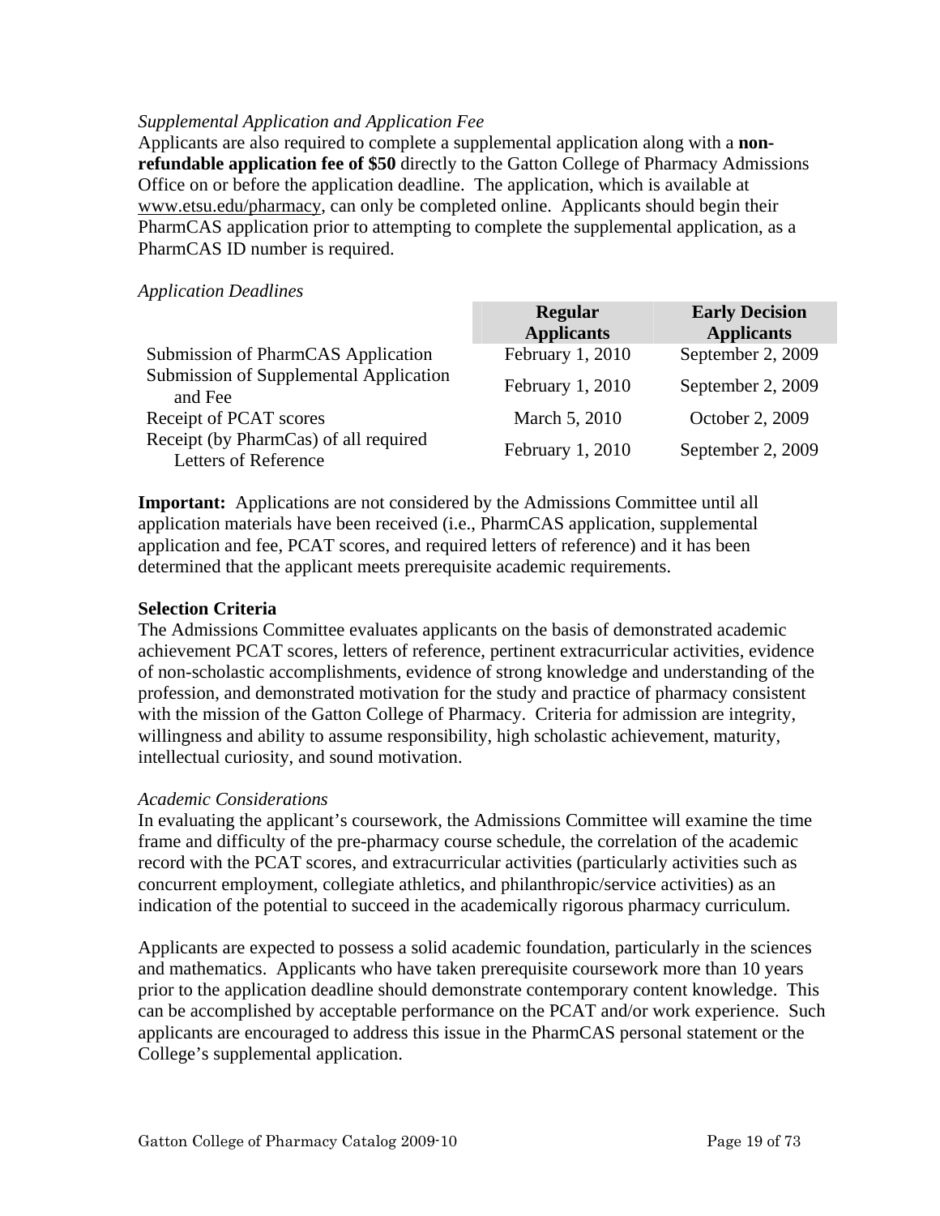*Supplemental Application and Application Fee*

Applicants are also required to complete a supplemental application along with a **non-refundable application fee of $50** directly to the Gatton College of Pharmacy Admissions Office on or before the application deadline. The application, which is available at www.etsu.edu/pharmacy, can only be completed online. Applicants should begin their PharmCAS application prior to attempting to complete the supplemental application, as a PharmCAS ID number is required.

*Application Deadlines*

| | Regular Applicants | Early Decision Applicants |
|---|---|---|
| Submission of PharmCAS Application | February 1, 2010 | September 2, 2009 |
| Submission of Supplemental Application and Fee | February 1, 2010 | September 2, 2009 |
| Receipt of PCAT scores | March 5, 2010 | October 2, 2009 |
| Receipt (by PharmCas) of all required Letters of Reference | February 1, 2010 | September 2, 2009 |

**Important:** Applications are not considered by the Admissions Committee until all application materials have been received (i.e., PharmCAS application, supplemental application and fee, PCAT scores, and required letters of reference) and it has been determined that the applicant meets prerequisite academic requirements.

**Selection Criteria**

The Admissions Committee evaluates applicants on the basis of demonstrated academic achievement PCAT scores, letters of reference, pertinent extracurricular activities, evidence of non-scholastic accomplishments, evidence of strong knowledge and understanding of the profession, and demonstrated motivation for the study and practice of pharmacy consistent with the mission of the Gatton College of Pharmacy. Criteria for admission are integrity, willingness and ability to assume responsibility, high scholastic achievement, maturity, intellectual curiosity, and sound motivation.

*Academic Considerations*

In evaluating the applicant's coursework, the Admissions Committee will examine the time frame and difficulty of the pre-pharmacy course schedule, the correlation of the academic record with the PCAT scores, and extracurricular activities (particularly activities such as concurrent employment, collegiate athletics, and philanthropic/service activities) as an indication of the potential to succeed in the academically rigorous pharmacy curriculum.

Applicants are expected to possess a solid academic foundation, particularly in the sciences and mathematics. Applicants who have taken prerequisite coursework more than 10 years prior to the application deadline should demonstrate contemporary content knowledge. This can be accomplished by acceptable performance on the PCAT and/or work experience. Such applicants are encouraged to address this issue in the PharmCAS personal statement or the College's supplemental application.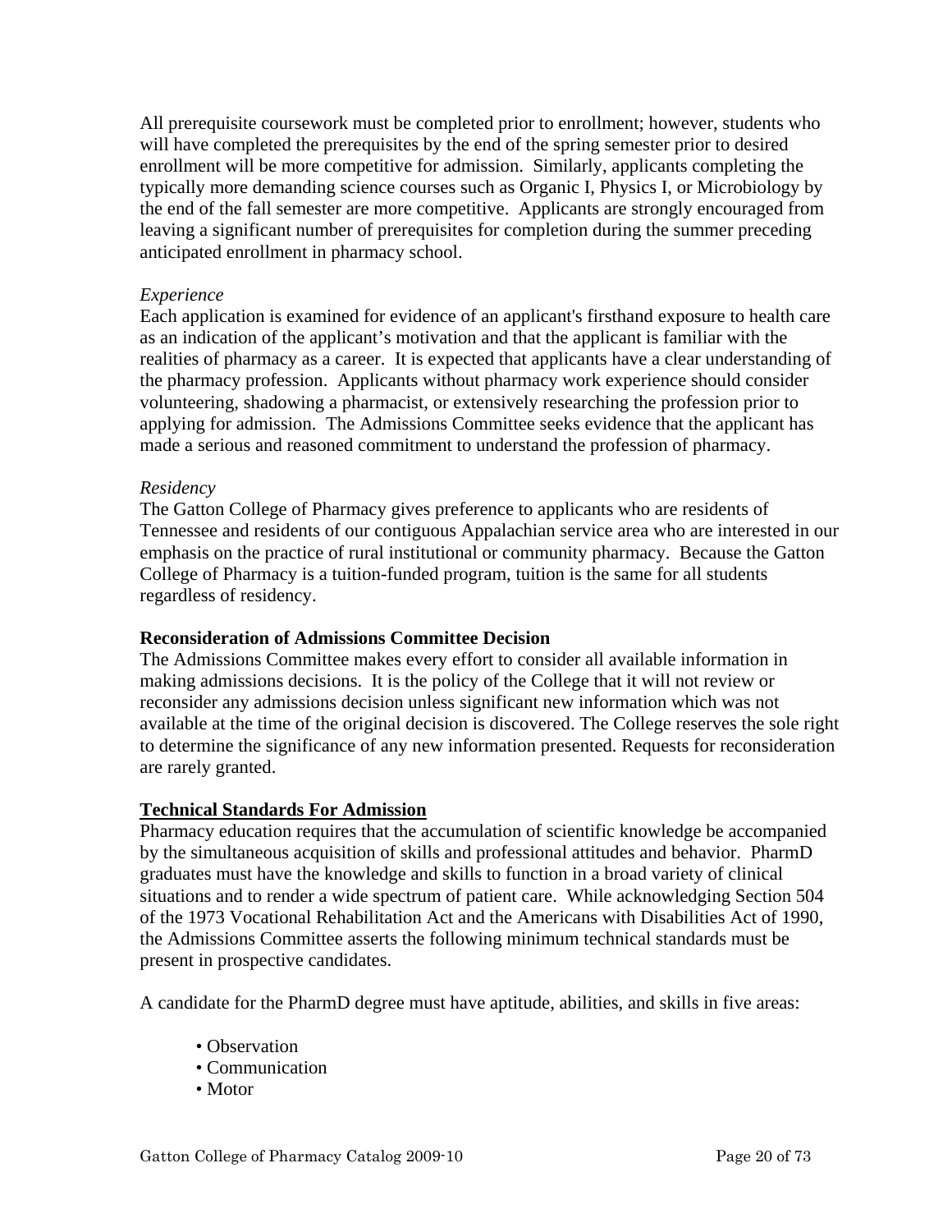All prerequisite coursework must be completed prior to enrollment; however, students who will have completed the prerequisites by the end of the spring semester prior to desired enrollment will be more competitive for admission. Similarly, applicants completing the typically more demanding science courses such as Organic I, Physics I, or Microbiology by the end of the fall semester are more competitive. Applicants are strongly encouraged from leaving a significant number of prerequisites for completion during the summer preceding anticipated enrollment in pharmacy school.

*Experience*

Each application is examined for evidence of an applicant's firsthand exposure to health care as an indication of the applicant's motivation and that the applicant is familiar with the realities of pharmacy as a career. It is expected that applicants have a clear understanding of the pharmacy profession. Applicants without pharmacy work experience should consider volunteering, shadowing a pharmacist, or extensively researching the profession prior to applying for admission. The Admissions Committee seeks evidence that the applicant has made a serious and reasoned commitment to understand the profession of pharmacy.

*Residency*

The Gatton College of Pharmacy gives preference to applicants who are residents of Tennessee and residents of our contiguous Appalachian service area who are interested in our emphasis on the practice of rural institutional or community pharmacy. Because the Gatton College of Pharmacy is a tuition-funded program, tuition is the same for all students regardless of residency.

**Reconsideration of Admissions Committee Decision**

The Admissions Committee makes every effort to consider all available information in making admissions decisions. It is the policy of the College that it will not review or reconsider any admissions decision unless significant new information which was not available at the time of the original decision is discovered. The College reserves the sole right to determine the significance of any new information presented. Requests for reconsideration are rarely granted.

## Technical Standards For Admission

Pharmacy education requires that the accumulation of scientific knowledge be accompanied by the simultaneous acquisition of skills and professional attitudes and behavior. PharmD graduates must have the knowledge and skills to function in a broad variety of clinical situations and to render a wide spectrum of patient care. While acknowledging Section 504 of the 1973 Vocational Rehabilitation Act and the Americans with Disabilities Act of 1990, the Admissions Committee asserts the following minimum technical standards must be present in prospective candidates.

A candidate for the PharmD degree must have aptitude, abilities, and skills in five areas:

- Observation
- Communication
- Motor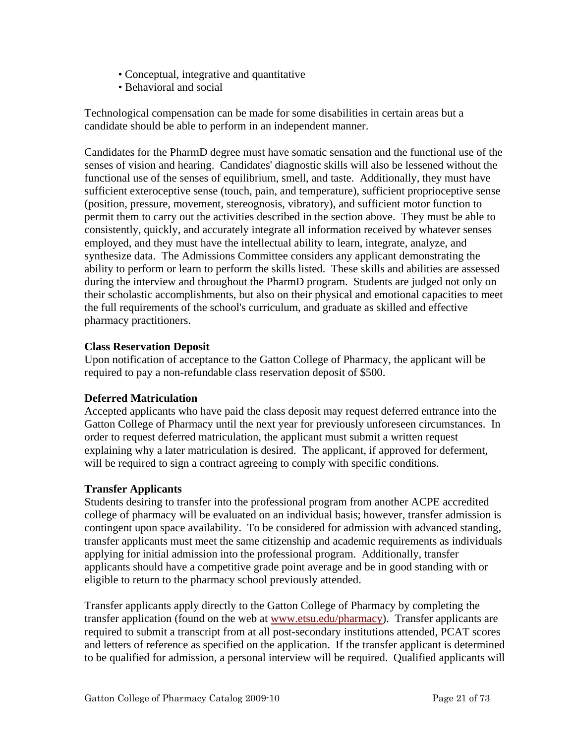- Conceptual, integrative and quantitative
- Behavioral and social

Technological compensation can be made for some disabilities in certain areas but a candidate should be able to perform in an independent manner.

Candidates for the PharmD degree must have somatic sensation and the functional use of the senses of vision and hearing. Candidates' diagnostic skills will also be lessened without the functional use of the senses of equilibrium, smell, and taste. Additionally, they must have sufficient exteroceptive sense (touch, pain, and temperature), sufficient proprioceptive sense (position, pressure, movement, stereognosis, vibratory), and sufficient motor function to permit them to carry out the activities described in the section above. They must be able to consistently, quickly, and accurately integrate all information received by whatever senses employed, and they must have the intellectual ability to learn, integrate, analyze, and synthesize data. The Admissions Committee considers any applicant demonstrating the ability to perform or learn to perform the skills listed. These skills and abilities are assessed during the interview and throughout the PharmD program. Students are judged not only on their scholastic accomplishments, but also on their physical and emotional capacities to meet the full requirements of the school's curriculum, and graduate as skilled and effective pharmacy practitioners.

**Class Reservation Deposit**

Upon notification of acceptance to the Gatton College of Pharmacy, the applicant will be required to pay a non-refundable class reservation deposit of $500.

**Deferred Matriculation**

Accepted applicants who have paid the class deposit may request deferred entrance into the Gatton College of Pharmacy until the next year for previously unforeseen circumstances. In order to request deferred matriculation, the applicant must submit a written request explaining why a later matriculation is desired. The applicant, if approved for deferment, will be required to sign a contract agreeing to comply with specific conditions.

**Transfer Applicants**

Students desiring to transfer into the professional program from another ACPE accredited college of pharmacy will be evaluated on an individual basis; however, transfer admission is contingent upon space availability. To be considered for admission with advanced standing, transfer applicants must meet the same citizenship and academic requirements as individuals applying for initial admission into the professional program. Additionally, transfer applicants should have a competitive grade point average and be in good standing with or eligible to return to the pharmacy school previously attended.

Transfer applicants apply directly to the Gatton College of Pharmacy by completing the transfer application (found on the web at www.etsu.edu/pharmacy). Transfer applicants are required to submit a transcript from at all post-secondary institutions attended, PCAT scores and letters of reference as specified on the application. If the transfer applicant is determined to be qualified for admission, a personal interview will be required. Qualified applicants will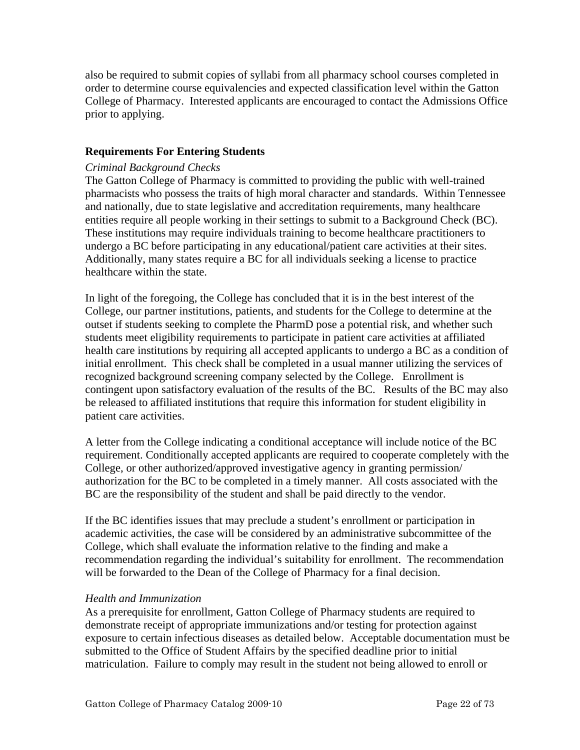also be required to submit copies of syllabi from all pharmacy school courses completed in order to determine course equivalencies and expected classification level within the Gatton College of Pharmacy. Interested applicants are encouraged to contact the Admissions Office prior to applying.

### Requirements For Entering Students

*Criminal Background Checks*

The Gatton College of Pharmacy is committed to providing the public with well-trained pharmacists who possess the traits of high moral character and standards. Within Tennessee and nationally, due to state legislative and accreditation requirements, many healthcare entities require all people working in their settings to submit to a Background Check (BC). These institutions may require individuals training to become healthcare practitioners to undergo a BC before participating in any educational/patient care activities at their sites. Additionally, many states require a BC for all individuals seeking a license to practice healthcare within the state.

In light of the foregoing, the College has concluded that it is in the best interest of the College, our partner institutions, patients, and students for the College to determine at the outset if students seeking to complete the PharmD pose a potential risk, and whether such students meet eligibility requirements to participate in patient care activities at affiliated health care institutions by requiring all accepted applicants to undergo a BC as a condition of initial enrollment. This check shall be completed in a usual manner utilizing the services of recognized background screening company selected by the College. Enrollment is contingent upon satisfactory evaluation of the results of the BC. Results of the BC may also be released to affiliated institutions that require this information for student eligibility in patient care activities.

A letter from the College indicating a conditional acceptance will include notice of the BC requirement. Conditionally accepted applicants are required to cooperate completely with the College, or other authorized/approved investigative agency in granting permission/ authorization for the BC to be completed in a timely manner. All costs associated with the BC are the responsibility of the student and shall be paid directly to the vendor.

If the BC identifies issues that may preclude a student's enrollment or participation in academic activities, the case will be considered by an administrative subcommittee of the College, which shall evaluate the information relative to the finding and make a recommendation regarding the individual's suitability for enrollment. The recommendation will be forwarded to the Dean of the College of Pharmacy for a final decision.

*Health and Immunization*

As a prerequisite for enrollment, Gatton College of Pharmacy students are required to demonstrate receipt of appropriate immunizations and/or testing for protection against exposure to certain infectious diseases as detailed below. Acceptable documentation must be submitted to the Office of Student Affairs by the specified deadline prior to initial matriculation. Failure to comply may result in the student not being allowed to enroll or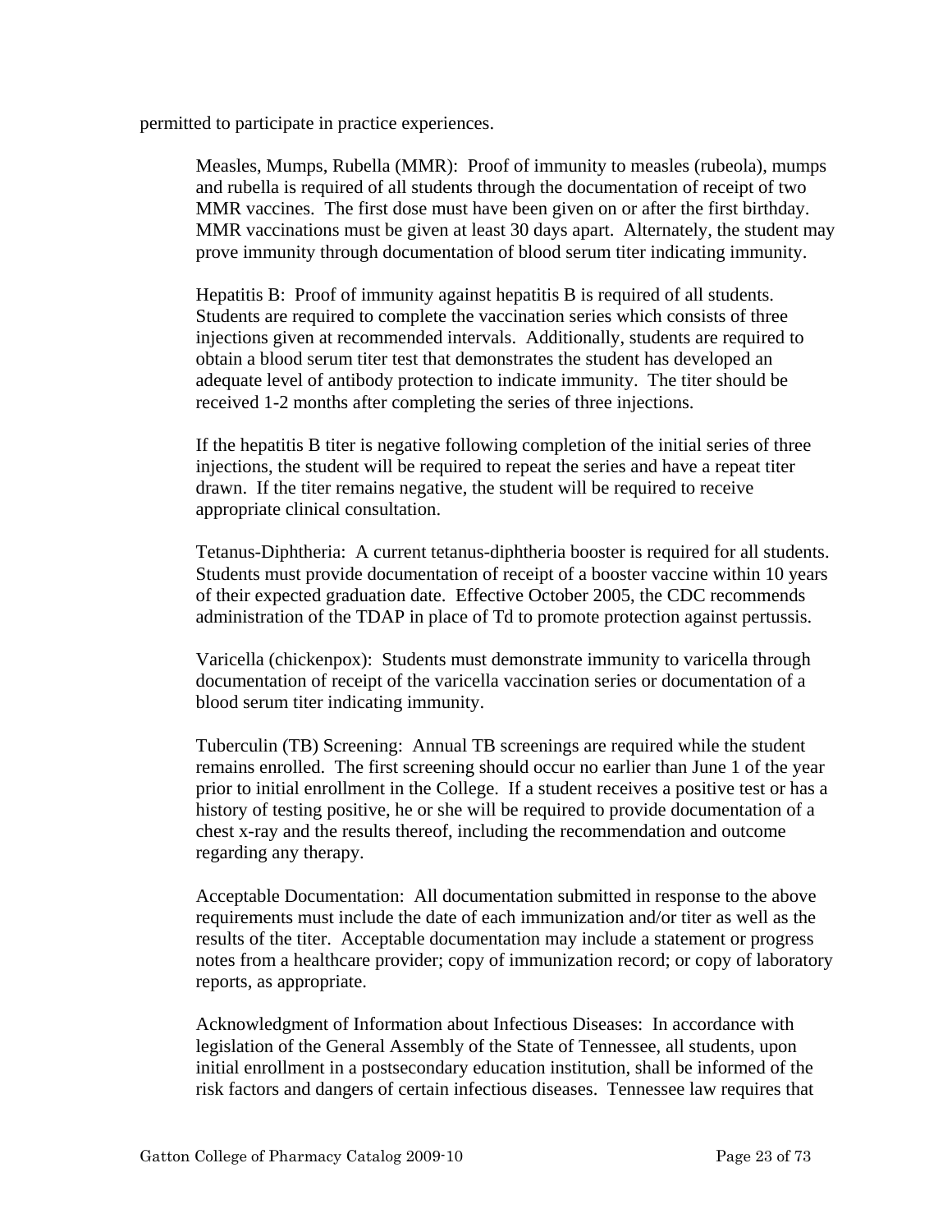permitted to participate in practice experiences.

Measles, Mumps, Rubella (MMR): Proof of immunity to measles (rubeola), mumps and rubella is required of all students through the documentation of receipt of two MMR vaccines. The first dose must have been given on or after the first birthday. MMR vaccinations must be given at least 30 days apart. Alternately, the student may prove immunity through documentation of blood serum titer indicating immunity.

Hepatitis B: Proof of immunity against hepatitis B is required of all students. Students are required to complete the vaccination series which consists of three injections given at recommended intervals. Additionally, students are required to obtain a blood serum titer test that demonstrates the student has developed an adequate level of antibody protection to indicate immunity. The titer should be received 1-2 months after completing the series of three injections.

If the hepatitis B titer is negative following completion of the initial series of three injections, the student will be required to repeat the series and have a repeat titer drawn. If the titer remains negative, the student will be required to receive appropriate clinical consultation.

Tetanus-Diphtheria: A current tetanus-diphtheria booster is required for all students. Students must provide documentation of receipt of a booster vaccine within 10 years of their expected graduation date. Effective October 2005, the CDC recommends administration of the TDAP in place of Td to promote protection against pertussis.

Varicella (chickenpox): Students must demonstrate immunity to varicella through documentation of receipt of the varicella vaccination series or documentation of a blood serum titer indicating immunity.

Tuberculin (TB) Screening: Annual TB screenings are required while the student remains enrolled. The first screening should occur no earlier than June 1 of the year prior to initial enrollment in the College. If a student receives a positive test or has a history of testing positive, he or she will be required to provide documentation of a chest x-ray and the results thereof, including the recommendation and outcome regarding any therapy.

Acceptable Documentation: All documentation submitted in response to the above requirements must include the date of each immunization and/or titer as well as the results of the titer. Acceptable documentation may include a statement or progress notes from a healthcare provider; copy of immunization record; or copy of laboratory reports, as appropriate.

Acknowledgment of Information about Infectious Diseases: In accordance with legislation of the General Assembly of the State of Tennessee, all students, upon initial enrollment in a postsecondary education institution, shall be informed of the risk factors and dangers of certain infectious diseases. Tennessee law requires that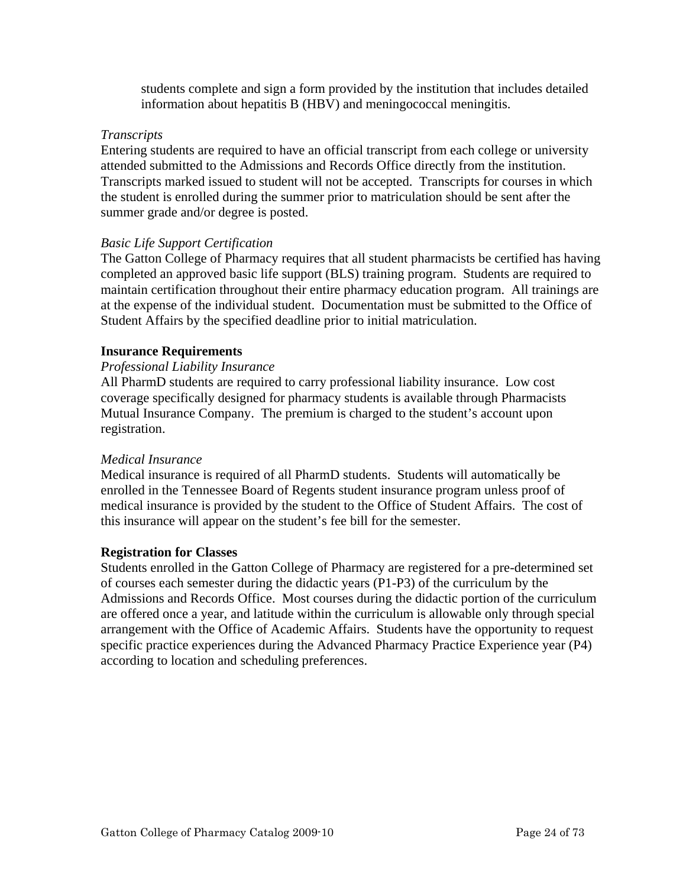students complete and sign a form provided by the institution that includes detailed information about hepatitis B (HBV) and meningococcal meningitis.

*Transcripts*

Entering students are required to have an official transcript from each college or university attended submitted to the Admissions and Records Office directly from the institution. Transcripts marked issued to student will not be accepted. Transcripts for courses in which the student is enrolled during the summer prior to matriculation should be sent after the summer grade and/or degree is posted.

*Basic Life Support Certification*

The Gatton College of Pharmacy requires that all student pharmacists be certified has having completed an approved basic life support (BLS) training program. Students are required to maintain certification throughout their entire pharmacy education program. All trainings are at the expense of the individual student. Documentation must be submitted to the Office of Student Affairs by the specified deadline prior to initial matriculation.

**Insurance Requirements**

*Professional Liability Insurance*

All PharmD students are required to carry professional liability insurance. Low cost coverage specifically designed for pharmacy students is available through Pharmacists Mutual Insurance Company. The premium is charged to the student's account upon registration.

*Medical Insurance*

Medical insurance is required of all PharmD students. Students will automatically be enrolled in the Tennessee Board of Regents student insurance program unless proof of medical insurance is provided by the student to the Office of Student Affairs. The cost of this insurance will appear on the student's fee bill for the semester.

**Registration for Classes**

Students enrolled in the Gatton College of Pharmacy are registered for a pre-determined set of courses each semester during the didactic years (P1-P3) of the curriculum by the Admissions and Records Office. Most courses during the didactic portion of the curriculum are offered once a year, and latitude within the curriculum is allowable only through special arrangement with the Office of Academic Affairs. Students have the opportunity to request specific practice experiences during the Advanced Pharmacy Practice Experience year (P4) according to location and scheduling preferences.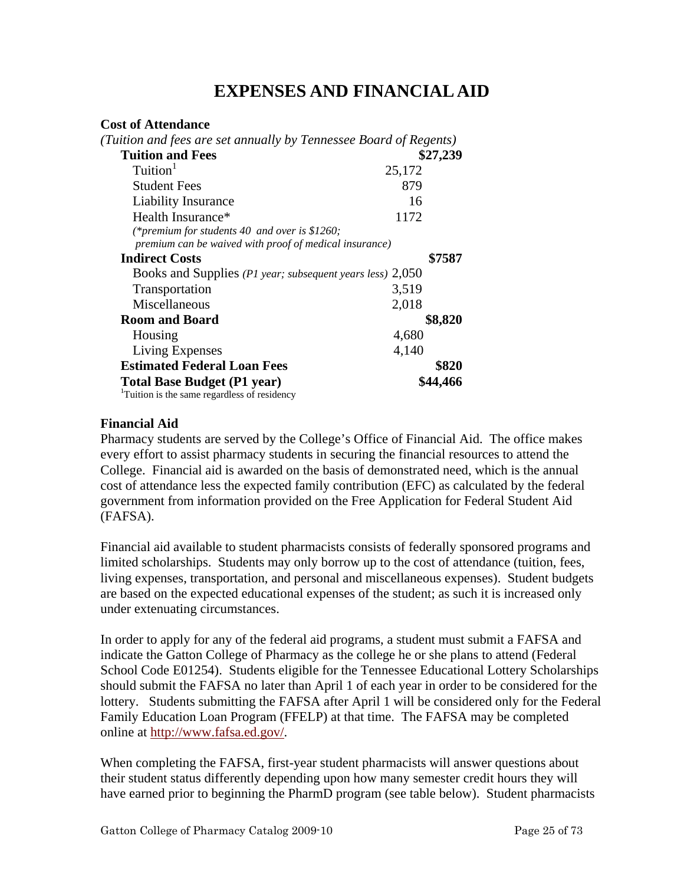# EXPENSES AND FINANCIAL AID

**Cost of Attendance**

*(Tuition and fees are set annually by Tennessee Board of Regents)*

| Item | Amount | Subtotal |
|---|---|---|
| **Tuition and Fees** | | **$27,239** |
| Tuition[1] | 25,172 | |
| Student Fees | 879 | |
| Liability Insurance | 16 | |
| Health Insurance* | 1172 | |
| *(\*premium for students 40 and over is $1260; premium can be waived with proof of medical insurance)* | | |
| **Indirect Costs** | | **$7587** |
| Books and Supplies *(P1 year; subsequent years less)* | 2,050 | |
| Transportation | 3,519 | |
| Miscellaneous | 2,018 | |
| **Room and Board** | | **$8,820** |
| Housing | 4,680 | |
| Living Expenses | 4,140 | |
| **Estimated Federal Loan Fees** | | **$820** |
| **Total Base Budget (P1 year)** | | **$44,466** |

[1]Tuition is the same regardless of residency

**Financial Aid**

Pharmacy students are served by the College's Office of Financial Aid. The office makes every effort to assist pharmacy students in securing the financial resources to attend the College. Financial aid is awarded on the basis of demonstrated need, which is the annual cost of attendance less the expected family contribution (EFC) as calculated by the federal government from information provided on the Free Application for Federal Student Aid (FAFSA).

Financial aid available to student pharmacists consists of federally sponsored programs and limited scholarships. Students may only borrow up to the cost of attendance (tuition, fees, living expenses, transportation, and personal and miscellaneous expenses). Student budgets are based on the expected educational expenses of the student; as such it is increased only under extenuating circumstances.

In order to apply for any of the federal aid programs, a student must submit a FAFSA and indicate the Gatton College of Pharmacy as the college he or she plans to attend (Federal School Code E01254). Students eligible for the Tennessee Educational Lottery Scholarships should submit the FAFSA no later than April 1 of each year in order to be considered for the lottery. Students submitting the FAFSA after April 1 will be considered only for the Federal Family Education Loan Program (FFELP) at that time. The FAFSA may be completed online at http://www.fafsa.ed.gov/.

When completing the FAFSA, first-year student pharmacists will answer questions about their student status differently depending upon how many semester credit hours they will have earned prior to beginning the PharmD program (see table below). Student pharmacists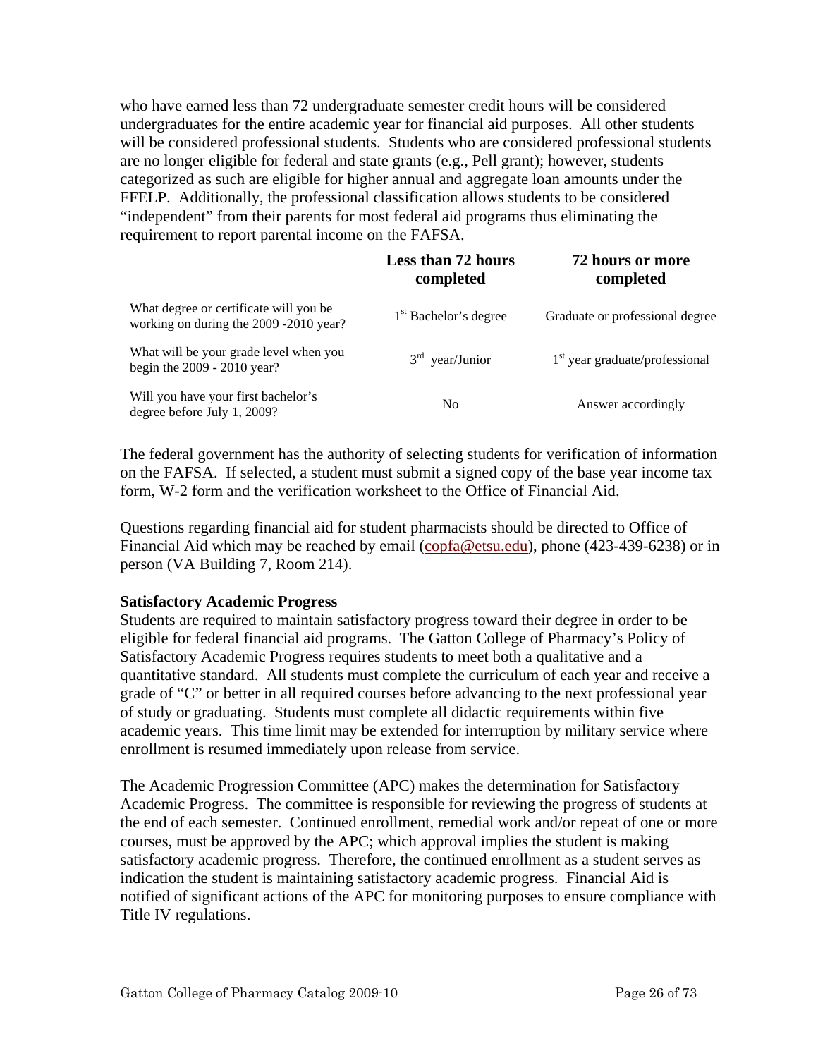who have earned less than 72 undergraduate semester credit hours will be considered undergraduates for the entire academic year for financial aid purposes. All other students will be considered professional students. Students who are considered professional students are no longer eligible for federal and state grants (e.g., Pell grant); however, students categorized as such are eligible for higher annual and aggregate loan amounts under the FFELP. Additionally, the professional classification allows students to be considered "independent" from their parents for most federal aid programs thus eliminating the requirement to report parental income on the FAFSA.

| | **Less than 72 hours completed** | **72 hours or more completed** |
|---|---|---|
| What degree or certificate will you be working on during the 2009 -2010 year? | 1st Bachelor's degree | Graduate or professional degree |
| What will be your grade level when you begin the 2009 - 2010 year? | 3rd year/Junior | 1st year graduate/professional |
| Will you have your first bachelor's degree before July 1, 2009? | No | Answer accordingly |

The federal government has the authority of selecting students for verification of information on the FAFSA. If selected, a student must submit a signed copy of the base year income tax form, W-2 form and the verification worksheet to the Office of Financial Aid.

Questions regarding financial aid for student pharmacists should be directed to Office of Financial Aid which may be reached by email (copfa@etsu.edu), phone (423-439-6238) or in person (VA Building 7, Room 214).

**Satisfactory Academic Progress**

Students are required to maintain satisfactory progress toward their degree in order to be eligible for federal financial aid programs. The Gatton College of Pharmacy's Policy of Satisfactory Academic Progress requires students to meet both a qualitative and a quantitative standard. All students must complete the curriculum of each year and receive a grade of "C" or better in all required courses before advancing to the next professional year of study or graduating. Students must complete all didactic requirements within five academic years. This time limit may be extended for interruption by military service where enrollment is resumed immediately upon release from service.

The Academic Progression Committee (APC) makes the determination for Satisfactory Academic Progress. The committee is responsible for reviewing the progress of students at the end of each semester. Continued enrollment, remedial work and/or repeat of one or more courses, must be approved by the APC; which approval implies the student is making satisfactory academic progress. Therefore, the continued enrollment as a student serves as indication the student is maintaining satisfactory academic progress. Financial Aid is notified of significant actions of the APC for monitoring purposes to ensure compliance with Title IV regulations.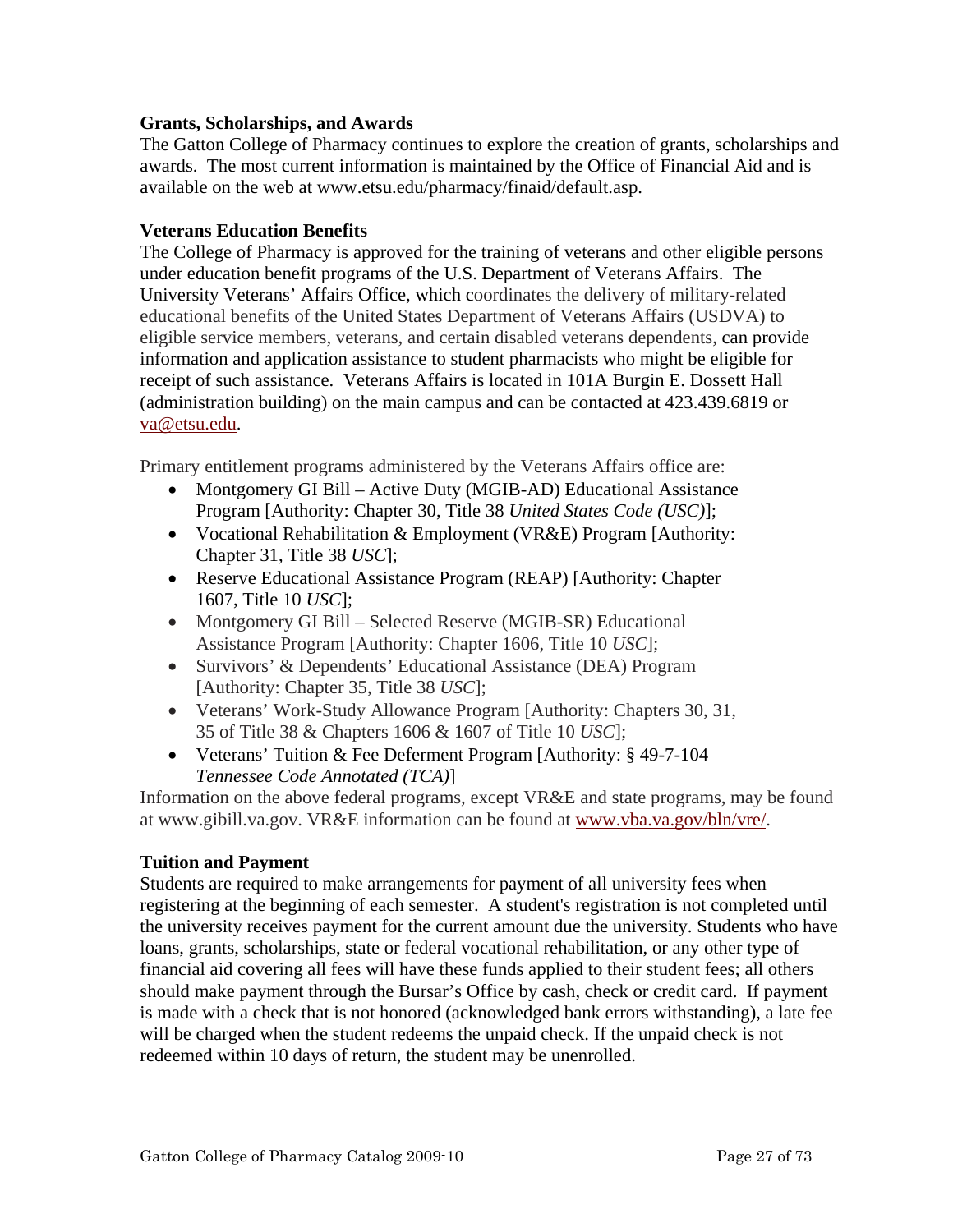### Grants, Scholarships, and Awards

The Gatton College of Pharmacy continues to explore the creation of grants, scholarships and awards. The most current information is maintained by the Office of Financial Aid and is available on the web at www.etsu.edu/pharmacy/finaid/default.asp.

### Veterans Education Benefits

The College of Pharmacy is approved for the training of veterans and other eligible persons under education benefit programs of the U.S. Department of Veterans Affairs. The University Veterans' Affairs Office, which coordinates the delivery of military-related educational benefits of the United States Department of Veterans Affairs (USDVA) to eligible service members, veterans, and certain disabled veterans dependents, can provide information and application assistance to student pharmacists who might be eligible for receipt of such assistance. Veterans Affairs is located in 101A Burgin E. Dossett Hall (administration building) on the main campus and can be contacted at 423.439.6819 or va@etsu.edu.

Primary entitlement programs administered by the Veterans Affairs office are:

- Montgomery GI Bill – Active Duty (MGIB-AD) Educational Assistance Program [Authority: Chapter 30, Title 38 *United States Code (USC)*];
- Vocational Rehabilitation & Employment (VR&E) Program [Authority: Chapter 31, Title 38 *USC*];
- Reserve Educational Assistance Program (REAP) [Authority: Chapter 1607, Title 10 *USC*];
- Montgomery GI Bill – Selected Reserve (MGIB-SR) Educational Assistance Program [Authority: Chapter 1606, Title 10 *USC*];
- Survivors' & Dependents' Educational Assistance (DEA) Program [Authority: Chapter 35, Title 38 *USC*];
- Veterans' Work-Study Allowance Program [Authority: Chapters 30, 31, 35 of Title 38 & Chapters 1606 & 1607 of Title 10 *USC*];
- Veterans' Tuition & Fee Deferment Program [Authority: § 49-7-104 *Tennessee Code Annotated (TCA)*]

Information on the above federal programs, except VR&E and state programs, may be found at www.gibill.va.gov. VR&E information can be found at www.vba.va.gov/bln/vre/.

### Tuition and Payment

Students are required to make arrangements for payment of all university fees when registering at the beginning of each semester. A student's registration is not completed until the university receives payment for the current amount due the university. Students who have loans, grants, scholarships, state or federal vocational rehabilitation, or any other type of financial aid covering all fees will have these funds applied to their student fees; all others should make payment through the Bursar's Office by cash, check or credit card. If payment is made with a check that is not honored (acknowledged bank errors withstanding), a late fee will be charged when the student redeems the unpaid check. If the unpaid check is not redeemed within 10 days of return, the student may be unenrolled.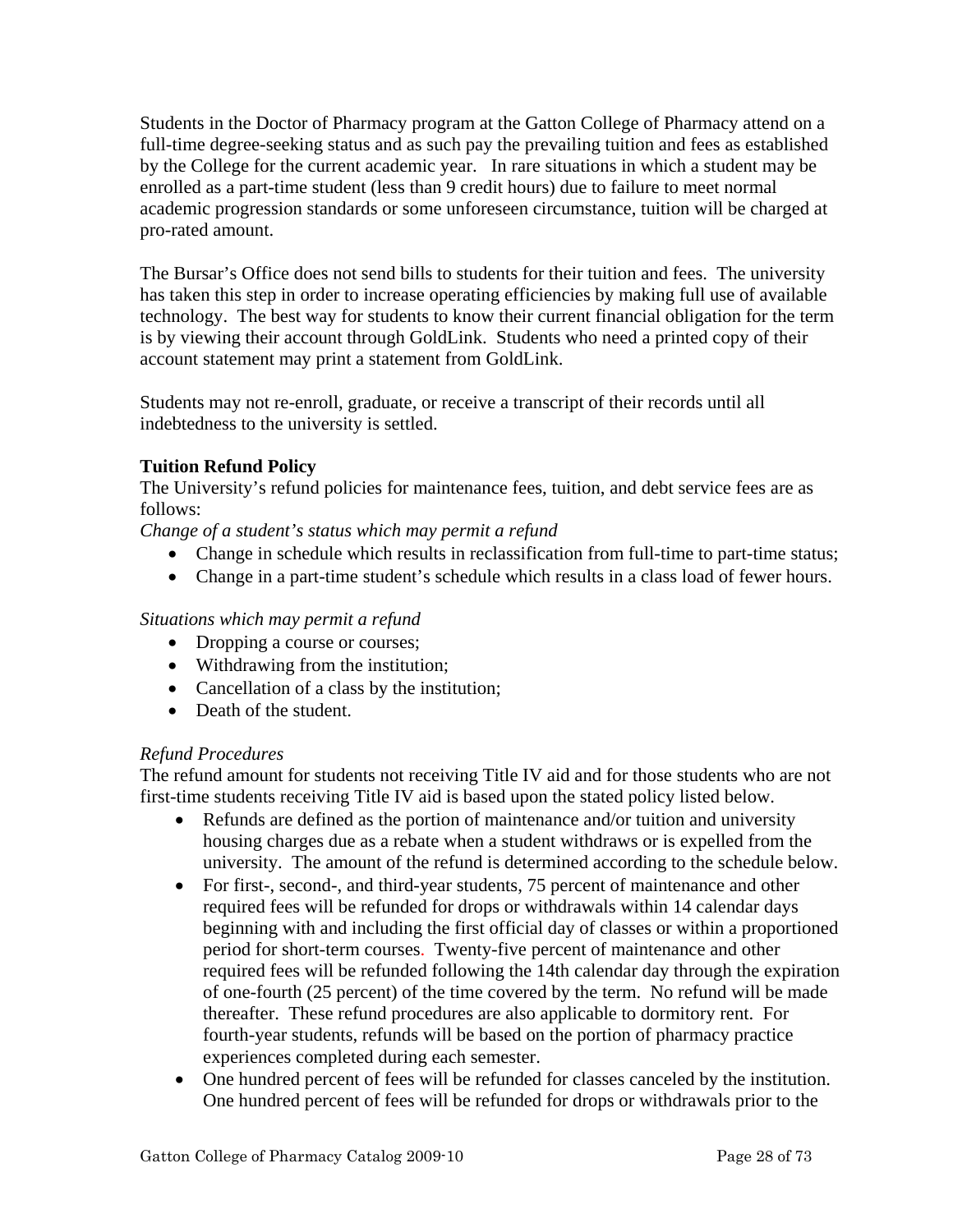Students in the Doctor of Pharmacy program at the Gatton College of Pharmacy attend on a full-time degree-seeking status and as such pay the prevailing tuition and fees as established by the College for the current academic year. In rare situations in which a student may be enrolled as a part-time student (less than 9 credit hours) due to failure to meet normal academic progression standards or some unforeseen circumstance, tuition will be charged at pro-rated amount.

The Bursar's Office does not send bills to students for their tuition and fees. The university has taken this step in order to increase operating efficiencies by making full use of available technology. The best way for students to know their current financial obligation for the term is by viewing their account through GoldLink. Students who need a printed copy of their account statement may print a statement from GoldLink.

Students may not re-enroll, graduate, or receive a transcript of their records until all indebtedness to the university is settled.

**Tuition Refund Policy**

The University's refund policies for maintenance fees, tuition, and debt service fees are as follows:

*Change of a student's status which may permit a refund*

- Change in schedule which results in reclassification from full-time to part-time status;
- Change in a part-time student's schedule which results in a class load of fewer hours.

*Situations which may permit a refund*

- Dropping a course or courses;
- Withdrawing from the institution;
- Cancellation of a class by the institution;
- Death of the student.

*Refund Procedures*

The refund amount for students not receiving Title IV aid and for those students who are not first-time students receiving Title IV aid is based upon the stated policy listed below.

- Refunds are defined as the portion of maintenance and/or tuition and university housing charges due as a rebate when a student withdraws or is expelled from the university. The amount of the refund is determined according to the schedule below.
- For first-, second-, and third-year students, 75 percent of maintenance and other required fees will be refunded for drops or withdrawals within 14 calendar days beginning with and including the first official day of classes or within a proportioned period for short-term courses. Twenty-five percent of maintenance and other required fees will be refunded following the 14th calendar day through the expiration of one-fourth (25 percent) of the time covered by the term. No refund will be made thereafter. These refund procedures are also applicable to dormitory rent. For fourth-year students, refunds will be based on the portion of pharmacy practice experiences completed during each semester.
- One hundred percent of fees will be refunded for classes canceled by the institution. One hundred percent of fees will be refunded for drops or withdrawals prior to the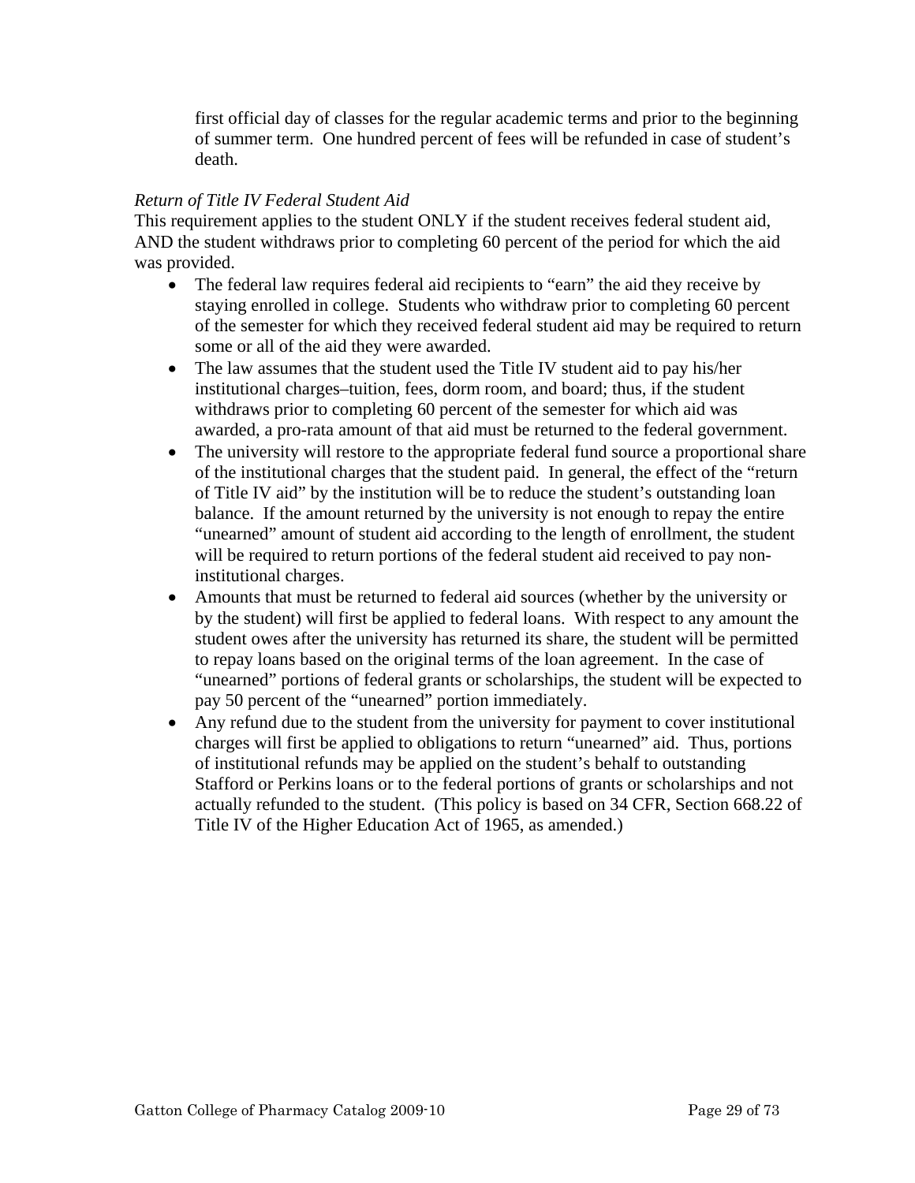first official day of classes for the regular academic terms and prior to the beginning of summer term. One hundred percent of fees will be refunded in case of student's death.

*Return of Title IV Federal Student Aid*

This requirement applies to the student ONLY if the student receives federal student aid, AND the student withdraws prior to completing 60 percent of the period for which the aid was provided.

- The federal law requires federal aid recipients to "earn" the aid they receive by staying enrolled in college. Students who withdraw prior to completing 60 percent of the semester for which they received federal student aid may be required to return some or all of the aid they were awarded.
- The law assumes that the student used the Title IV student aid to pay his/her institutional charges–tuition, fees, dorm room, and board; thus, if the student withdraws prior to completing 60 percent of the semester for which aid was awarded, a pro-rata amount of that aid must be returned to the federal government.
- The university will restore to the appropriate federal fund source a proportional share of the institutional charges that the student paid. In general, the effect of the "return of Title IV aid" by the institution will be to reduce the student's outstanding loan balance. If the amount returned by the university is not enough to repay the entire "unearned" amount of student aid according to the length of enrollment, the student will be required to return portions of the federal student aid received to pay non-institutional charges.
- Amounts that must be returned to federal aid sources (whether by the university or by the student) will first be applied to federal loans. With respect to any amount the student owes after the university has returned its share, the student will be permitted to repay loans based on the original terms of the loan agreement. In the case of "unearned" portions of federal grants or scholarships, the student will be expected to pay 50 percent of the "unearned" portion immediately.
- Any refund due to the student from the university for payment to cover institutional charges will first be applied to obligations to return "unearned" aid. Thus, portions of institutional refunds may be applied on the student's behalf to outstanding Stafford or Perkins loans or to the federal portions of grants or scholarships and not actually refunded to the student. (This policy is based on 34 CFR, Section 668.22 of Title IV of the Higher Education Act of 1965, as amended.)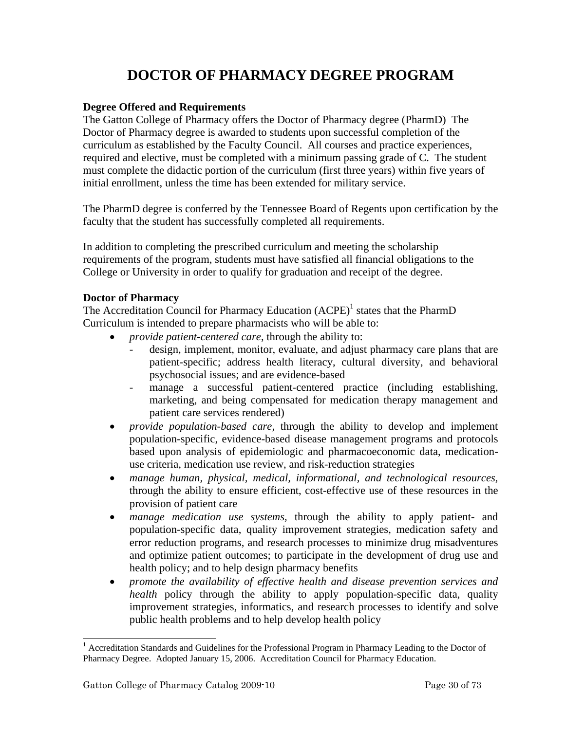# DOCTOR OF PHARMACY DEGREE PROGRAM

**Degree Offered and Requirements**

The Gatton College of Pharmacy offers the Doctor of Pharmacy degree (PharmD) The Doctor of Pharmacy degree is awarded to students upon successful completion of the curriculum as established by the Faculty Council. All courses and practice experiences, required and elective, must be completed with a minimum passing grade of C. The student must complete the didactic portion of the curriculum (first three years) within five years of initial enrollment, unless the time has been extended for military service.

The PharmD degree is conferred by the Tennessee Board of Regents upon certification by the faculty that the student has successfully completed all requirements.

In addition to completing the prescribed curriculum and meeting the scholarship requirements of the program, students must have satisfied all financial obligations to the College or University in order to qualify for graduation and receipt of the degree.

**Doctor of Pharmacy**

The Accreditation Council for Pharmacy Education (ACPE)[1] states that the PharmD Curriculum is intended to prepare pharmacists who will be able to:

- *provide patient-centered care*, through the ability to:
  - design, implement, monitor, evaluate, and adjust pharmacy care plans that are patient-specific; address health literacy, cultural diversity, and behavioral psychosocial issues; and are evidence-based
  - manage a successful patient-centered practice (including establishing, marketing, and being compensated for medication therapy management and patient care services rendered)
- *provide population-based care*, through the ability to develop and implement population-specific, evidence-based disease management programs and protocols based upon analysis of epidemiologic and pharmacoeconomic data, medication-use criteria, medication use review, and risk-reduction strategies
- *manage human, physical, medical, informational, and technological resources*, through the ability to ensure efficient, cost-effective use of these resources in the provision of patient care
- *manage medication use systems*, through the ability to apply patient- and population-specific data, quality improvement strategies, medication safety and error reduction programs, and research processes to minimize drug misadventures and optimize patient outcomes; to participate in the development of drug use and health policy; and to help design pharmacy benefits
- *promote the availability of effective health and disease prevention services and health* policy through the ability to apply population-specific data, quality improvement strategies, informatics, and research processes to identify and solve public health problems and to help develop health policy

[1] Accreditation Standards and Guidelines for the Professional Program in Pharmacy Leading to the Doctor of Pharmacy Degree. Adopted January 15, 2006. Accreditation Council for Pharmacy Education.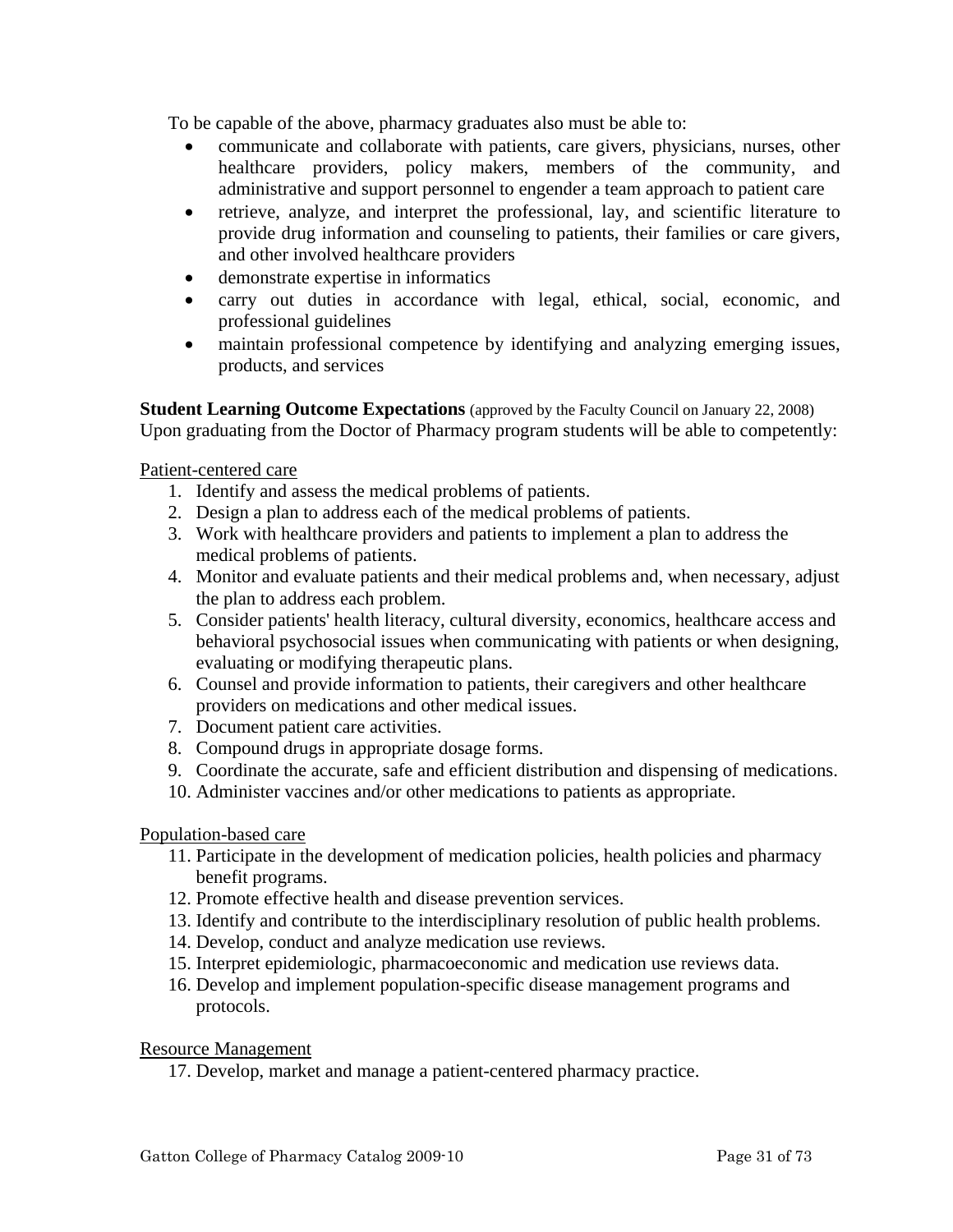To be capable of the above, pharmacy graduates also must be able to:

- communicate and collaborate with patients, care givers, physicians, nurses, other healthcare providers, policy makers, members of the community, and administrative and support personnel to engender a team approach to patient care
- retrieve, analyze, and interpret the professional, lay, and scientific literature to provide drug information and counseling to patients, their families or care givers, and other involved healthcare providers
- demonstrate expertise in informatics
- carry out duties in accordance with legal, ethical, social, economic, and professional guidelines
- maintain professional competence by identifying and analyzing emerging issues, products, and services

**Student Learning Outcome Expectations** (approved by the Faculty Council on January 22, 2008)
Upon graduating from the Doctor of Pharmacy program students will be able to competently:

Patient-centered care

1. Identify and assess the medical problems of patients.
2. Design a plan to address each of the medical problems of patients.
3. Work with healthcare providers and patients to implement a plan to address the medical problems of patients.
4. Monitor and evaluate patients and their medical problems and, when necessary, adjust the plan to address each problem.
5. Consider patients' health literacy, cultural diversity, economics, healthcare access and behavioral psychosocial issues when communicating with patients or when designing, evaluating or modifying therapeutic plans.
6. Counsel and provide information to patients, their caregivers and other healthcare providers on medications and other medical issues.
7. Document patient care activities.
8. Compound drugs in appropriate dosage forms.
9. Coordinate the accurate, safe and efficient distribution and dispensing of medications.
10. Administer vaccines and/or other medications to patients as appropriate.

Population-based care

11. Participate in the development of medication policies, health policies and pharmacy benefit programs.
12. Promote effective health and disease prevention services.
13. Identify and contribute to the interdisciplinary resolution of public health problems.
14. Develop, conduct and analyze medication use reviews.
15. Interpret epidemiologic, pharmacoeconomic and medication use reviews data.
16. Develop and implement population-specific disease management programs and protocols.

Resource Management

17. Develop, market and manage a patient-centered pharmacy practice.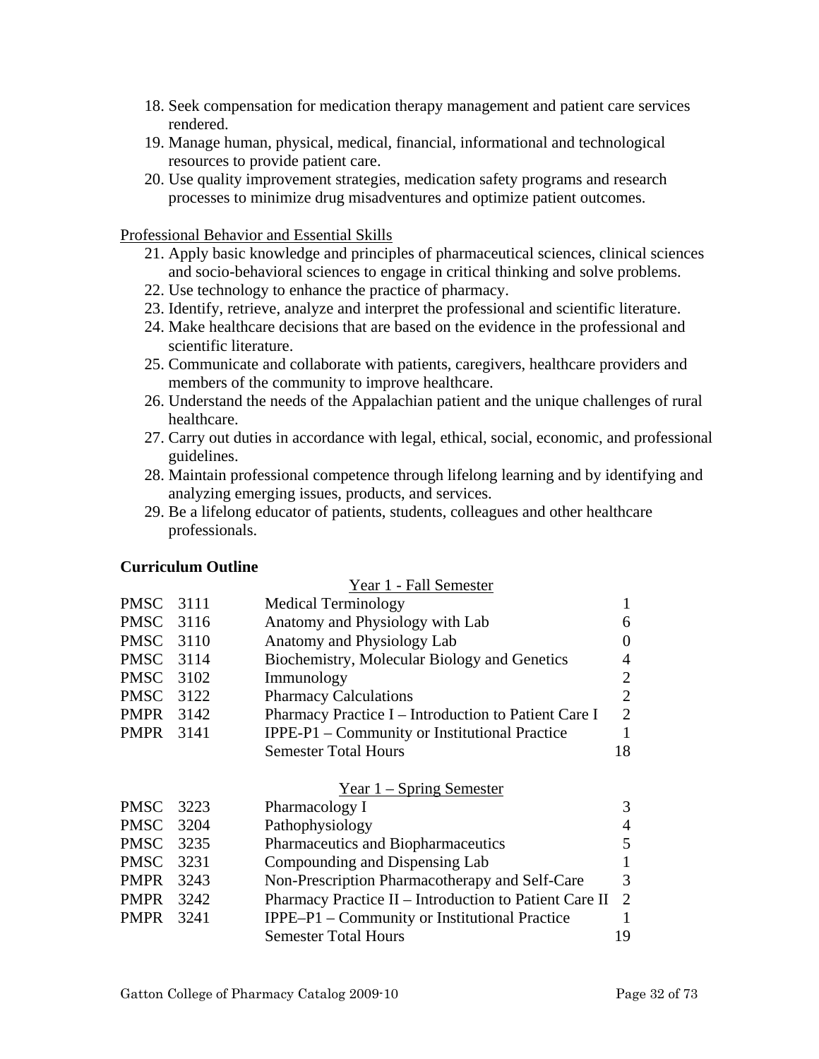18. Seek compensation for medication therapy management and patient care services rendered.
19. Manage human, physical, medical, financial, informational and technological resources to provide patient care.
20. Use quality improvement strategies, medication safety programs and research processes to minimize drug misadventures and optimize patient outcomes.

Professional Behavior and Essential Skills

21. Apply basic knowledge and principles of pharmaceutical sciences, clinical sciences and socio-behavioral sciences to engage in critical thinking and solve problems.
22. Use technology to enhance the practice of pharmacy.
23. Identify, retrieve, analyze and interpret the professional and scientific literature.
24. Make healthcare decisions that are based on the evidence in the professional and scientific literature.
25. Communicate and collaborate with patients, caregivers, healthcare providers and members of the community to improve healthcare.
26. Understand the needs of the Appalachian patient and the unique challenges of rural healthcare.
27. Carry out duties in accordance with legal, ethical, social, economic, and professional guidelines.
28. Maintain professional competence through lifelong learning and by identifying and analyzing emerging issues, products, and services.
29. Be a lifelong educator of patients, students, colleagues and other healthcare professionals.

**Curriculum Outline**

Year 1 - Fall Semester

| | | | |
|---|---|---|---|
| PMSC | 3111 | Medical Terminology | 1 |
| PMSC | 3116 | Anatomy and Physiology with Lab | 6 |
| PMSC | 3110 | Anatomy and Physiology Lab | 0 |
| PMSC | 3114 | Biochemistry, Molecular Biology and Genetics | 4 |
| PMSC | 3102 | Immunology | 2 |
| PMSC | 3122 | Pharmacy Calculations | 2 |
| PMPR | 3142 | Pharmacy Practice I – Introduction to Patient Care I | 2 |
| PMPR | 3141 | IPPE-P1 – Community or Institutional Practice | 1 |
| | | Semester Total Hours | 18 |

Year 1 – Spring Semester

| | | | |
|---|---|---|---|
| PMSC | 3223 | Pharmacology I | 3 |
| PMSC | 3204 | Pathophysiology | 4 |
| PMSC | 3235 | Pharmaceutics and Biopharmaceutics | 5 |
| PMSC | 3231 | Compounding and Dispensing Lab | 1 |
| PMPR | 3243 | Non-Prescription Pharmacotherapy and Self-Care | 3 |
| PMPR | 3242 | Pharmacy Practice II – Introduction to Patient Care II | 2 |
| PMPR | 3241 | IPPE–P1 – Community or Institutional Practice | 1 |
| | | Semester Total Hours | 19 |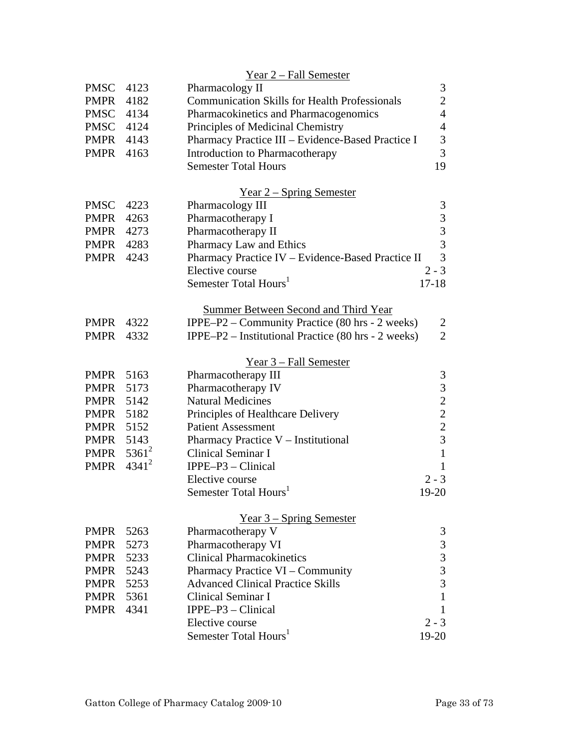### Year 2 – Fall Semester

| | | | |
|---|---|---|---|
| PMSC | 4123 | Pharmacology II | 3 |
| PMPR | 4182 | Communication Skills for Health Professionals | 2 |
| PMSC | 4134 | Pharmacokinetics and Pharmacogenomics | 4 |
| PMSC | 4124 | Principles of Medicinal Chemistry | 4 |
| PMPR | 4143 | Pharmacy Practice III – Evidence-Based Practice I | 3 |
| PMPR | 4163 | Introduction to Pharmacotherapy | 3 |
| | | Semester Total Hours | 19 |

### Year 2 – Spring Semester

| | | | |
|---|---|---|---|
| PMSC | 4223 | Pharmacology III | 3 |
| PMPR | 4263 | Pharmacotherapy I | 3 |
| PMPR | 4273 | Pharmacotherapy II | 3 |
| PMPR | 4283 | Pharmacy Law and Ethics | 3 |
| PMPR | 4243 | Pharmacy Practice IV – Evidence-Based Practice II | 3 |
| | | Elective course | 2 - 3 |
| | | Semester Total Hours[1] | 17-18 |

### Summer Between Second and Third Year

| | | | |
|---|---|---|---|
| PMPR | 4322 | IPPE–P2 – Community Practice (80 hrs - 2 weeks) | 2 |
| PMPR | 4332 | IPPE–P2 – Institutional Practice (80 hrs - 2 weeks) | 2 |

### Year 3 – Fall Semester

| | | | |
|---|---|---|---|
| PMPR | 5163 | Pharmacotherapy III | 3 |
| PMPR | 5173 | Pharmacotherapy IV | 3 |
| PMPR | 5142 | Natural Medicines | 2 |
| PMPR | 5182 | Principles of Healthcare Delivery | 2 |
| PMPR | 5152 | Patient Assessment | 2 |
| PMPR | 5143 | Pharmacy Practice V – Institutional | 3 |
| PMPR | 5361[2] | Clinical Seminar I | 1 |
| PMPR | 4341[2] | IPPE–P3 – Clinical | 1 |
| | | Elective course | 2 - 3 |
| | | Semester Total Hours[1] | 19-20 |

### Year 3 – Spring Semester

| | | | |
|---|---|---|---|
| PMPR | 5263 | Pharmacotherapy V | 3 |
| PMPR | 5273 | Pharmacotherapy VI | 3 |
| PMPR | 5233 | Clinical Pharmacokinetics | 3 |
| PMPR | 5243 | Pharmacy Practice VI – Community | 3 |
| PMPR | 5253 | Advanced Clinical Practice Skills | 3 |
| PMPR | 5361 | Clinical Seminar I | 1 |
| PMPR | 4341 | IPPE–P3 – Clinical | 1 |
| | | Elective course | 2 - 3 |
| | | Semester Total Hours[1] | 19-20 |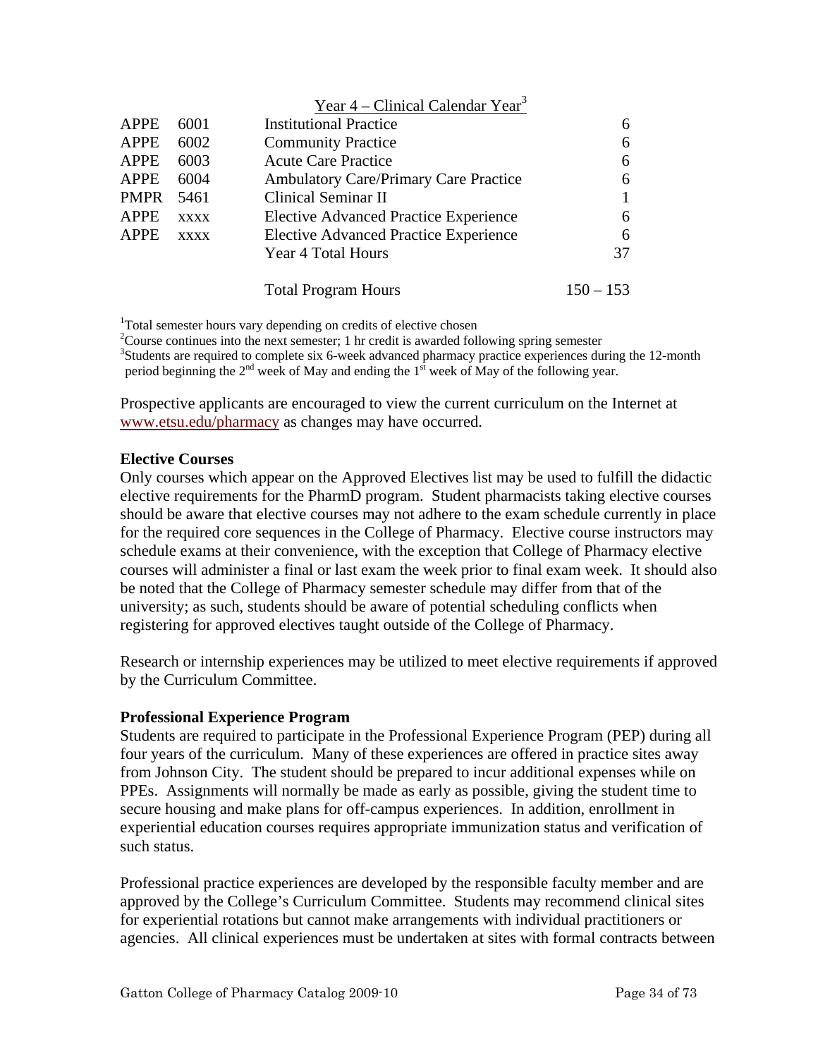Year 4 – Clinical Calendar Year[3]

| | | | |
|---|---|---|---|
| APPE | 6001 | Institutional Practice | 6 |
| APPE | 6002 | Community Practice | 6 |
| APPE | 6003 | Acute Care Practice | 6 |
| APPE | 6004 | Ambulatory Care/Primary Care Practice | 6 |
| PMPR | 5461 | Clinical Seminar II | 1 |
| APPE | xxxx | Elective Advanced Practice Experience | 6 |
| APPE | xxxx | Elective Advanced Practice Experience | 6 |
| | | Year 4 Total Hours | 37 |
| | | Total Program Hours | 150 – 153 |

[1]Total semester hours vary depending on credits of elective chosen
[2]Course continues into the next semester; 1 hr credit is awarded following spring semester
[3]Students are required to complete six 6-week advanced pharmacy practice experiences during the 12-month period beginning the 2nd week of May and ending the 1st week of May of the following year.

Prospective applicants are encouraged to view the current curriculum on the Internet at www.etsu.edu/pharmacy as changes may have occurred.

**Elective Courses**

Only courses which appear on the Approved Electives list may be used to fulfill the didactic elective requirements for the PharmD program. Student pharmacists taking elective courses should be aware that elective courses may not adhere to the exam schedule currently in place for the required core sequences in the College of Pharmacy. Elective course instructors may schedule exams at their convenience, with the exception that College of Pharmacy elective courses will administer a final or last exam the week prior to final exam week. It should also be noted that the College of Pharmacy semester schedule may differ from that of the university; as such, students should be aware of potential scheduling conflicts when registering for approved electives taught outside of the College of Pharmacy.

Research or internship experiences may be utilized to meet elective requirements if approved by the Curriculum Committee.

**Professional Experience Program**

Students are required to participate in the Professional Experience Program (PEP) during all four years of the curriculum. Many of these experiences are offered in practice sites away from Johnson City. The student should be prepared to incur additional expenses while on PPEs. Assignments will normally be made as early as possible, giving the student time to secure housing and make plans for off-campus experiences. In addition, enrollment in experiential education courses requires appropriate immunization status and verification of such status.

Professional practice experiences are developed by the responsible faculty member and are approved by the College's Curriculum Committee. Students may recommend clinical sites for experiential rotations but cannot make arrangements with individual practitioners or agencies. All clinical experiences must be undertaken at sites with formal contracts between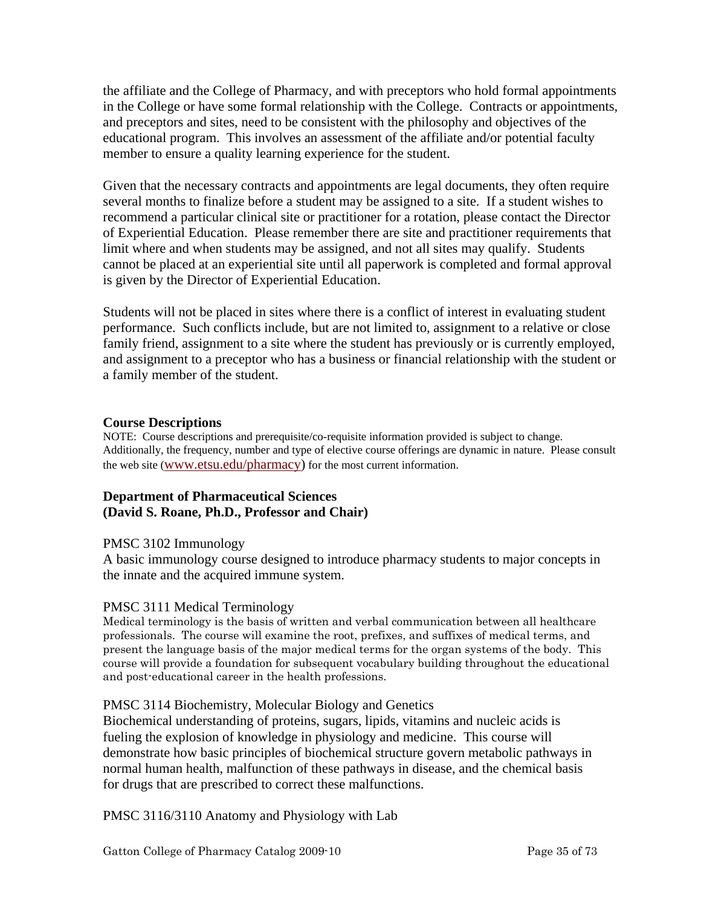the affiliate and the College of Pharmacy, and with preceptors who hold formal appointments in the College or have some formal relationship with the College. Contracts or appointments, and preceptors and sites, need to be consistent with the philosophy and objectives of the educational program. This involves an assessment of the affiliate and/or potential faculty member to ensure a quality learning experience for the student.

Given that the necessary contracts and appointments are legal documents, they often require several months to finalize before a student may be assigned to a site. If a student wishes to recommend a particular clinical site or practitioner for a rotation, please contact the Director of Experiential Education. Please remember there are site and practitioner requirements that limit where and when students may be assigned, and not all sites may qualify. Students cannot be placed at an experiential site until all paperwork is completed and formal approval is given by the Director of Experiential Education.

Students will not be placed in sites where there is a conflict of interest in evaluating student performance. Such conflicts include, but are not limited to, assignment to a relative or close family friend, assignment to a site where the student has previously or is currently employed, and assignment to a preceptor who has a business or financial relationship with the student or a family member of the student.

## Course Descriptions

NOTE: Course descriptions and prerequisite/co-requisite information provided is subject to change. Additionally, the frequency, number and type of elective course offerings are dynamic in nature. Please consult the web site (www.etsu.edu/pharmacy) for the most current information.

### Department of Pharmaceutical Sciences
### (David S. Roane, Ph.D., Professor and Chair)

PMSC 3102 Immunology

A basic immunology course designed to introduce pharmacy students to major concepts in the innate and the acquired immune system.

PMSC 3111 Medical Terminology

Medical terminology is the basis of written and verbal communication between all healthcare professionals. The course will examine the root, prefixes, and suffixes of medical terms, and present the language basis of the major medical terms for the organ systems of the body. This course will provide a foundation for subsequent vocabulary building throughout the educational and post-educational career in the health professions.

PMSC 3114 Biochemistry, Molecular Biology and Genetics

Biochemical understanding of proteins, sugars, lipids, vitamins and nucleic acids is fueling the explosion of knowledge in physiology and medicine. This course will demonstrate how basic principles of biochemical structure govern metabolic pathways in normal human health, malfunction of these pathways in disease, and the chemical basis for drugs that are prescribed to correct these malfunctions.

PMSC 3116/3110 Anatomy and Physiology with Lab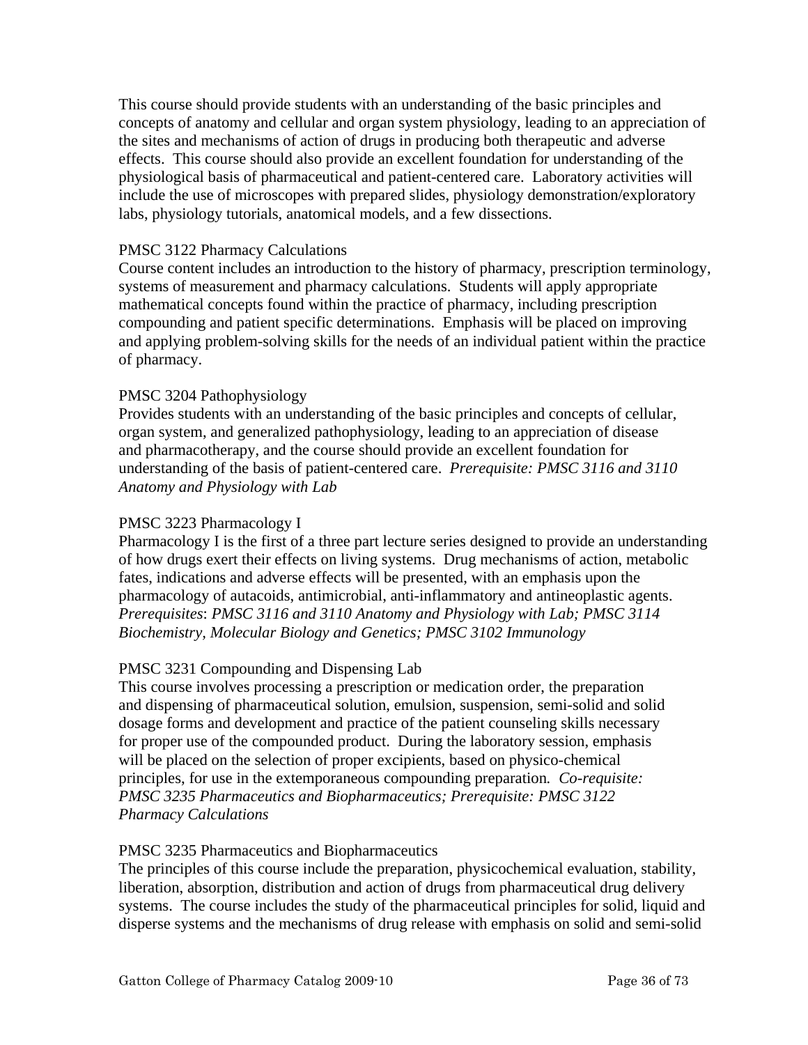This course should provide students with an understanding of the basic principles and concepts of anatomy and cellular and organ system physiology, leading to an appreciation of the sites and mechanisms of action of drugs in producing both therapeutic and adverse effects. This course should also provide an excellent foundation for understanding of the physiological basis of pharmaceutical and patient-centered care. Laboratory activities will include the use of microscopes with prepared slides, physiology demonstration/exploratory labs, physiology tutorials, anatomical models, and a few dissections.

PMSC 3122 Pharmacy Calculations
Course content includes an introduction to the history of pharmacy, prescription terminology, systems of measurement and pharmacy calculations. Students will apply appropriate mathematical concepts found within the practice of pharmacy, including prescription compounding and patient specific determinations. Emphasis will be placed on improving and applying problem-solving skills for the needs of an individual patient within the practice of pharmacy.

PMSC 3204 Pathophysiology
Provides students with an understanding of the basic principles and concepts of cellular, organ system, and generalized pathophysiology, leading to an appreciation of disease and pharmacotherapy, and the course should provide an excellent foundation for understanding of the basis of patient-centered care. *Prerequisite: PMSC 3116 and 3110 Anatomy and Physiology with Lab*

PMSC 3223 Pharmacology I
Pharmacology I is the first of a three part lecture series designed to provide an understanding of how drugs exert their effects on living systems. Drug mechanisms of action, metabolic fates, indications and adverse effects will be presented, with an emphasis upon the pharmacology of autacoids, antimicrobial, anti-inflammatory and antineoplastic agents. *Prerequisites*: *PMSC 3116 and 3110 Anatomy and Physiology with Lab; PMSC 3114 Biochemistry, Molecular Biology and Genetics; PMSC 3102 Immunology*

PMSC 3231 Compounding and Dispensing Lab
This course involves processing a prescription or medication order, the preparation and dispensing of pharmaceutical solution, emulsion, suspension, semi-solid and solid dosage forms and development and practice of the patient counseling skills necessary for proper use of the compounded product. During the laboratory session, emphasis will be placed on the selection of proper excipients, based on physico-chemical principles, for use in the extemporaneous compounding preparation. *Co-requisite: PMSC 3235 Pharmaceutics and Biopharmaceutics; Prerequisite: PMSC 3122 Pharmacy Calculations*

PMSC 3235 Pharmaceutics and Biopharmaceutics
The principles of this course include the preparation, physicochemical evaluation, stability, liberation, absorption, distribution and action of drugs from pharmaceutical drug delivery systems. The course includes the study of the pharmaceutical principles for solid, liquid and disperse systems and the mechanisms of drug release with emphasis on solid and semi-solid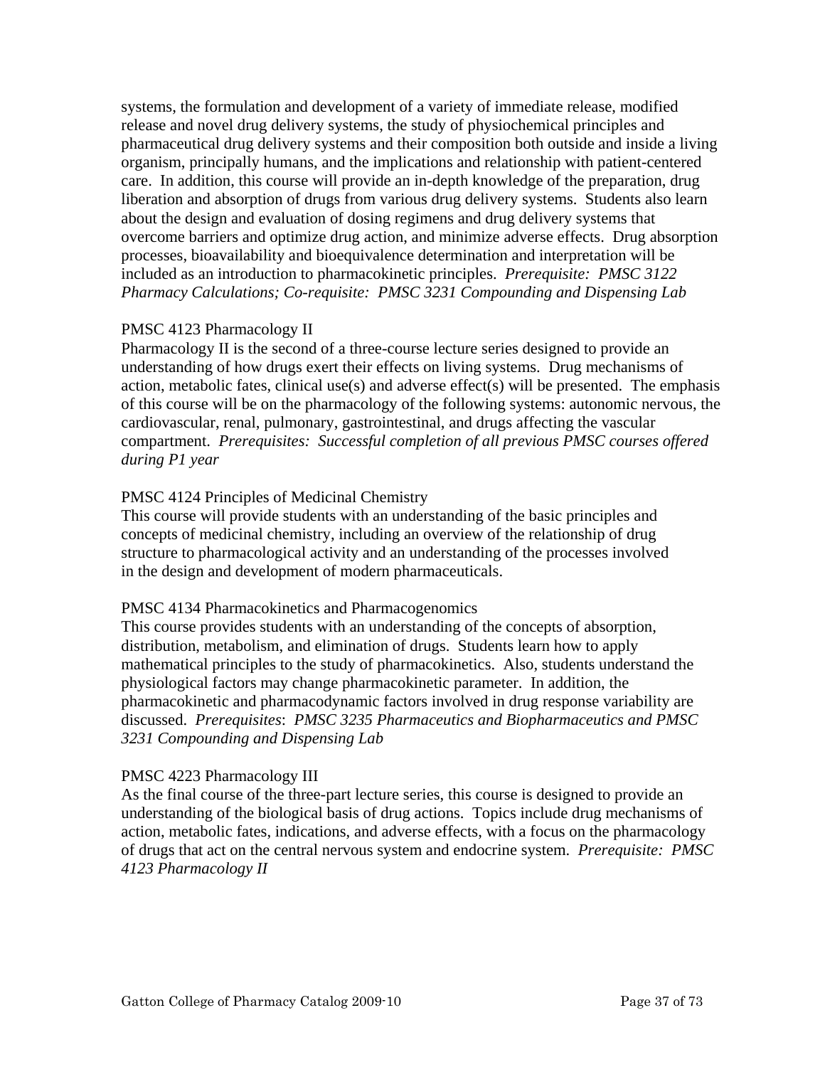systems, the formulation and development of a variety of immediate release, modified release and novel drug delivery systems, the study of physiochemical principles and pharmaceutical drug delivery systems and their composition both outside and inside a living organism, principally humans, and the implications and relationship with patient-centered care. In addition, this course will provide an in-depth knowledge of the preparation, drug liberation and absorption of drugs from various drug delivery systems. Students also learn about the design and evaluation of dosing regimens and drug delivery systems that overcome barriers and optimize drug action, and minimize adverse effects. Drug absorption processes, bioavailability and bioequivalence determination and interpretation will be included as an introduction to pharmacokinetic principles. *Prerequisite: PMSC 3122 Pharmacy Calculations; Co-requisite: PMSC 3231 Compounding and Dispensing Lab*

PMSC 4123 Pharmacology II
Pharmacology II is the second of a three-course lecture series designed to provide an understanding of how drugs exert their effects on living systems. Drug mechanisms of action, metabolic fates, clinical use(s) and adverse effect(s) will be presented. The emphasis of this course will be on the pharmacology of the following systems: autonomic nervous, the cardiovascular, renal, pulmonary, gastrointestinal, and drugs affecting the vascular compartment. *Prerequisites: Successful completion of all previous PMSC courses offered during P1 year*

PMSC 4124 Principles of Medicinal Chemistry
This course will provide students with an understanding of the basic principles and concepts of medicinal chemistry, including an overview of the relationship of drug structure to pharmacological activity and an understanding of the processes involved in the design and development of modern pharmaceuticals.

PMSC 4134 Pharmacokinetics and Pharmacogenomics
This course provides students with an understanding of the concepts of absorption, distribution, metabolism, and elimination of drugs. Students learn how to apply mathematical principles to the study of pharmacokinetics. Also, students understand the physiological factors may change pharmacokinetic parameter. In addition, the pharmacokinetic and pharmacodynamic factors involved in drug response variability are discussed. *Prerequisites*: *PMSC 3235 Pharmaceutics and Biopharmaceutics and PMSC 3231 Compounding and Dispensing Lab*

PMSC 4223 Pharmacology III
As the final course of the three-part lecture series, this course is designed to provide an understanding of the biological basis of drug actions. Topics include drug mechanisms of action, metabolic fates, indications, and adverse effects, with a focus on the pharmacology of drugs that act on the central nervous system and endocrine system. *Prerequisite: PMSC 4123 Pharmacology II*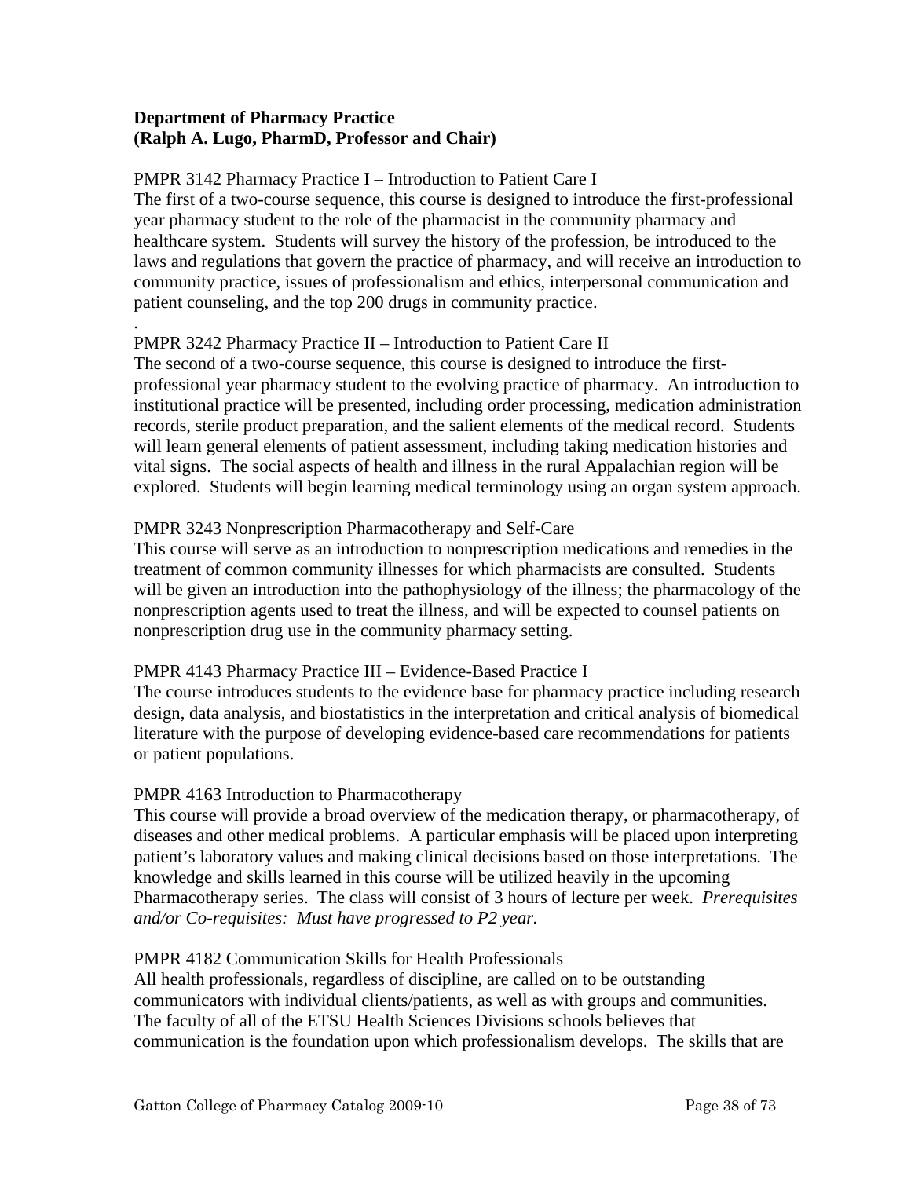**Department of Pharmacy Practice**
**(Ralph A. Lugo, PharmD, Professor and Chair)**

PMPR 3142 Pharmacy Practice I – Introduction to Patient Care I
The first of a two-course sequence, this course is designed to introduce the first-professional year pharmacy student to the role of the pharmacist in the community pharmacy and healthcare system. Students will survey the history of the profession, be introduced to the laws and regulations that govern the practice of pharmacy, and will receive an introduction to community practice, issues of professionalism and ethics, interpersonal communication and patient counseling, and the top 200 drugs in community practice.
.

PMPR 3242 Pharmacy Practice II – Introduction to Patient Care II
The second of a two-course sequence, this course is designed to introduce the first-professional year pharmacy student to the evolving practice of pharmacy. An introduction to institutional practice will be presented, including order processing, medication administration records, sterile product preparation, and the salient elements of the medical record. Students will learn general elements of patient assessment, including taking medication histories and vital signs. The social aspects of health and illness in the rural Appalachian region will be explored. Students will begin learning medical terminology using an organ system approach.

PMPR 3243 Nonprescription Pharmacotherapy and Self-Care
This course will serve as an introduction to nonprescription medications and remedies in the treatment of common community illnesses for which pharmacists are consulted. Students will be given an introduction into the pathophysiology of the illness; the pharmacology of the nonprescription agents used to treat the illness, and will be expected to counsel patients on nonprescription drug use in the community pharmacy setting.

PMPR 4143 Pharmacy Practice III – Evidence-Based Practice I
The course introduces students to the evidence base for pharmacy practice including research design, data analysis, and biostatistics in the interpretation and critical analysis of biomedical literature with the purpose of developing evidence-based care recommendations for patients or patient populations.

PMPR 4163 Introduction to Pharmacotherapy
This course will provide a broad overview of the medication therapy, or pharmacotherapy, of diseases and other medical problems. A particular emphasis will be placed upon interpreting patient's laboratory values and making clinical decisions based on those interpretations. The knowledge and skills learned in this course will be utilized heavily in the upcoming Pharmacotherapy series. The class will consist of 3 hours of lecture per week. *Prerequisites and/or Co-requisites: Must have progressed to P2 year.*

PMPR 4182 Communication Skills for Health Professionals
All health professionals, regardless of discipline, are called on to be outstanding communicators with individual clients/patients, as well as with groups and communities. The faculty of all of the ETSU Health Sciences Divisions schools believes that communication is the foundation upon which professionalism develops. The skills that are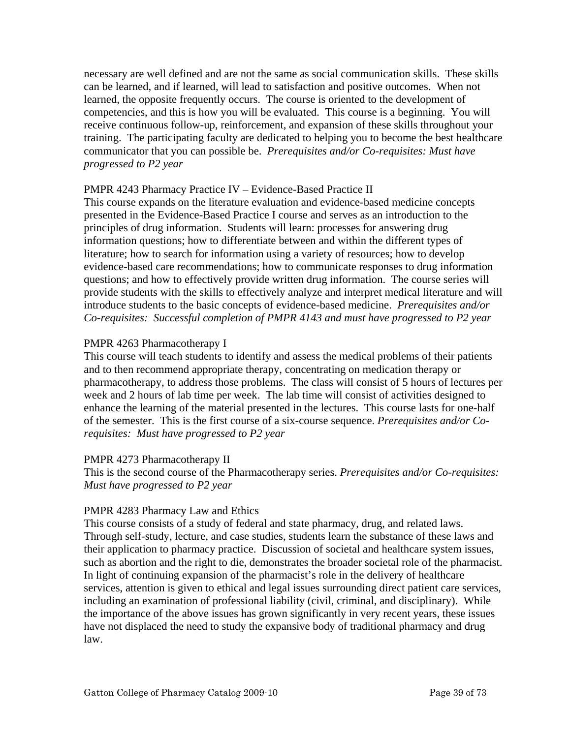necessary are well defined and are not the same as social communication skills. These skills can be learned, and if learned, will lead to satisfaction and positive outcomes. When not learned, the opposite frequently occurs. The course is oriented to the development of competencies, and this is how you will be evaluated. This course is a beginning. You will receive continuous follow-up, reinforcement, and expansion of these skills throughout your training. The participating faculty are dedicated to helping you to become the best healthcare communicator that you can possible be. *Prerequisites and/or Co-requisites: Must have progressed to P2 year*

PMPR 4243 Pharmacy Practice IV – Evidence-Based Practice II
This course expands on the literature evaluation and evidence-based medicine concepts presented in the Evidence-Based Practice I course and serves as an introduction to the principles of drug information. Students will learn: processes for answering drug information questions; how to differentiate between and within the different types of literature; how to search for information using a variety of resources; how to develop evidence-based care recommendations; how to communicate responses to drug information questions; and how to effectively provide written drug information. The course series will provide students with the skills to effectively analyze and interpret medical literature and will introduce students to the basic concepts of evidence-based medicine. *Prerequisites and/or Co-requisites: Successful completion of PMPR 4143 and must have progressed to P2 year*

PMPR 4263 Pharmacotherapy I
This course will teach students to identify and assess the medical problems of their patients and to then recommend appropriate therapy, concentrating on medication therapy or pharmacotherapy, to address those problems. The class will consist of 5 hours of lectures per week and 2 hours of lab time per week. The lab time will consist of activities designed to enhance the learning of the material presented in the lectures. This course lasts for one-half of the semester. This is the first course of a six-course sequence. *Prerequisites and/or Co-requisites: Must have progressed to P2 year*

PMPR 4273 Pharmacotherapy II
This is the second course of the Pharmacotherapy series. *Prerequisites and/or Co-requisites: Must have progressed to P2 year*

PMPR 4283 Pharmacy Law and Ethics
This course consists of a study of federal and state pharmacy, drug, and related laws. Through self-study, lecture, and case studies, students learn the substance of these laws and their application to pharmacy practice. Discussion of societal and healthcare system issues, such as abortion and the right to die, demonstrates the broader societal role of the pharmacist. In light of continuing expansion of the pharmacist's role in the delivery of healthcare services, attention is given to ethical and legal issues surrounding direct patient care services, including an examination of professional liability (civil, criminal, and disciplinary). While the importance of the above issues has grown significantly in very recent years, these issues have not displaced the need to study the expansive body of traditional pharmacy and drug law.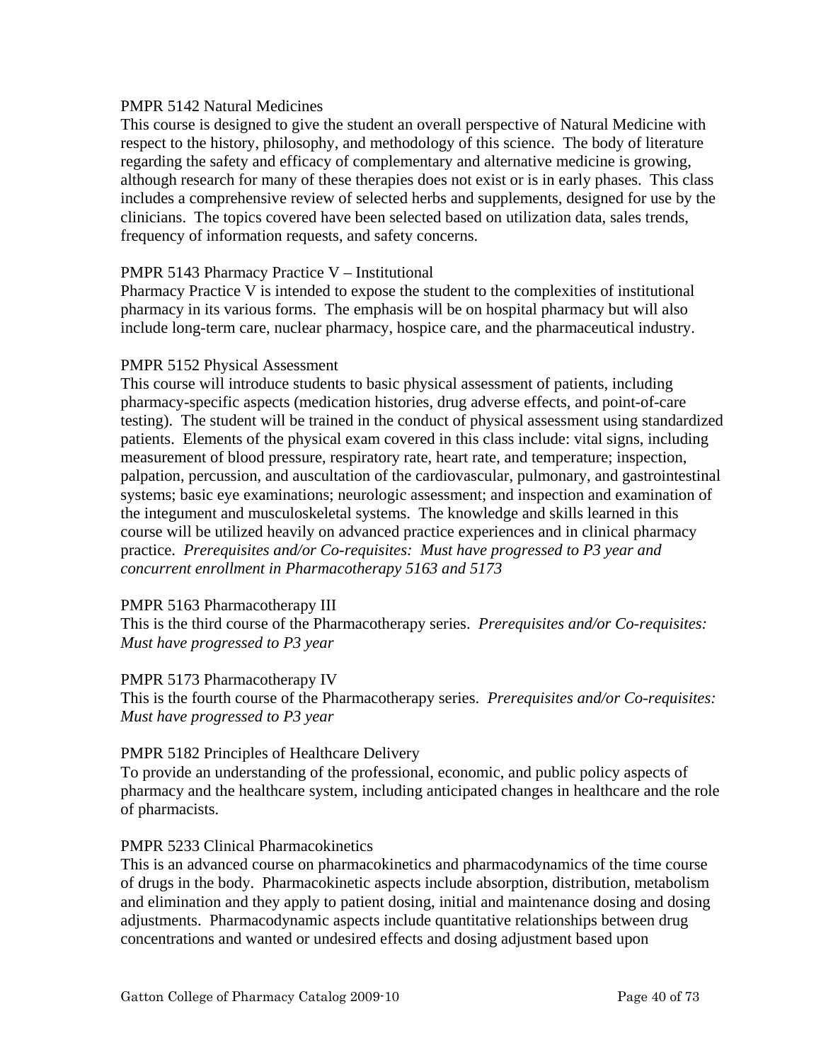PMPR 5142 Natural Medicines

This course is designed to give the student an overall perspective of Natural Medicine with respect to the history, philosophy, and methodology of this science. The body of literature regarding the safety and efficacy of complementary and alternative medicine is growing, although research for many of these therapies does not exist or is in early phases. This class includes a comprehensive review of selected herbs and supplements, designed for use by the clinicians. The topics covered have been selected based on utilization data, sales trends, frequency of information requests, and safety concerns.

PMPR 5143 Pharmacy Practice V – Institutional

Pharmacy Practice V is intended to expose the student to the complexities of institutional pharmacy in its various forms. The emphasis will be on hospital pharmacy but will also include long-term care, nuclear pharmacy, hospice care, and the pharmaceutical industry.

PMPR 5152 Physical Assessment

This course will introduce students to basic physical assessment of patients, including pharmacy-specific aspects (medication histories, drug adverse effects, and point-of-care testing). The student will be trained in the conduct of physical assessment using standardized patients. Elements of the physical exam covered in this class include: vital signs, including measurement of blood pressure, respiratory rate, heart rate, and temperature; inspection, palpation, percussion, and auscultation of the cardiovascular, pulmonary, and gastrointestinal systems; basic eye examinations; neurologic assessment; and inspection and examination of the integument and musculoskeletal systems. The knowledge and skills learned in this course will be utilized heavily on advanced practice experiences and in clinical pharmacy practice. *Prerequisites and/or Co-requisites: Must have progressed to P3 year and concurrent enrollment in Pharmacotherapy 5163 and 5173*

PMPR 5163 Pharmacotherapy III

This is the third course of the Pharmacotherapy series. *Prerequisites and/or Co-requisites: Must have progressed to P3 year*

PMPR 5173 Pharmacotherapy IV

This is the fourth course of the Pharmacotherapy series. *Prerequisites and/or Co-requisites: Must have progressed to P3 year*

PMPR 5182 Principles of Healthcare Delivery

To provide an understanding of the professional, economic, and public policy aspects of pharmacy and the healthcare system, including anticipated changes in healthcare and the role of pharmacists.

PMPR 5233 Clinical Pharmacokinetics

This is an advanced course on pharmacokinetics and pharmacodynamics of the time course of drugs in the body. Pharmacokinetic aspects include absorption, distribution, metabolism and elimination and they apply to patient dosing, initial and maintenance dosing and dosing adjustments. Pharmacodynamic aspects include quantitative relationships between drug concentrations and wanted or undesired effects and dosing adjustment based upon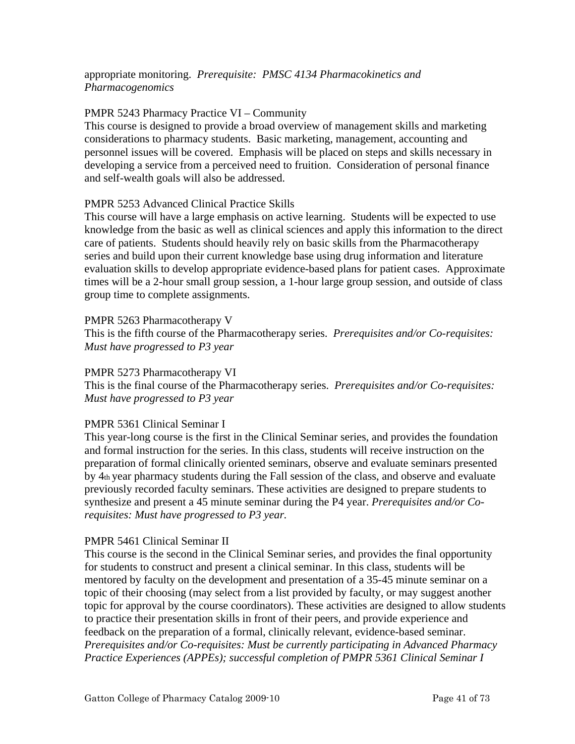appropriate monitoring. *Prerequisite: PMSC 4134 Pharmacokinetics and Pharmacogenomics*

PMPR 5243 Pharmacy Practice VI – Community

This course is designed to provide a broad overview of management skills and marketing considerations to pharmacy students. Basic marketing, management, accounting and personnel issues will be covered. Emphasis will be placed on steps and skills necessary in developing a service from a perceived need to fruition. Consideration of personal finance and self-wealth goals will also be addressed.

PMPR 5253 Advanced Clinical Practice Skills

This course will have a large emphasis on active learning. Students will be expected to use knowledge from the basic as well as clinical sciences and apply this information to the direct care of patients. Students should heavily rely on basic skills from the Pharmacotherapy series and build upon their current knowledge base using drug information and literature evaluation skills to develop appropriate evidence-based plans for patient cases. Approximate times will be a 2-hour small group session, a 1-hour large group session, and outside of class group time to complete assignments.

PMPR 5263 Pharmacotherapy V

This is the fifth course of the Pharmacotherapy series. *Prerequisites and/or Co-requisites: Must have progressed to P3 year*

PMPR 5273 Pharmacotherapy VI

This is the final course of the Pharmacotherapy series. *Prerequisites and/or Co-requisites: Must have progressed to P3 year*

PMPR 5361 Clinical Seminar I

This year-long course is the first in the Clinical Seminar series, and provides the foundation and formal instruction for the series. In this class, students will receive instruction on the preparation of formal clinically oriented seminars, observe and evaluate seminars presented by 4th year pharmacy students during the Fall session of the class, and observe and evaluate previously recorded faculty seminars. These activities are designed to prepare students to synthesize and present a 45 minute seminar during the P4 year. *Prerequisites and/or Co-requisites: Must have progressed to P3 year.*

PMPR 5461 Clinical Seminar II

This course is the second in the Clinical Seminar series, and provides the final opportunity for students to construct and present a clinical seminar. In this class, students will be mentored by faculty on the development and presentation of a 35-45 minute seminar on a topic of their choosing (may select from a list provided by faculty, or may suggest another topic for approval by the course coordinators). These activities are designed to allow students to practice their presentation skills in front of their peers, and provide experience and feedback on the preparation of a formal, clinically relevant, evidence-based seminar. *Prerequisites and/or Co-requisites: Must be currently participating in Advanced Pharmacy Practice Experiences (APPEs); successful completion of PMPR 5361 Clinical Seminar I*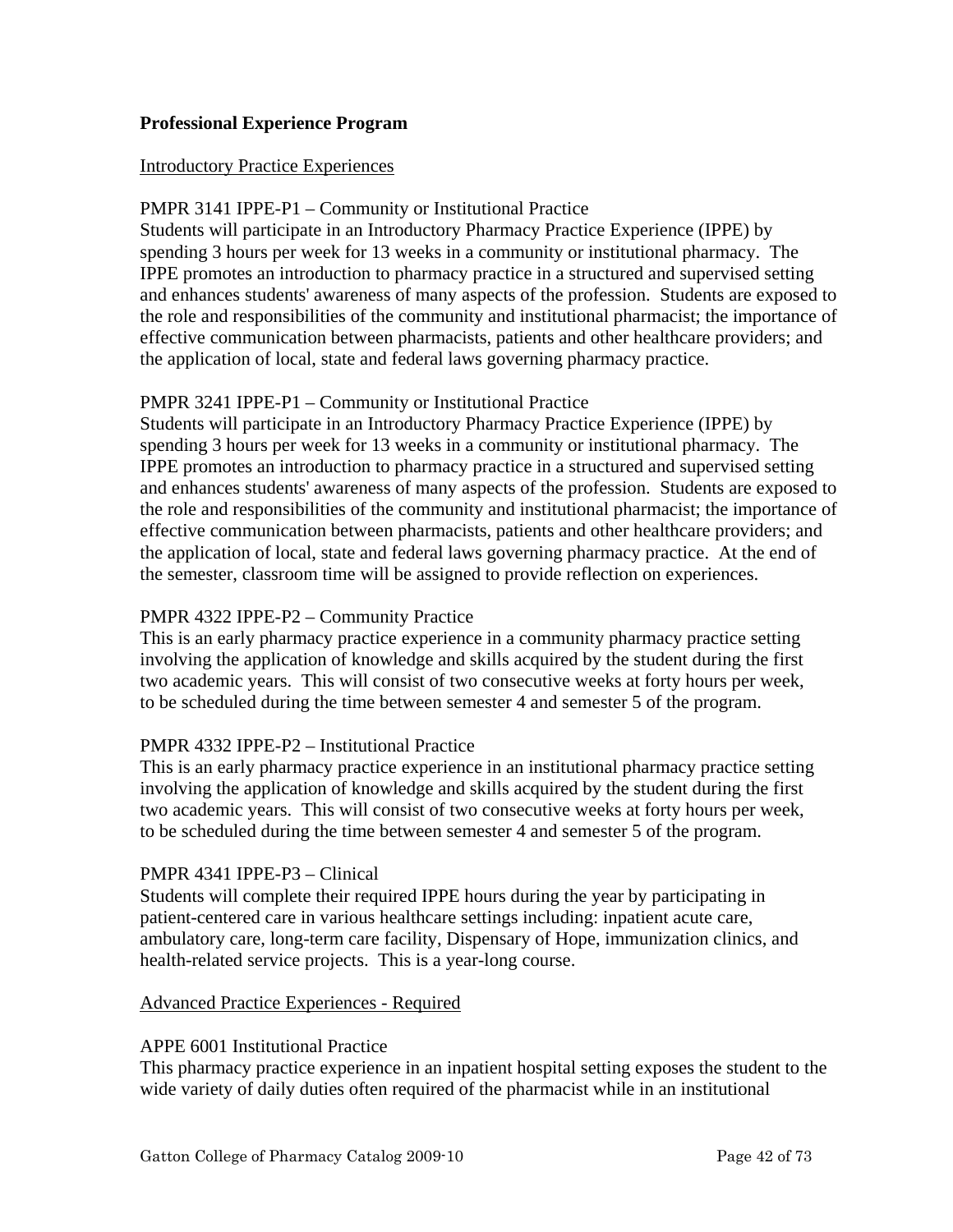## Professional Experience Program

Introductory Practice Experiences

PMPR 3141 IPPE-P1 – Community or Institutional Practice

Students will participate in an Introductory Pharmacy Practice Experience (IPPE) by spending 3 hours per week for 13 weeks in a community or institutional pharmacy. The IPPE promotes an introduction to pharmacy practice in a structured and supervised setting and enhances students' awareness of many aspects of the profession. Students are exposed to the role and responsibilities of the community and institutional pharmacist; the importance of effective communication between pharmacists, patients and other healthcare providers; and the application of local, state and federal laws governing pharmacy practice.

PMPR 3241 IPPE-P1 – Community or Institutional Practice

Students will participate in an Introductory Pharmacy Practice Experience (IPPE) by spending 3 hours per week for 13 weeks in a community or institutional pharmacy. The IPPE promotes an introduction to pharmacy practice in a structured and supervised setting and enhances students' awareness of many aspects of the profession. Students are exposed to the role and responsibilities of the community and institutional pharmacist; the importance of effective communication between pharmacists, patients and other healthcare providers; and the application of local, state and federal laws governing pharmacy practice. At the end of the semester, classroom time will be assigned to provide reflection on experiences.

PMPR 4322 IPPE-P2 – Community Practice

This is an early pharmacy practice experience in a community pharmacy practice setting involving the application of knowledge and skills acquired by the student during the first two academic years. This will consist of two consecutive weeks at forty hours per week, to be scheduled during the time between semester 4 and semester 5 of the program.

PMPR 4332 IPPE-P2 – Institutional Practice

This is an early pharmacy practice experience in an institutional pharmacy practice setting involving the application of knowledge and skills acquired by the student during the first two academic years. This will consist of two consecutive weeks at forty hours per week, to be scheduled during the time between semester 4 and semester 5 of the program.

PMPR 4341 IPPE-P3 – Clinical

Students will complete their required IPPE hours during the year by participating in patient-centered care in various healthcare settings including: inpatient acute care, ambulatory care, long-term care facility, Dispensary of Hope, immunization clinics, and health-related service projects. This is a year-long course.

Advanced Practice Experiences - Required

APPE 6001 Institutional Practice

This pharmacy practice experience in an inpatient hospital setting exposes the student to the wide variety of daily duties often required of the pharmacist while in an institutional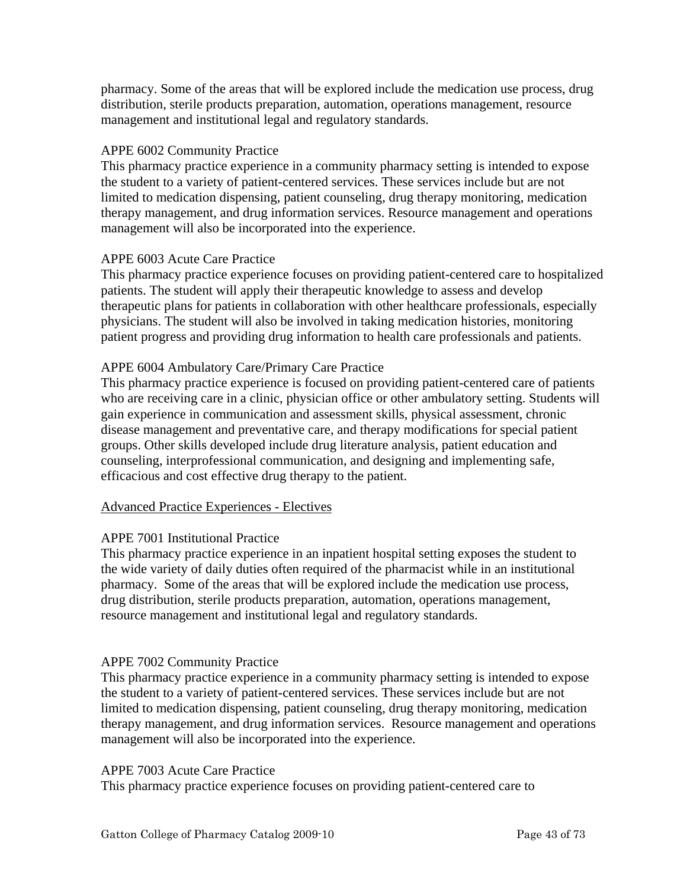pharmacy. Some of the areas that will be explored include the medication use process, drug distribution, sterile products preparation, automation, operations management, resource management and institutional legal and regulatory standards.

APPE 6002 Community Practice
This pharmacy practice experience in a community pharmacy setting is intended to expose the student to a variety of patient-centered services. These services include but are not limited to medication dispensing, patient counseling, drug therapy monitoring, medication therapy management, and drug information services. Resource management and operations management will also be incorporated into the experience.

APPE 6003 Acute Care Practice
This pharmacy practice experience focuses on providing patient-centered care to hospitalized patients. The student will apply their therapeutic knowledge to assess and develop therapeutic plans for patients in collaboration with other healthcare professionals, especially physicians. The student will also be involved in taking medication histories, monitoring patient progress and providing drug information to health care professionals and patients.

APPE 6004 Ambulatory Care/Primary Care Practice
This pharmacy practice experience is focused on providing patient-centered care of patients who are receiving care in a clinic, physician office or other ambulatory setting. Students will gain experience in communication and assessment skills, physical assessment, chronic disease management and preventative care, and therapy modifications for special patient groups. Other skills developed include drug literature analysis, patient education and counseling, interprofessional communication, and designing and implementing safe, efficacious and cost effective drug therapy to the patient.

<u>Advanced Practice Experiences - Electives</u>

APPE 7001 Institutional Practice
This pharmacy practice experience in an inpatient hospital setting exposes the student to the wide variety of daily duties often required of the pharmacist while in an institutional pharmacy. Some of the areas that will be explored include the medication use process, drug distribution, sterile products preparation, automation, operations management, resource management and institutional legal and regulatory standards.

APPE 7002 Community Practice
This pharmacy practice experience in a community pharmacy setting is intended to expose the student to a variety of patient-centered services. These services include but are not limited to medication dispensing, patient counseling, drug therapy monitoring, medication therapy management, and drug information services. Resource management and operations management will also be incorporated into the experience.

APPE 7003 Acute Care Practice
This pharmacy practice experience focuses on providing patient-centered care to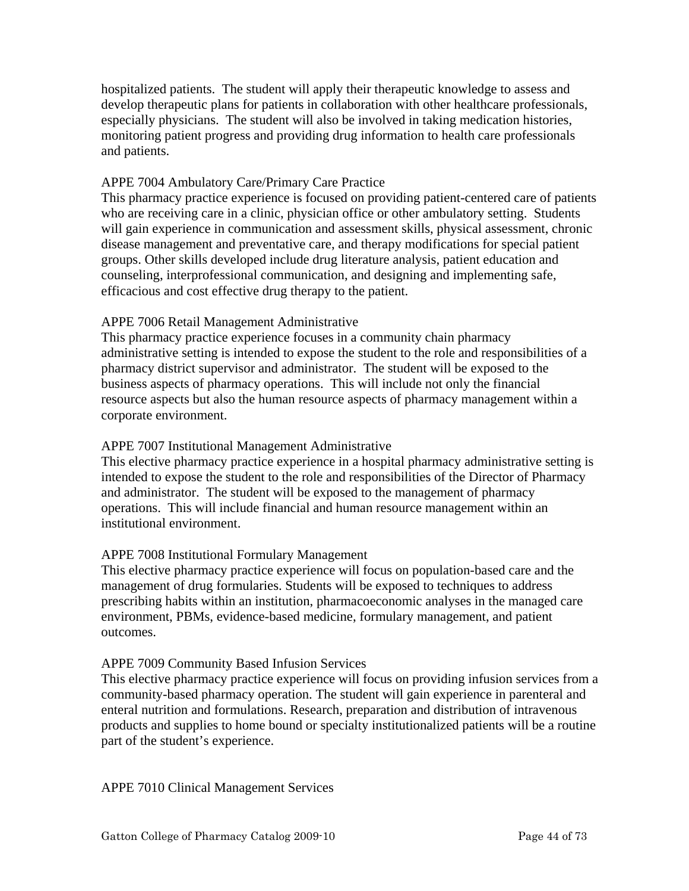hospitalized patients. The student will apply their therapeutic knowledge to assess and develop therapeutic plans for patients in collaboration with other healthcare professionals, especially physicians. The student will also be involved in taking medication histories, monitoring patient progress and providing drug information to health care professionals and patients.

APPE 7004 Ambulatory Care/Primary Care Practice
This pharmacy practice experience is focused on providing patient-centered care of patients who are receiving care in a clinic, physician office or other ambulatory setting. Students will gain experience in communication and assessment skills, physical assessment, chronic disease management and preventative care, and therapy modifications for special patient groups. Other skills developed include drug literature analysis, patient education and counseling, interprofessional communication, and designing and implementing safe, efficacious and cost effective drug therapy to the patient.

APPE 7006 Retail Management Administrative
This pharmacy practice experience focuses in a community chain pharmacy administrative setting is intended to expose the student to the role and responsibilities of a pharmacy district supervisor and administrator. The student will be exposed to the business aspects of pharmacy operations. This will include not only the financial resource aspects but also the human resource aspects of pharmacy management within a corporate environment.

APPE 7007 Institutional Management Administrative
This elective pharmacy practice experience in a hospital pharmacy administrative setting is intended to expose the student to the role and responsibilities of the Director of Pharmacy and administrator. The student will be exposed to the management of pharmacy operations. This will include financial and human resource management within an institutional environment.

APPE 7008 Institutional Formulary Management
This elective pharmacy practice experience will focus on population-based care and the management of drug formularies. Students will be exposed to techniques to address prescribing habits within an institution, pharmacoeconomic analyses in the managed care environment, PBMs, evidence-based medicine, formulary management, and patient outcomes.

APPE 7009 Community Based Infusion Services
This elective pharmacy practice experience will focus on providing infusion services from a community-based pharmacy operation. The student will gain experience in parenteral and enteral nutrition and formulations. Research, preparation and distribution of intravenous products and supplies to home bound or specialty institutionalized patients will be a routine part of the student's experience.

APPE 7010 Clinical Management Services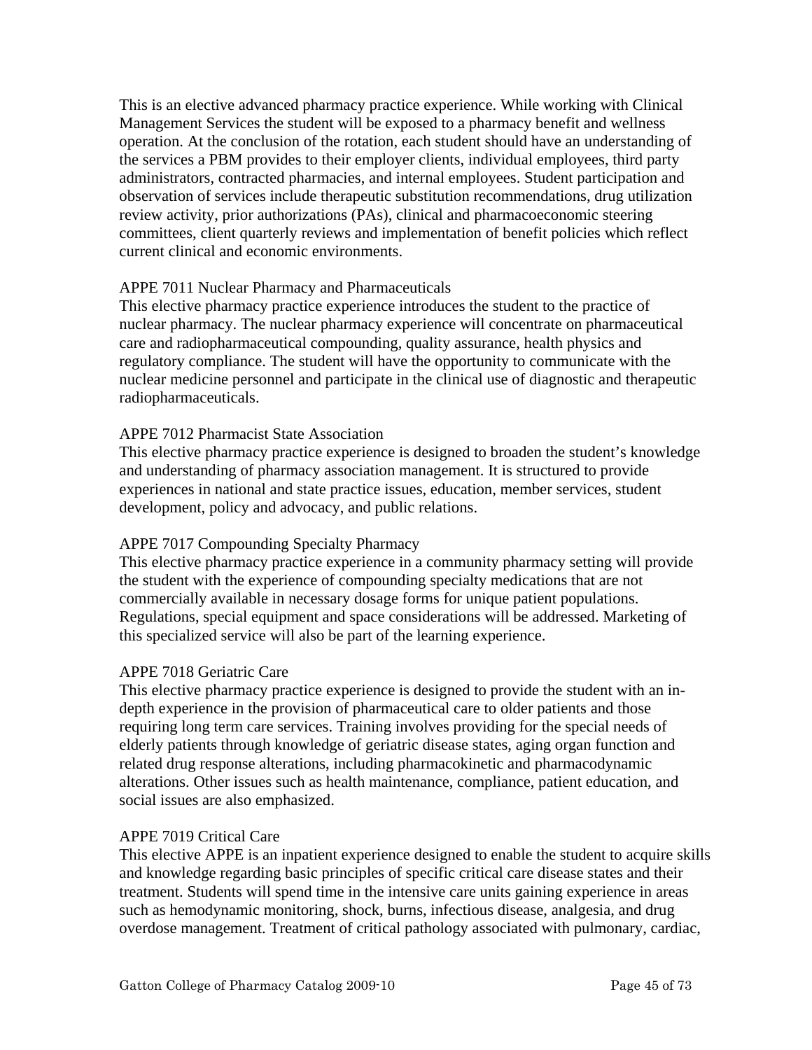This is an elective advanced pharmacy practice experience. While working with Clinical Management Services the student will be exposed to a pharmacy benefit and wellness operation. At the conclusion of the rotation, each student should have an understanding of the services a PBM provides to their employer clients, individual employees, third party administrators, contracted pharmacies, and internal employees. Student participation and observation of services include therapeutic substitution recommendations, drug utilization review activity, prior authorizations (PAs), clinical and pharmacoeconomic steering committees, client quarterly reviews and implementation of benefit policies which reflect current clinical and economic environments.

APPE 7011 Nuclear Pharmacy and Pharmaceuticals
This elective pharmacy practice experience introduces the student to the practice of nuclear pharmacy. The nuclear pharmacy experience will concentrate on pharmaceutical care and radiopharmaceutical compounding, quality assurance, health physics and regulatory compliance. The student will have the opportunity to communicate with the nuclear medicine personnel and participate in the clinical use of diagnostic and therapeutic radiopharmaceuticals.

APPE 7012 Pharmacist State Association
This elective pharmacy practice experience is designed to broaden the student's knowledge and understanding of pharmacy association management. It is structured to provide experiences in national and state practice issues, education, member services, student development, policy and advocacy, and public relations.

APPE 7017 Compounding Specialty Pharmacy
This elective pharmacy practice experience in a community pharmacy setting will provide the student with the experience of compounding specialty medications that are not commercially available in necessary dosage forms for unique patient populations. Regulations, special equipment and space considerations will be addressed. Marketing of this specialized service will also be part of the learning experience.

APPE 7018 Geriatric Care
This elective pharmacy practice experience is designed to provide the student with an in-depth experience in the provision of pharmaceutical care to older patients and those requiring long term care services. Training involves providing for the special needs of elderly patients through knowledge of geriatric disease states, aging organ function and related drug response alterations, including pharmacokinetic and pharmacodynamic alterations. Other issues such as health maintenance, compliance, patient education, and social issues are also emphasized.

APPE 7019 Critical Care
This elective APPE is an inpatient experience designed to enable the student to acquire skills and knowledge regarding basic principles of specific critical care disease states and their treatment. Students will spend time in the intensive care units gaining experience in areas such as hemodynamic monitoring, shock, burns, infectious disease, analgesia, and drug overdose management. Treatment of critical pathology associated with pulmonary, cardiac,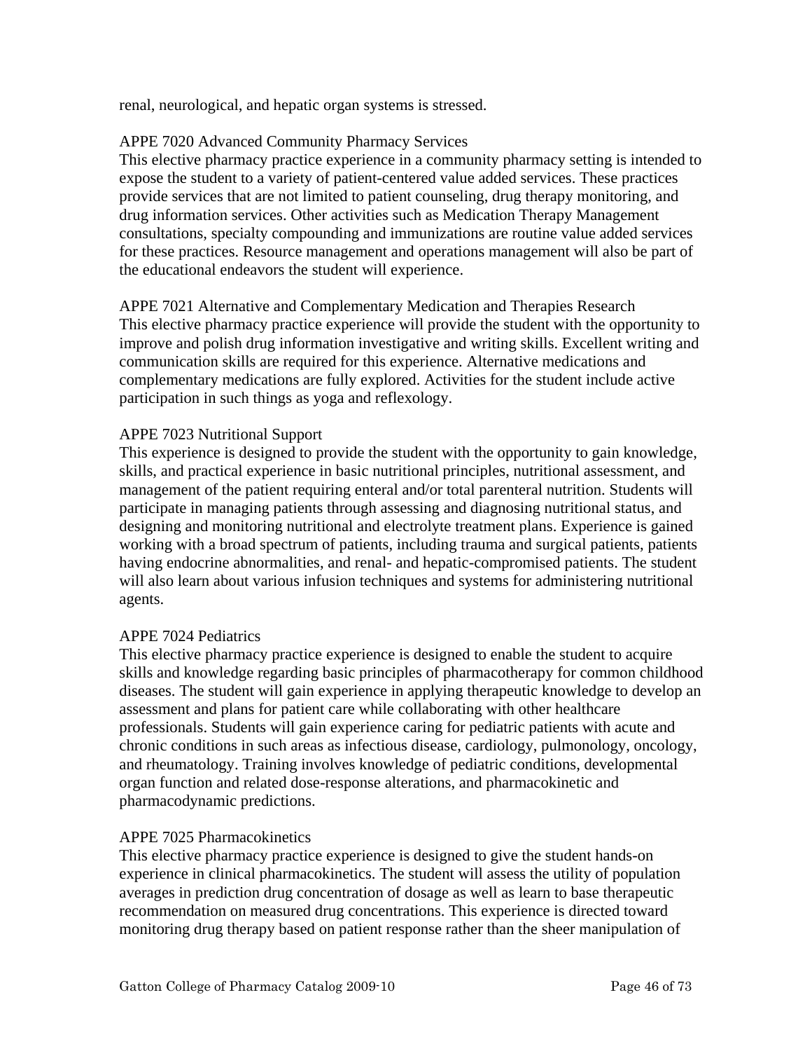renal, neurological, and hepatic organ systems is stressed.

APPE 7020 Advanced Community Pharmacy Services
This elective pharmacy practice experience in a community pharmacy setting is intended to expose the student to a variety of patient-centered value added services. These practices provide services that are not limited to patient counseling, drug therapy monitoring, and drug information services. Other activities such as Medication Therapy Management consultations, specialty compounding and immunizations are routine value added services for these practices. Resource management and operations management will also be part of the educational endeavors the student will experience.

APPE 7021 Alternative and Complementary Medication and Therapies Research
This elective pharmacy practice experience will provide the student with the opportunity to improve and polish drug information investigative and writing skills. Excellent writing and communication skills are required for this experience. Alternative medications and complementary medications are fully explored. Activities for the student include active participation in such things as yoga and reflexology.

APPE 7023 Nutritional Support
This experience is designed to provide the student with the opportunity to gain knowledge, skills, and practical experience in basic nutritional principles, nutritional assessment, and management of the patient requiring enteral and/or total parenteral nutrition. Students will participate in managing patients through assessing and diagnosing nutritional status, and designing and monitoring nutritional and electrolyte treatment plans. Experience is gained working with a broad spectrum of patients, including trauma and surgical patients, patients having endocrine abnormalities, and renal- and hepatic-compromised patients. The student will also learn about various infusion techniques and systems for administering nutritional agents.

APPE 7024 Pediatrics
This elective pharmacy practice experience is designed to enable the student to acquire skills and knowledge regarding basic principles of pharmacotherapy for common childhood diseases. The student will gain experience in applying therapeutic knowledge to develop an assessment and plans for patient care while collaborating with other healthcare professionals. Students will gain experience caring for pediatric patients with acute and chronic conditions in such areas as infectious disease, cardiology, pulmonology, oncology, and rheumatology. Training involves knowledge of pediatric conditions, developmental organ function and related dose-response alterations, and pharmacokinetic and pharmacodynamic predictions.

APPE 7025 Pharmacokinetics
This elective pharmacy practice experience is designed to give the student hands-on experience in clinical pharmacokinetics. The student will assess the utility of population averages in prediction drug concentration of dosage as well as learn to base therapeutic recommendation on measured drug concentrations. This experience is directed toward monitoring drug therapy based on patient response rather than the sheer manipulation of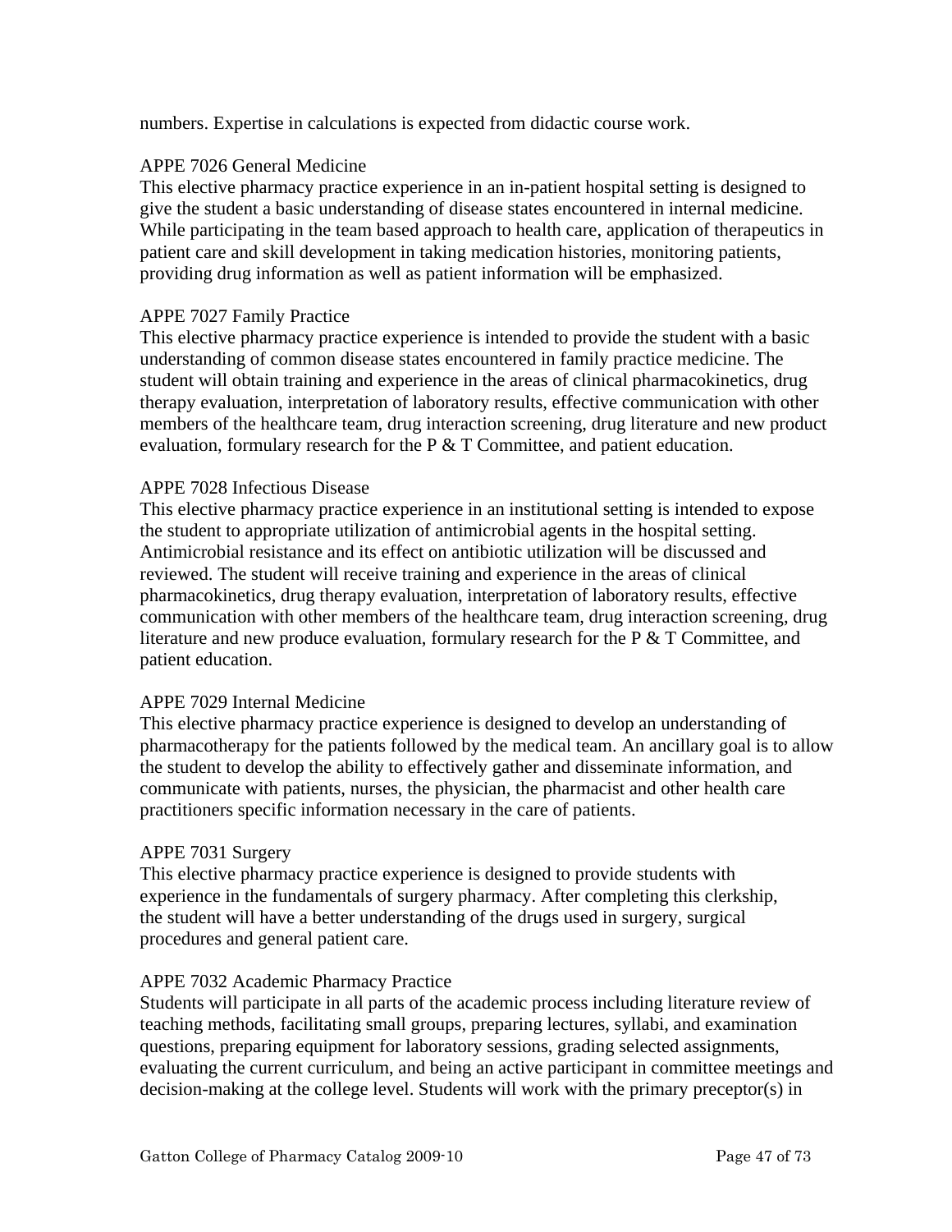numbers. Expertise in calculations is expected from didactic course work.

APPE 7026 General Medicine
This elective pharmacy practice experience in an in-patient hospital setting is designed to give the student a basic understanding of disease states encountered in internal medicine. While participating in the team based approach to health care, application of therapeutics in patient care and skill development in taking medication histories, monitoring patients, providing drug information as well as patient information will be emphasized.

APPE 7027 Family Practice
This elective pharmacy practice experience is intended to provide the student with a basic understanding of common disease states encountered in family practice medicine. The student will obtain training and experience in the areas of clinical pharmacokinetics, drug therapy evaluation, interpretation of laboratory results, effective communication with other members of the healthcare team, drug interaction screening, drug literature and new product evaluation, formulary research for the P & T Committee, and patient education.

APPE 7028 Infectious Disease
This elective pharmacy practice experience in an institutional setting is intended to expose the student to appropriate utilization of antimicrobial agents in the hospital setting. Antimicrobial resistance and its effect on antibiotic utilization will be discussed and reviewed. The student will receive training and experience in the areas of clinical pharmacokinetics, drug therapy evaluation, interpretation of laboratory results, effective communication with other members of the healthcare team, drug interaction screening, drug literature and new produce evaluation, formulary research for the P & T Committee, and patient education.

APPE 7029 Internal Medicine
This elective pharmacy practice experience is designed to develop an understanding of pharmacotherapy for the patients followed by the medical team. An ancillary goal is to allow the student to develop the ability to effectively gather and disseminate information, and communicate with patients, nurses, the physician, the pharmacist and other health care practitioners specific information necessary in the care of patients.

APPE 7031 Surgery
This elective pharmacy practice experience is designed to provide students with experience in the fundamentals of surgery pharmacy. After completing this clerkship, the student will have a better understanding of the drugs used in surgery, surgical procedures and general patient care.

APPE 7032 Academic Pharmacy Practice
Students will participate in all parts of the academic process including literature review of teaching methods, facilitating small groups, preparing lectures, syllabi, and examination questions, preparing equipment for laboratory sessions, grading selected assignments, evaluating the current curriculum, and being an active participant in committee meetings and decision-making at the college level. Students will work with the primary preceptor(s) in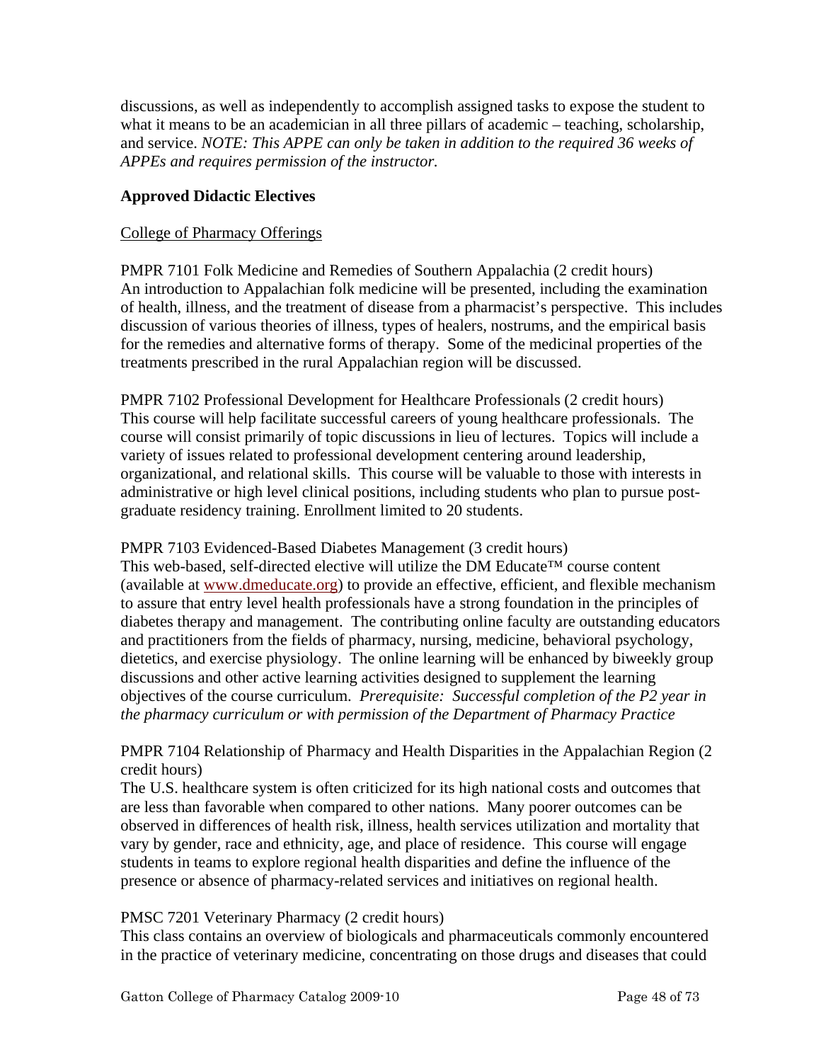discussions, as well as independently to accomplish assigned tasks to expose the student to what it means to be an academician in all three pillars of academic – teaching, scholarship, and service. *NOTE: This APPE can only be taken in addition to the required 36 weeks of APPEs and requires permission of the instructor.*

**Approved Didactic Electives**

College of Pharmacy Offerings

PMPR 7101 Folk Medicine and Remedies of Southern Appalachia (2 credit hours)
An introduction to Appalachian folk medicine will be presented, including the examination of health, illness, and the treatment of disease from a pharmacist's perspective. This includes discussion of various theories of illness, types of healers, nostrums, and the empirical basis for the remedies and alternative forms of therapy. Some of the medicinal properties of the treatments prescribed in the rural Appalachian region will be discussed.

PMPR 7102 Professional Development for Healthcare Professionals (2 credit hours)
This course will help facilitate successful careers of young healthcare professionals. The course will consist primarily of topic discussions in lieu of lectures. Topics will include a variety of issues related to professional development centering around leadership, organizational, and relational skills. This course will be valuable to those with interests in administrative or high level clinical positions, including students who plan to pursue post-graduate residency training. Enrollment limited to 20 students.

PMPR 7103 Evidenced-Based Diabetes Management (3 credit hours)
This web-based, self-directed elective will utilize the DM Educate™ course content (available at www.dmeducate.org) to provide an effective, efficient, and flexible mechanism to assure that entry level health professionals have a strong foundation in the principles of diabetes therapy and management. The contributing online faculty are outstanding educators and practitioners from the fields of pharmacy, nursing, medicine, behavioral psychology, dietetics, and exercise physiology. The online learning will be enhanced by biweekly group discussions and other active learning activities designed to supplement the learning objectives of the course curriculum. *Prerequisite: Successful completion of the P2 year in the pharmacy curriculum or with permission of the Department of Pharmacy Practice*

PMPR 7104 Relationship of Pharmacy and Health Disparities in the Appalachian Region (2 credit hours)
The U.S. healthcare system is often criticized for its high national costs and outcomes that are less than favorable when compared to other nations. Many poorer outcomes can be observed in differences of health risk, illness, health services utilization and mortality that vary by gender, race and ethnicity, age, and place of residence. This course will engage students in teams to explore regional health disparities and define the influence of the presence or absence of pharmacy-related services and initiatives on regional health.

PMSC 7201 Veterinary Pharmacy (2 credit hours)
This class contains an overview of biologicals and pharmaceuticals commonly encountered in the practice of veterinary medicine, concentrating on those drugs and diseases that could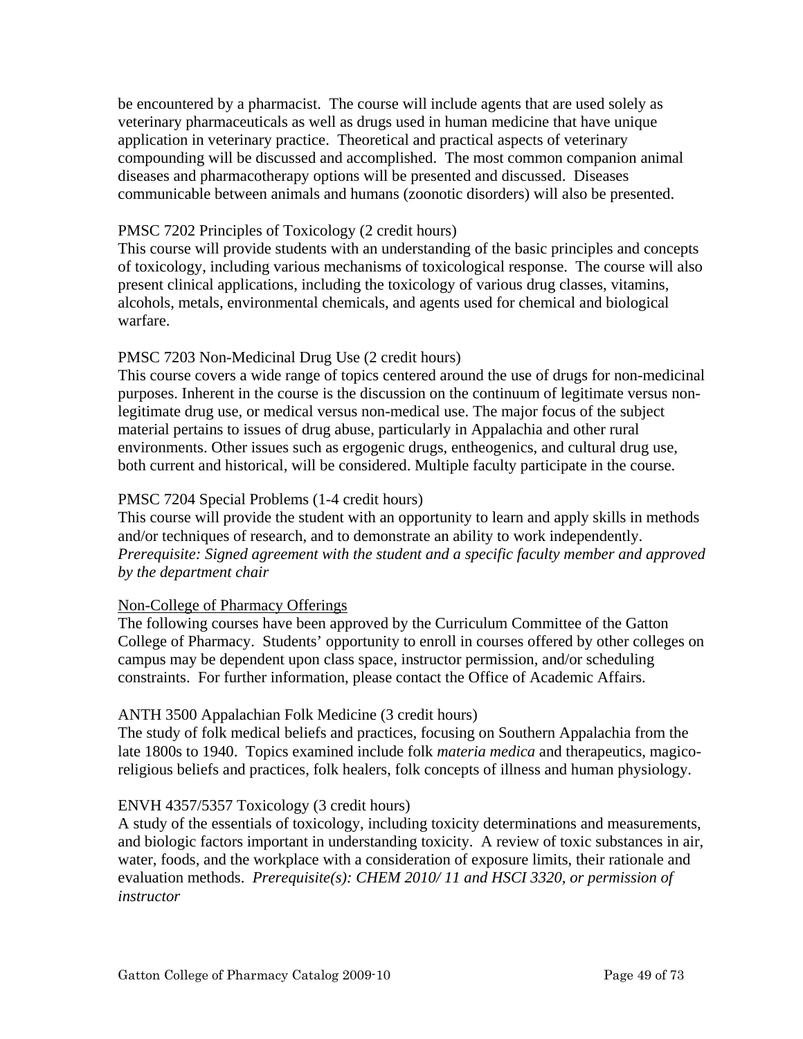be encountered by a pharmacist. The course will include agents that are used solely as veterinary pharmaceuticals as well as drugs used in human medicine that have unique application in veterinary practice. Theoretical and practical aspects of veterinary compounding will be discussed and accomplished. The most common companion animal diseases and pharmacotherapy options will be presented and discussed. Diseases communicable between animals and humans (zoonotic disorders) will also be presented.

PMSC 7202 Principles of Toxicology (2 credit hours)
This course will provide students with an understanding of the basic principles and concepts of toxicology, including various mechanisms of toxicological response. The course will also present clinical applications, including the toxicology of various drug classes, vitamins, alcohols, metals, environmental chemicals, and agents used for chemical and biological warfare.

PMSC 7203 Non-Medicinal Drug Use (2 credit hours)
This course covers a wide range of topics centered around the use of drugs for non-medicinal purposes. Inherent in the course is the discussion on the continuum of legitimate versus non-legitimate drug use, or medical versus non-medical use. The major focus of the subject material pertains to issues of drug abuse, particularly in Appalachia and other rural environments. Other issues such as ergogenic drugs, entheogenics, and cultural drug use, both current and historical, will be considered. Multiple faculty participate in the course.

PMSC 7204 Special Problems (1-4 credit hours)
This course will provide the student with an opportunity to learn and apply skills in methods and/or techniques of research, and to demonstrate an ability to work independently.
*Prerequisite: Signed agreement with the student and a specific faculty member and approved by the department chair*

<u>Non-College of Pharmacy Offerings</u>
The following courses have been approved by the Curriculum Committee of the Gatton College of Pharmacy. Students' opportunity to enroll in courses offered by other colleges on campus may be dependent upon class space, instructor permission, and/or scheduling constraints. For further information, please contact the Office of Academic Affairs.

ANTH 3500 Appalachian Folk Medicine (3 credit hours)
The study of folk medical beliefs and practices, focusing on Southern Appalachia from the late 1800s to 1940. Topics examined include folk *materia medica* and therapeutics, magico-religious beliefs and practices, folk healers, folk concepts of illness and human physiology.

ENVH 4357/5357 Toxicology (3 credit hours)
A study of the essentials of toxicology, including toxicity determinations and measurements, and biologic factors important in understanding toxicity. A review of toxic substances in air, water, foods, and the workplace with a consideration of exposure limits, their rationale and evaluation methods. *Prerequisite(s): CHEM 2010/ 11 and HSCI 3320, or permission of instructor*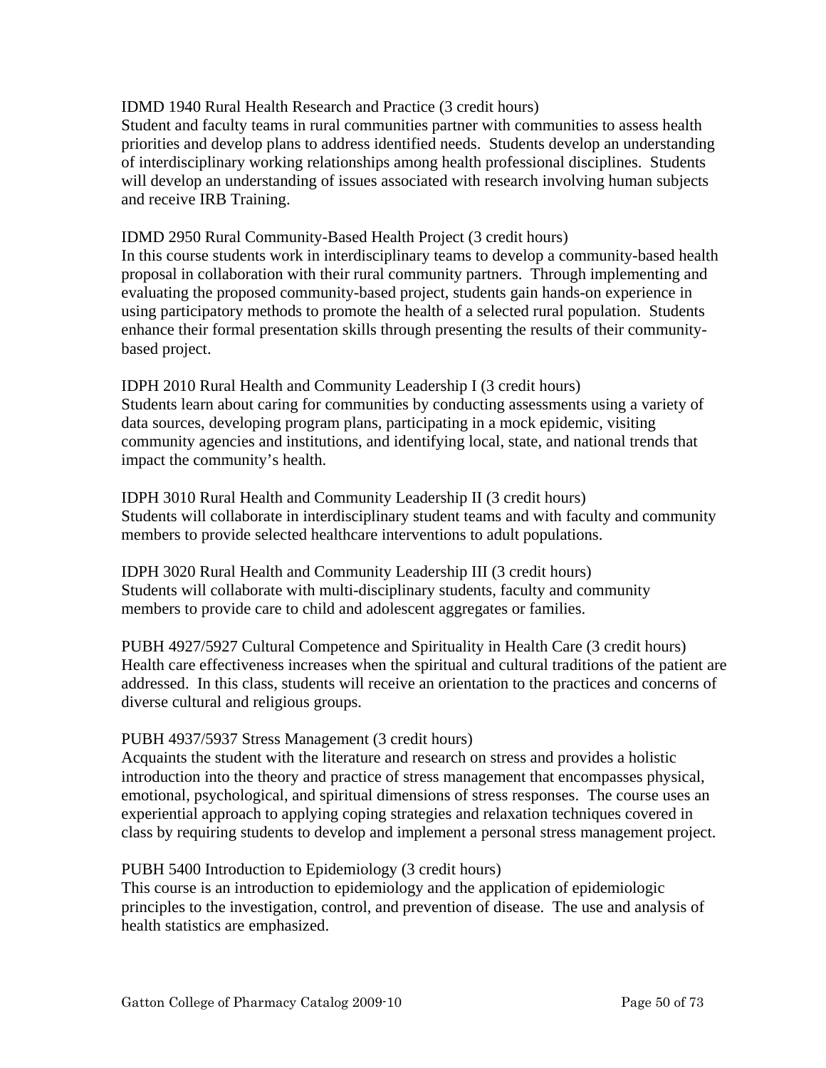IDMD 1940 Rural Health Research and Practice (3 credit hours)
Student and faculty teams in rural communities partner with communities to assess health priorities and develop plans to address identified needs. Students develop an understanding of interdisciplinary working relationships among health professional disciplines. Students will develop an understanding of issues associated with research involving human subjects and receive IRB Training.

IDMD 2950 Rural Community-Based Health Project (3 credit hours)
In this course students work in interdisciplinary teams to develop a community-based health proposal in collaboration with their rural community partners. Through implementing and evaluating the proposed community-based project, students gain hands-on experience in using participatory methods to promote the health of a selected rural population. Students enhance their formal presentation skills through presenting the results of their community-based project.

IDPH 2010 Rural Health and Community Leadership I (3 credit hours)
Students learn about caring for communities by conducting assessments using a variety of data sources, developing program plans, participating in a mock epidemic, visiting community agencies and institutions, and identifying local, state, and national trends that impact the community's health.

IDPH 3010 Rural Health and Community Leadership II (3 credit hours)
Students will collaborate in interdisciplinary student teams and with faculty and community members to provide selected healthcare interventions to adult populations.

IDPH 3020 Rural Health and Community Leadership III (3 credit hours)
Students will collaborate with multi-disciplinary students, faculty and community members to provide care to child and adolescent aggregates or families.

PUBH 4927/5927 Cultural Competence and Spirituality in Health Care (3 credit hours)
Health care effectiveness increases when the spiritual and cultural traditions of the patient are addressed. In this class, students will receive an orientation to the practices and concerns of diverse cultural and religious groups.

PUBH 4937/5937 Stress Management (3 credit hours)
Acquaints the student with the literature and research on stress and provides a holistic introduction into the theory and practice of stress management that encompasses physical, emotional, psychological, and spiritual dimensions of stress responses. The course uses an experiential approach to applying coping strategies and relaxation techniques covered in class by requiring students to develop and implement a personal stress management project.

PUBH 5400 Introduction to Epidemiology (3 credit hours)
This course is an introduction to epidemiology and the application of epidemiologic principles to the investigation, control, and prevention of disease. The use and analysis of health statistics are emphasized.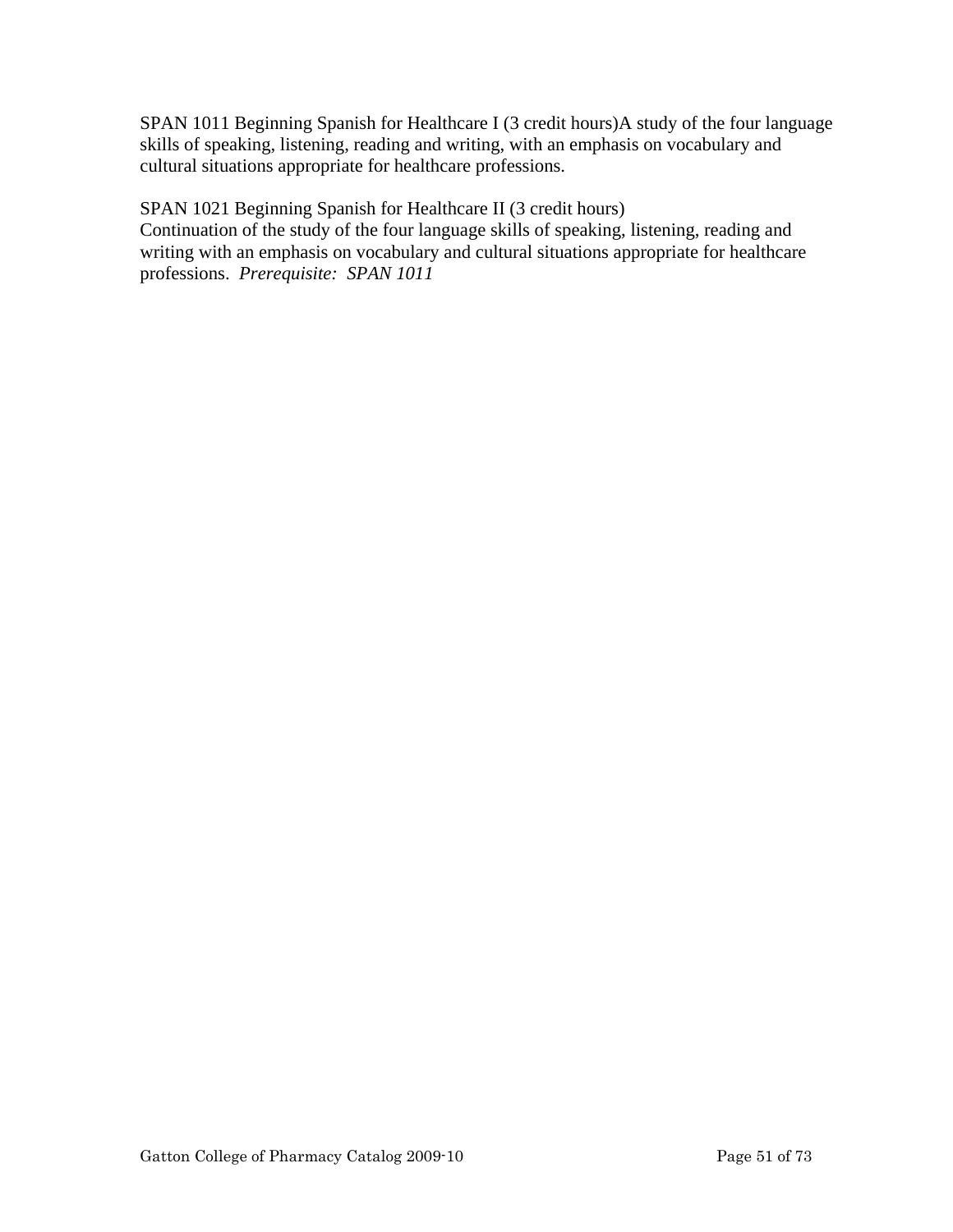SPAN 1011 Beginning Spanish for Healthcare I (3 credit hours)A study of the four language skills of speaking, listening, reading and writing, with an emphasis on vocabulary and cultural situations appropriate for healthcare professions.

SPAN 1021 Beginning Spanish for Healthcare II (3 credit hours)
Continuation of the study of the four language skills of speaking, listening, reading and writing with an emphasis on vocabulary and cultural situations appropriate for healthcare professions. *Prerequisite: SPAN 1011*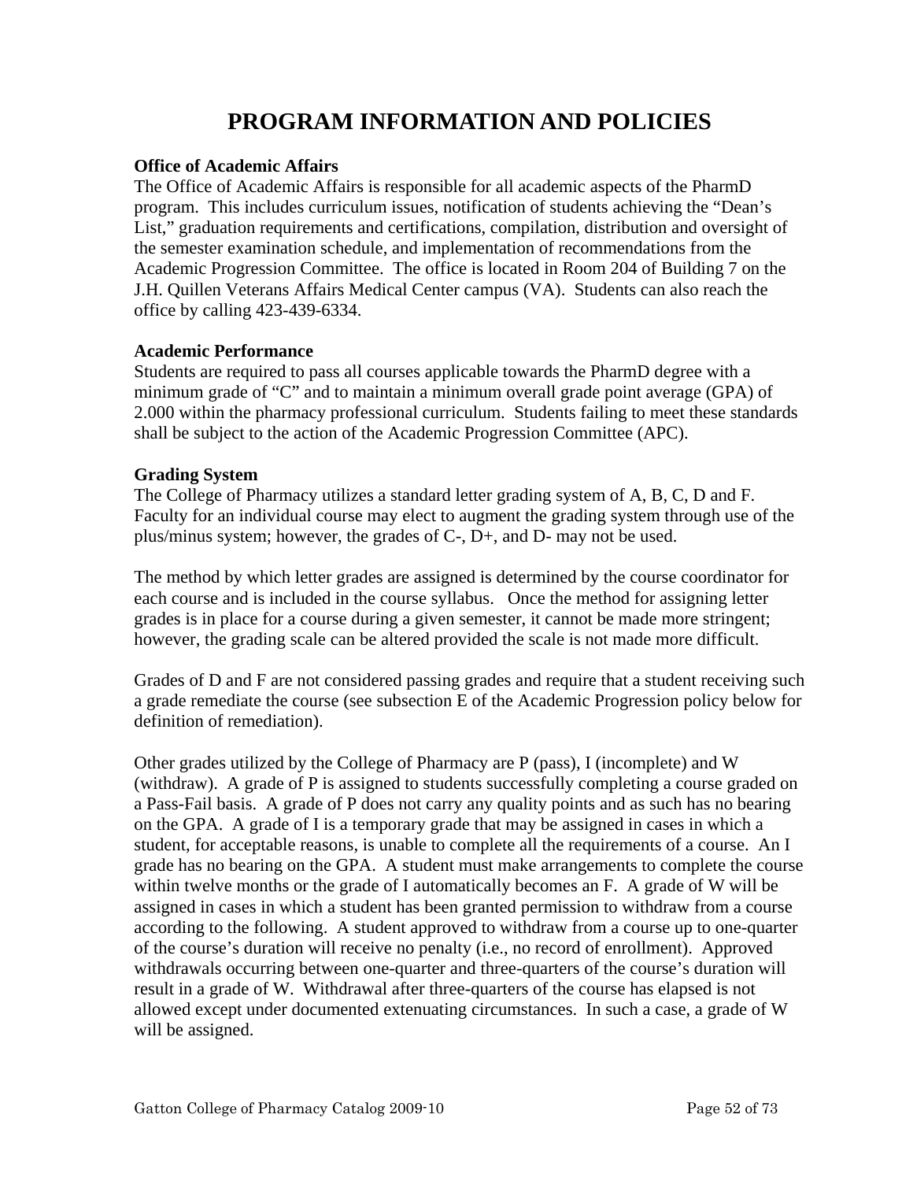# PROGRAM INFORMATION AND POLICIES

**Office of Academic Affairs**

The Office of Academic Affairs is responsible for all academic aspects of the PharmD program. This includes curriculum issues, notification of students achieving the "Dean's List," graduation requirements and certifications, compilation, distribution and oversight of the semester examination schedule, and implementation of recommendations from the Academic Progression Committee. The office is located in Room 204 of Building 7 on the J.H. Quillen Veterans Affairs Medical Center campus (VA). Students can also reach the office by calling 423-439-6334.

**Academic Performance**

Students are required to pass all courses applicable towards the PharmD degree with a minimum grade of "C" and to maintain a minimum overall grade point average (GPA) of 2.000 within the pharmacy professional curriculum. Students failing to meet these standards shall be subject to the action of the Academic Progression Committee (APC).

**Grading System**

The College of Pharmacy utilizes a standard letter grading system of A, B, C, D and F. Faculty for an individual course may elect to augment the grading system through use of the plus/minus system; however, the grades of C-, D+, and D- may not be used.

The method by which letter grades are assigned is determined by the course coordinator for each course and is included in the course syllabus. Once the method for assigning letter grades is in place for a course during a given semester, it cannot be made more stringent; however, the grading scale can be altered provided the scale is not made more difficult.

Grades of D and F are not considered passing grades and require that a student receiving such a grade remediate the course (see subsection E of the Academic Progression policy below for definition of remediation).

Other grades utilized by the College of Pharmacy are P (pass), I (incomplete) and W (withdraw). A grade of P is assigned to students successfully completing a course graded on a Pass-Fail basis. A grade of P does not carry any quality points and as such has no bearing on the GPA. A grade of I is a temporary grade that may be assigned in cases in which a student, for acceptable reasons, is unable to complete all the requirements of a course. An I grade has no bearing on the GPA. A student must make arrangements to complete the course within twelve months or the grade of I automatically becomes an F. A grade of W will be assigned in cases in which a student has been granted permission to withdraw from a course according to the following. A student approved to withdraw from a course up to one-quarter of the course's duration will receive no penalty (i.e., no record of enrollment). Approved withdrawals occurring between one-quarter and three-quarters of the course's duration will result in a grade of W. Withdrawal after three-quarters of the course has elapsed is not allowed except under documented extenuating circumstances. In such a case, a grade of W will be assigned.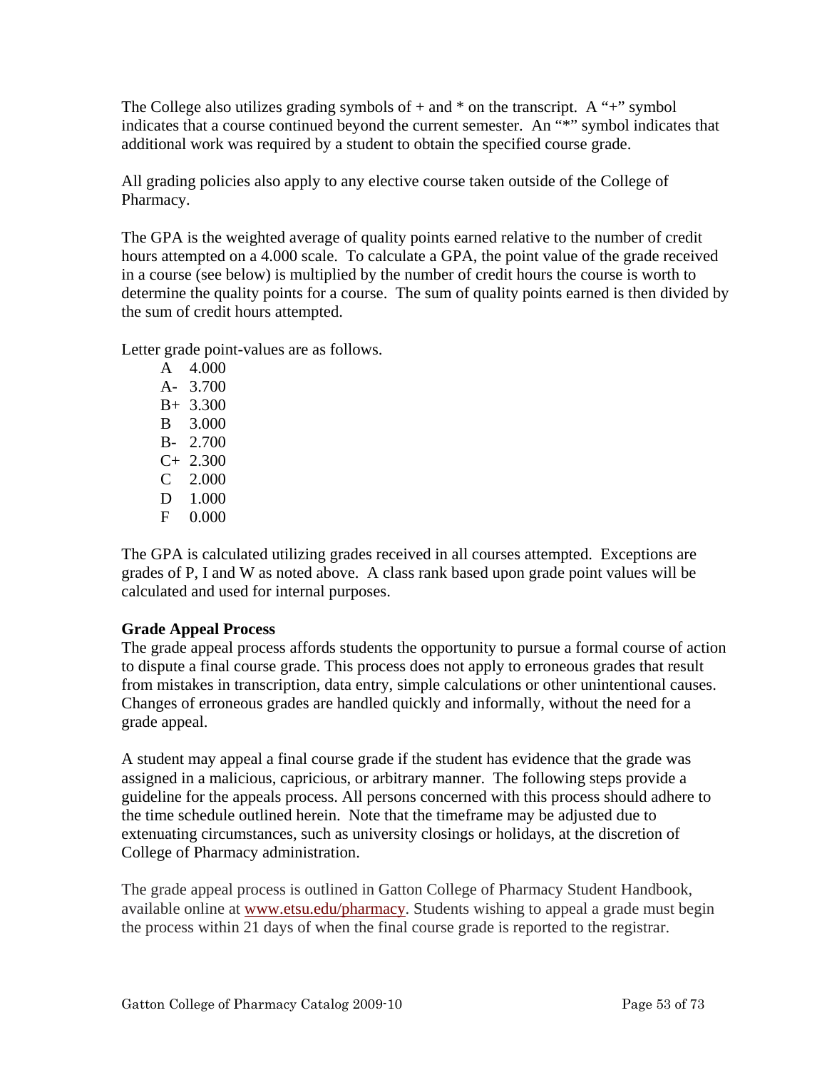The College also utilizes grading symbols of + and * on the transcript. A "+" symbol indicates that a course continued beyond the current semester. An "*" symbol indicates that additional work was required by a student to obtain the specified course grade.

All grading policies also apply to any elective course taken outside of the College of Pharmacy.

The GPA is the weighted average of quality points earned relative to the number of credit hours attempted on a 4.000 scale. To calculate a GPA, the point value of the grade received in a course (see below) is multiplied by the number of credit hours the course is worth to determine the quality points for a course. The sum of quality points earned is then divided by the sum of credit hours attempted.

Letter grade point-values are as follows.

A 4.000
A- 3.700
B+ 3.300
B 3.000
B- 2.700
C+ 2.300
C 2.000
D 1.000
F 0.000

The GPA is calculated utilizing grades received in all courses attempted. Exceptions are grades of P, I and W as noted above. A class rank based upon grade point values will be calculated and used for internal purposes.

**Grade Appeal Process**

The grade appeal process affords students the opportunity to pursue a formal course of action to dispute a final course grade. This process does not apply to erroneous grades that result from mistakes in transcription, data entry, simple calculations or other unintentional causes. Changes of erroneous grades are handled quickly and informally, without the need for a grade appeal.

A student may appeal a final course grade if the student has evidence that the grade was assigned in a malicious, capricious, or arbitrary manner. The following steps provide a guideline for the appeals process. All persons concerned with this process should adhere to the time schedule outlined herein. Note that the timeframe may be adjusted due to extenuating circumstances, such as university closings or holidays, at the discretion of College of Pharmacy administration.

The grade appeal process is outlined in Gatton College of Pharmacy Student Handbook, available online at [www.etsu.edu/pharmacy](http://www.etsu.edu/pharmacy). Students wishing to appeal a grade must begin the process within 21 days of when the final course grade is reported to the registrar.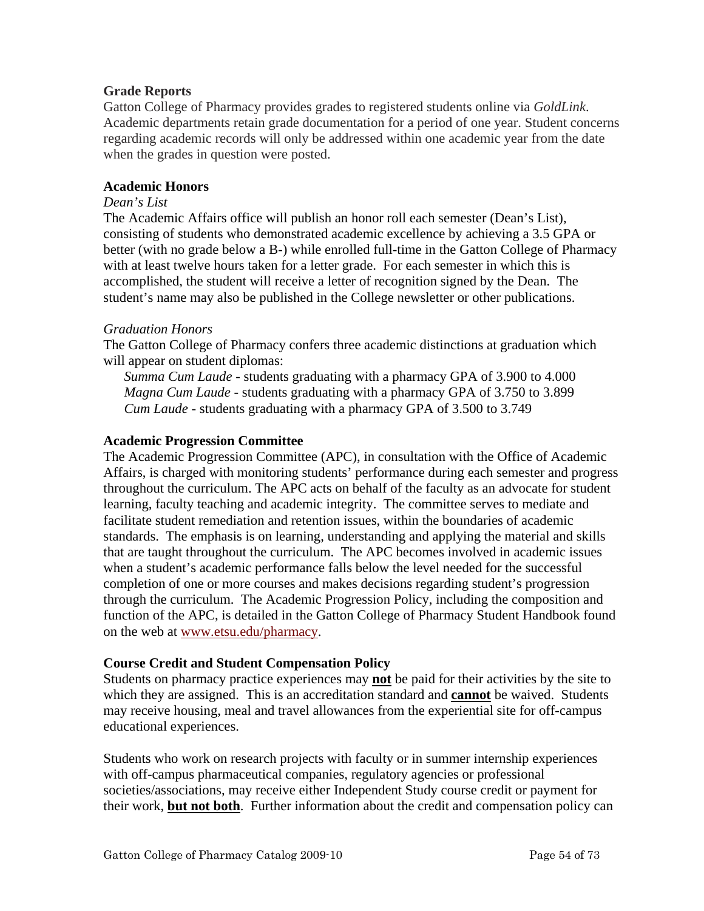### Grade Reports

Gatton College of Pharmacy provides grades to registered students online via *GoldLink*. Academic departments retain grade documentation for a period of one year. Student concerns regarding academic records will only be addressed within one academic year from the date when the grades in question were posted.

### Academic Honors

*Dean's List*

The Academic Affairs office will publish an honor roll each semester (Dean's List), consisting of students who demonstrated academic excellence by achieving a 3.5 GPA or better (with no grade below a B-) while enrolled full-time in the Gatton College of Pharmacy with at least twelve hours taken for a letter grade. For each semester in which this is accomplished, the student will receive a letter of recognition signed by the Dean. The student's name may also be published in the College newsletter or other publications.

*Graduation Honors*

The Gatton College of Pharmacy confers three academic distinctions at graduation which will appear on student diplomas:

*Summa Cum Laude* - students graduating with a pharmacy GPA of 3.900 to 4.000
*Magna Cum Laude* - students graduating with a pharmacy GPA of 3.750 to 3.899
*Cum Laude* - students graduating with a pharmacy GPA of 3.500 to 3.749

### Academic Progression Committee

The Academic Progression Committee (APC), in consultation with the Office of Academic Affairs, is charged with monitoring students' performance during each semester and progress throughout the curriculum. The APC acts on behalf of the faculty as an advocate for student learning, faculty teaching and academic integrity. The committee serves to mediate and facilitate student remediation and retention issues, within the boundaries of academic standards. The emphasis is on learning, understanding and applying the material and skills that are taught throughout the curriculum. The APC becomes involved in academic issues when a student's academic performance falls below the level needed for the successful completion of one or more courses and makes decisions regarding student's progression through the curriculum. The Academic Progression Policy, including the composition and function of the APC, is detailed in the Gatton College of Pharmacy Student Handbook found on the web at www.etsu.edu/pharmacy.

### Course Credit and Student Compensation Policy

Students on pharmacy practice experiences may **not** be paid for their activities by the site to which they are assigned. This is an accreditation standard and **cannot** be waived. Students may receive housing, meal and travel allowances from the experiential site for off-campus educational experiences.

Students who work on research projects with faculty or in summer internship experiences with off-campus pharmaceutical companies, regulatory agencies or professional societies/associations, may receive either Independent Study course credit or payment for their work, **but not both**. Further information about the credit and compensation policy can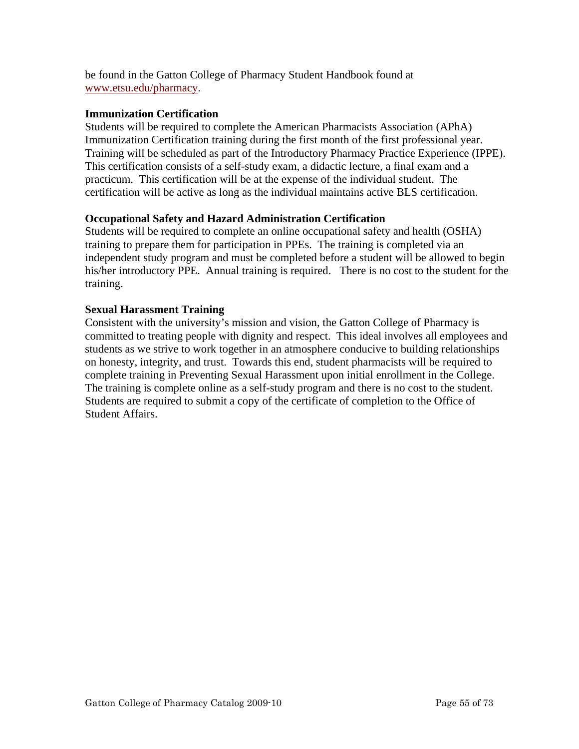be found in the Gatton College of Pharmacy Student Handbook found at www.etsu.edu/pharmacy.

**Immunization Certification**

Students will be required to complete the American Pharmacists Association (APhA) Immunization Certification training during the first month of the first professional year. Training will be scheduled as part of the Introductory Pharmacy Practice Experience (IPPE). This certification consists of a self-study exam, a didactic lecture, a final exam and a practicum. This certification will be at the expense of the individual student. The certification will be active as long as the individual maintains active BLS certification.

**Occupational Safety and Hazard Administration Certification**

Students will be required to complete an online occupational safety and health (OSHA) training to prepare them for participation in PPEs. The training is completed via an independent study program and must be completed before a student will be allowed to begin his/her introductory PPE. Annual training is required. There is no cost to the student for the training.

**Sexual Harassment Training**

Consistent with the university's mission and vision, the Gatton College of Pharmacy is committed to treating people with dignity and respect. This ideal involves all employees and students as we strive to work together in an atmosphere conducive to building relationships on honesty, integrity, and trust. Towards this end, student pharmacists will be required to complete training in Preventing Sexual Harassment upon initial enrollment in the College. The training is complete online as a self-study program and there is no cost to the student. Students are required to submit a copy of the certificate of completion to the Office of Student Affairs.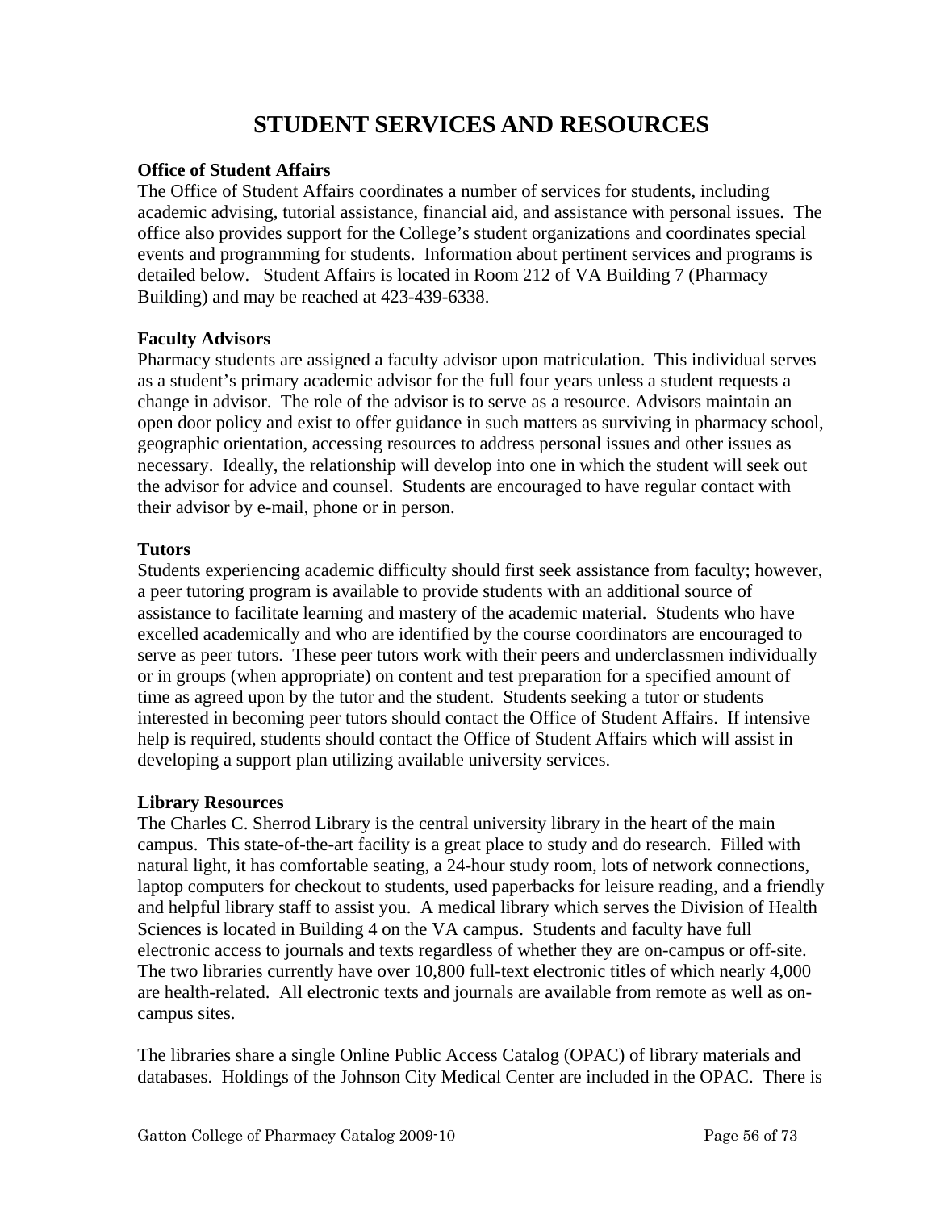# STUDENT SERVICES AND RESOURCES

**Office of Student Affairs**

The Office of Student Affairs coordinates a number of services for students, including academic advising, tutorial assistance, financial aid, and assistance with personal issues. The office also provides support for the College's student organizations and coordinates special events and programming for students. Information about pertinent services and programs is detailed below. Student Affairs is located in Room 212 of VA Building 7 (Pharmacy Building) and may be reached at 423-439-6338.

**Faculty Advisors**

Pharmacy students are assigned a faculty advisor upon matriculation. This individual serves as a student's primary academic advisor for the full four years unless a student requests a change in advisor. The role of the advisor is to serve as a resource. Advisors maintain an open door policy and exist to offer guidance in such matters as surviving in pharmacy school, geographic orientation, accessing resources to address personal issues and other issues as necessary. Ideally, the relationship will develop into one in which the student will seek out the advisor for advice and counsel. Students are encouraged to have regular contact with their advisor by e-mail, phone or in person.

**Tutors**

Students experiencing academic difficulty should first seek assistance from faculty; however, a peer tutoring program is available to provide students with an additional source of assistance to facilitate learning and mastery of the academic material. Students who have excelled academically and who are identified by the course coordinators are encouraged to serve as peer tutors. These peer tutors work with their peers and underclassmen individually or in groups (when appropriate) on content and test preparation for a specified amount of time as agreed upon by the tutor and the student. Students seeking a tutor or students interested in becoming peer tutors should contact the Office of Student Affairs. If intensive help is required, students should contact the Office of Student Affairs which will assist in developing a support plan utilizing available university services.

**Library Resources**

The Charles C. Sherrod Library is the central university library in the heart of the main campus. This state-of-the-art facility is a great place to study and do research. Filled with natural light, it has comfortable seating, a 24-hour study room, lots of network connections, laptop computers for checkout to students, used paperbacks for leisure reading, and a friendly and helpful library staff to assist you. A medical library which serves the Division of Health Sciences is located in Building 4 on the VA campus. Students and faculty have full electronic access to journals and texts regardless of whether they are on-campus or off-site. The two libraries currently have over 10,800 full-text electronic titles of which nearly 4,000 are health-related. All electronic texts and journals are available from remote as well as on-campus sites.

The libraries share a single Online Public Access Catalog (OPAC) of library materials and databases. Holdings of the Johnson City Medical Center are included in the OPAC. There is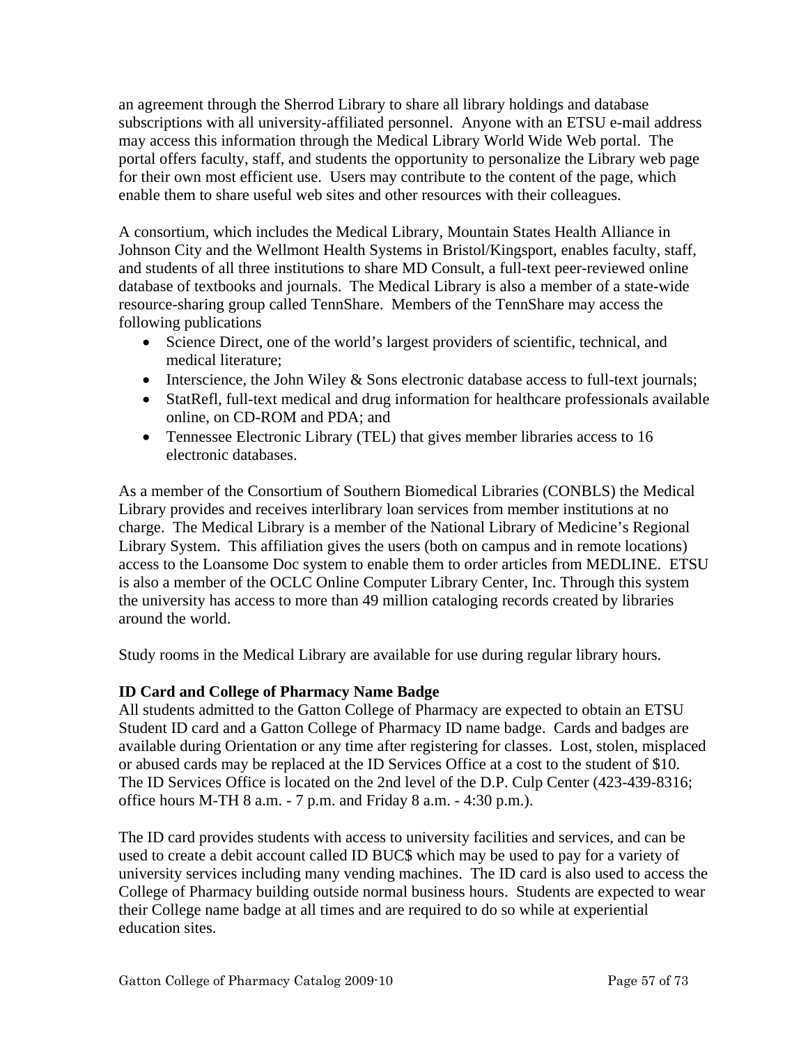an agreement through the Sherrod Library to share all library holdings and database subscriptions with all university-affiliated personnel. Anyone with an ETSU e-mail address may access this information through the Medical Library World Wide Web portal. The portal offers faculty, staff, and students the opportunity to personalize the Library web page for their own most efficient use. Users may contribute to the content of the page, which enable them to share useful web sites and other resources with their colleagues.

A consortium, which includes the Medical Library, Mountain States Health Alliance in Johnson City and the Wellmont Health Systems in Bristol/Kingsport, enables faculty, staff, and students of all three institutions to share MD Consult, a full-text peer-reviewed online database of textbooks and journals. The Medical Library is also a member of a state-wide resource-sharing group called TennShare. Members of the TennShare may access the following publications

- Science Direct, one of the world's largest providers of scientific, technical, and medical literature;
- Interscience, the John Wiley & Sons electronic database access to full-text journals;
- StatRefl, full-text medical and drug information for healthcare professionals available online, on CD-ROM and PDA; and
- Tennessee Electronic Library (TEL) that gives member libraries access to 16 electronic databases.

As a member of the Consortium of Southern Biomedical Libraries (CONBLS) the Medical Library provides and receives interlibrary loan services from member institutions at no charge. The Medical Library is a member of the National Library of Medicine's Regional Library System. This affiliation gives the users (both on campus and in remote locations) access to the Loansome Doc system to enable them to order articles from MEDLINE. ETSU is also a member of the OCLC Online Computer Library Center, Inc. Through this system the university has access to more than 49 million cataloging records created by libraries around the world.

Study rooms in the Medical Library are available for use during regular library hours.

**ID Card and College of Pharmacy Name Badge**

All students admitted to the Gatton College of Pharmacy are expected to obtain an ETSU Student ID card and a Gatton College of Pharmacy ID name badge. Cards and badges are available during Orientation or any time after registering for classes. Lost, stolen, misplaced or abused cards may be replaced at the ID Services Office at a cost to the student of $10. The ID Services Office is located on the 2nd level of the D.P. Culp Center (423-439-8316; office hours M-TH 8 a.m. - 7 p.m. and Friday 8 a.m. - 4:30 p.m.).

The ID card provides students with access to university facilities and services, and can be used to create a debit account called ID BUC$ which may be used to pay for a variety of university services including many vending machines. The ID card is also used to access the College of Pharmacy building outside normal business hours. Students are expected to wear their College name badge at all times and are required to do so while at experiential education sites.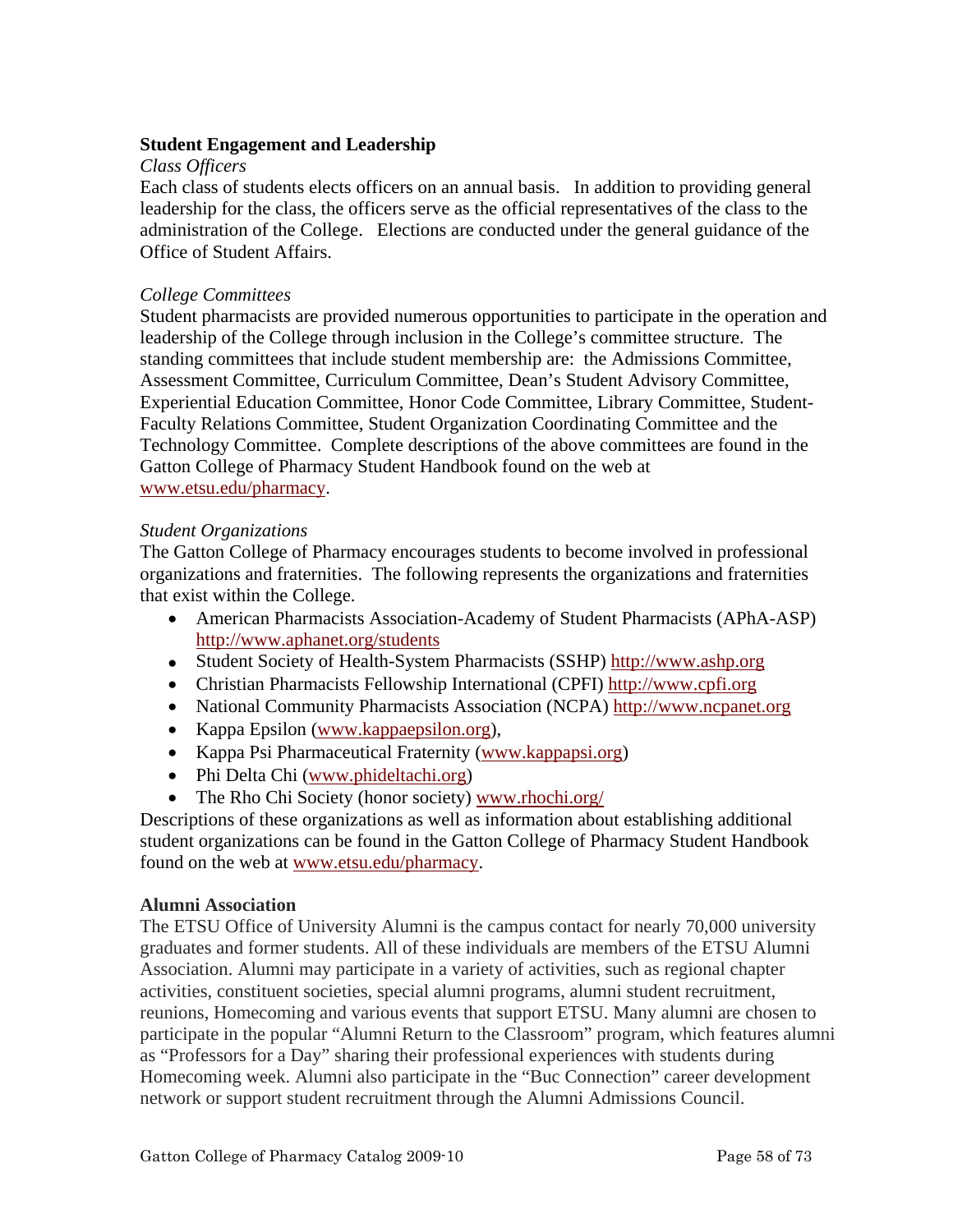## Student Engagement and Leadership

*Class Officers*

Each class of students elects officers on an annual basis. In addition to providing general leadership for the class, the officers serve as the official representatives of the class to the administration of the College. Elections are conducted under the general guidance of the Office of Student Affairs.

*College Committees*

Student pharmacists are provided numerous opportunities to participate in the operation and leadership of the College through inclusion in the College's committee structure. The standing committees that include student membership are: the Admissions Committee, Assessment Committee, Curriculum Committee, Dean's Student Advisory Committee, Experiential Education Committee, Honor Code Committee, Library Committee, Student-Faculty Relations Committee, Student Organization Coordinating Committee and the Technology Committee. Complete descriptions of the above committees are found in the Gatton College of Pharmacy Student Handbook found on the web at www.etsu.edu/pharmacy.

*Student Organizations*

The Gatton College of Pharmacy encourages students to become involved in professional organizations and fraternities. The following represents the organizations and fraternities that exist within the College.

- American Pharmacists Association-Academy of Student Pharmacists (APhA-ASP) http://www.aphanet.org/students
- Student Society of Health-System Pharmacists (SSHP) http://www.ashp.org
- Christian Pharmacists Fellowship International (CPFI) http://www.cpfi.org
- National Community Pharmacists Association (NCPA) http://www.ncpanet.org
- Kappa Epsilon (www.kappaepsilon.org),
- Kappa Psi Pharmaceutical Fraternity (www.kappapsi.org)
- Phi Delta Chi (www.phideltachi.org)
- The Rho Chi Society (honor society) www.rhochi.org/

Descriptions of these organizations as well as information about establishing additional student organizations can be found in the Gatton College of Pharmacy Student Handbook found on the web at www.etsu.edu/pharmacy.

## Alumni Association

The ETSU Office of University Alumni is the campus contact for nearly 70,000 university graduates and former students. All of these individuals are members of the ETSU Alumni Association. Alumni may participate in a variety of activities, such as regional chapter activities, constituent societies, special alumni programs, alumni student recruitment, reunions, Homecoming and various events that support ETSU. Many alumni are chosen to participate in the popular "Alumni Return to the Classroom" program, which features alumni as "Professors for a Day" sharing their professional experiences with students during Homecoming week. Alumni also participate in the "Buc Connection" career development network or support student recruitment through the Alumni Admissions Council.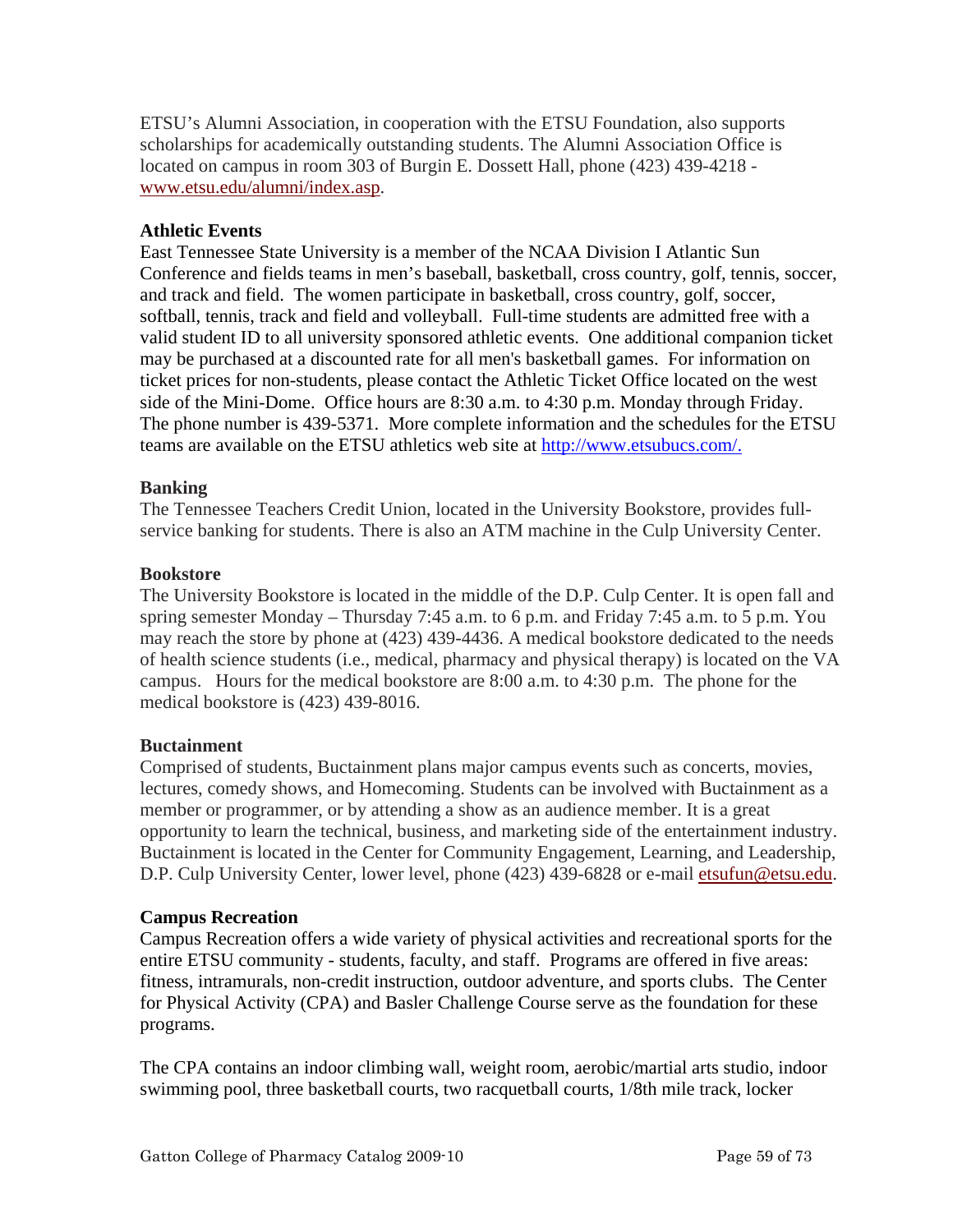ETSU's Alumni Association, in cooperation with the ETSU Foundation, also supports scholarships for academically outstanding students. The Alumni Association Office is located on campus in room 303 of Burgin E. Dossett Hall, phone (423) 439-4218 - www.etsu.edu/alumni/index.asp.

**Athletic Events**

East Tennessee State University is a member of the NCAA Division I Atlantic Sun Conference and fields teams in men's baseball, basketball, cross country, golf, tennis, soccer, and track and field. The women participate in basketball, cross country, golf, soccer, softball, tennis, track and field and volleyball. Full-time students are admitted free with a valid student ID to all university sponsored athletic events. One additional companion ticket may be purchased at a discounted rate for all men's basketball games. For information on ticket prices for non-students, please contact the Athletic Ticket Office located on the west side of the Mini-Dome. Office hours are 8:30 a.m. to 4:30 p.m. Monday through Friday. The phone number is 439-5371. More complete information and the schedules for the ETSU teams are available on the ETSU athletics web site at http://www.etsubucs.com/.

**Banking**

The Tennessee Teachers Credit Union, located in the University Bookstore, provides full-service banking for students. There is also an ATM machine in the Culp University Center.

**Bookstore**

The University Bookstore is located in the middle of the D.P. Culp Center. It is open fall and spring semester Monday – Thursday 7:45 a.m. to 6 p.m. and Friday 7:45 a.m. to 5 p.m. You may reach the store by phone at (423) 439-4436. A medical bookstore dedicated to the needs of health science students (i.e., medical, pharmacy and physical therapy) is located on the VA campus. Hours for the medical bookstore are 8:00 a.m. to 4:30 p.m. The phone for the medical bookstore is (423) 439-8016.

**Buctainment**

Comprised of students, Buctainment plans major campus events such as concerts, movies, lectures, comedy shows, and Homecoming. Students can be involved with Buctainment as a member or programmer, or by attending a show as an audience member. It is a great opportunity to learn the technical, business, and marketing side of the entertainment industry. Buctainment is located in the Center for Community Engagement, Learning, and Leadership, D.P. Culp University Center, lower level, phone (423) 439-6828 or e-mail etsufun@etsu.edu.

**Campus Recreation**

Campus Recreation offers a wide variety of physical activities and recreational sports for the entire ETSU community - students, faculty, and staff. Programs are offered in five areas: fitness, intramurals, non-credit instruction, outdoor adventure, and sports clubs. The Center for Physical Activity (CPA) and Basler Challenge Course serve as the foundation for these programs.

The CPA contains an indoor climbing wall, weight room, aerobic/martial arts studio, indoor swimming pool, three basketball courts, two racquetball courts, 1/8th mile track, locker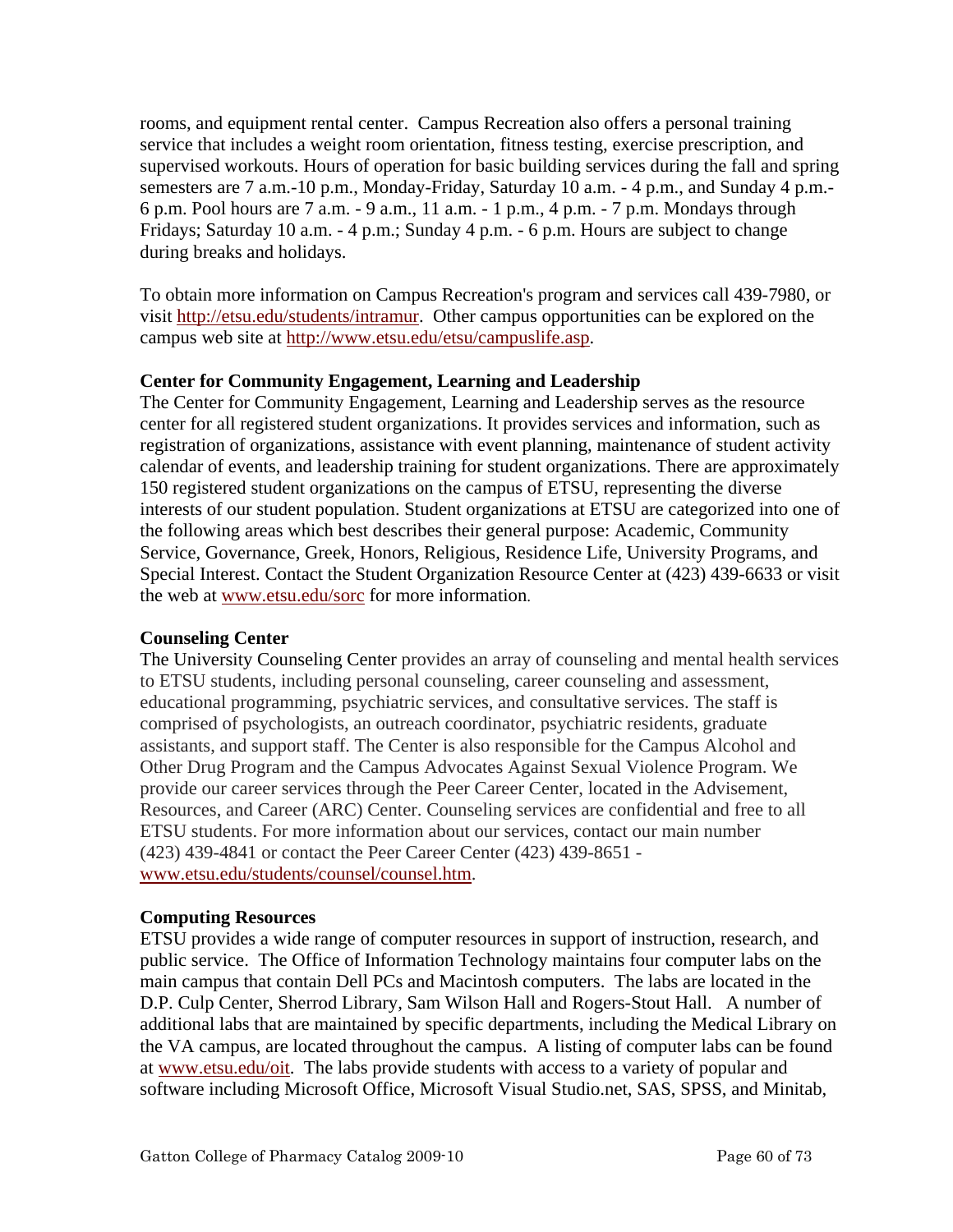rooms, and equipment rental center. Campus Recreation also offers a personal training service that includes a weight room orientation, fitness testing, exercise prescription, and supervised workouts. Hours of operation for basic building services during the fall and spring semesters are 7 a.m.-10 p.m., Monday-Friday, Saturday 10 a.m. - 4 p.m., and Sunday 4 p.m.-6 p.m. Pool hours are 7 a.m. - 9 a.m., 11 a.m. - 1 p.m., 4 p.m. - 7 p.m. Mondays through Fridays; Saturday 10 a.m. - 4 p.m.; Sunday 4 p.m. - 6 p.m. Hours are subject to change during breaks and holidays.

To obtain more information on Campus Recreation's program and services call 439-7980, or visit http://etsu.edu/students/intramur. Other campus opportunities can be explored on the campus web site at http://www.etsu.edu/etsu/campuslife.asp.

**Center for Community Engagement, Learning and Leadership**

The Center for Community Engagement, Learning and Leadership serves as the resource center for all registered student organizations. It provides services and information, such as registration of organizations, assistance with event planning, maintenance of student activity calendar of events, and leadership training for student organizations. There are approximately 150 registered student organizations on the campus of ETSU, representing the diverse interests of our student population. Student organizations at ETSU are categorized into one of the following areas which best describes their general purpose: Academic, Community Service, Governance, Greek, Honors, Religious, Residence Life, University Programs, and Special Interest. Contact the Student Organization Resource Center at (423) 439-6633 or visit the web at www.etsu.edu/sorc for more information.

**Counseling Center**

The University Counseling Center provides an array of counseling and mental health services to ETSU students, including personal counseling, career counseling and assessment, educational programming, psychiatric services, and consultative services. The staff is comprised of psychologists, an outreach coordinator, psychiatric residents, graduate assistants, and support staff. The Center is also responsible for the Campus Alcohol and Other Drug Program and the Campus Advocates Against Sexual Violence Program. We provide our career services through the Peer Career Center, located in the Advisement, Resources, and Career (ARC) Center. Counseling services are confidential and free to all ETSU students. For more information about our services, contact our main number (423) 439-4841 or contact the Peer Career Center (423) 439-8651 - www.etsu.edu/students/counsel/counsel.htm.

**Computing Resources**

ETSU provides a wide range of computer resources in support of instruction, research, and public service. The Office of Information Technology maintains four computer labs on the main campus that contain Dell PCs and Macintosh computers. The labs are located in the D.P. Culp Center, Sherrod Library, Sam Wilson Hall and Rogers-Stout Hall. A number of additional labs that are maintained by specific departments, including the Medical Library on the VA campus, are located throughout the campus. A listing of computer labs can be found at www.etsu.edu/oit. The labs provide students with access to a variety of popular and software including Microsoft Office, Microsoft Visual Studio.net, SAS, SPSS, and Minitab,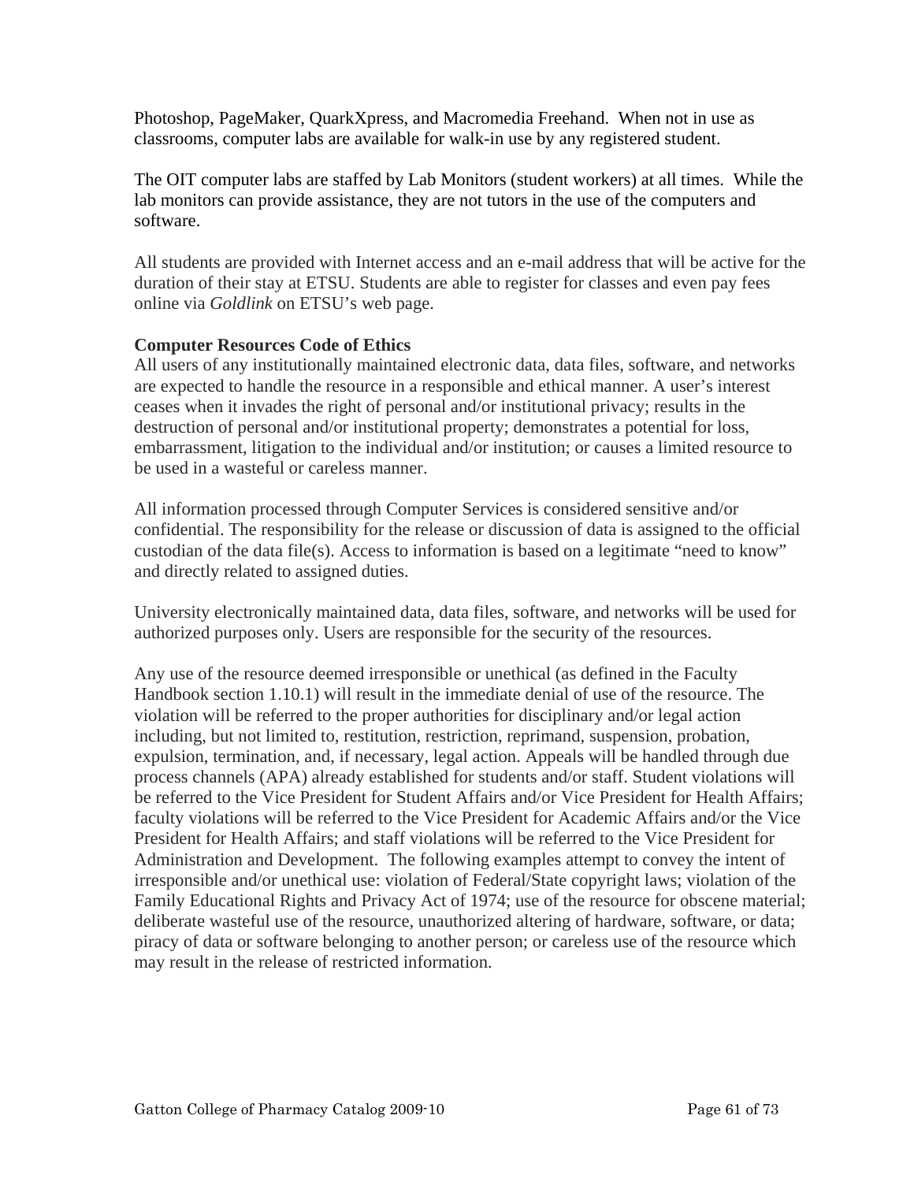Photoshop, PageMaker, QuarkXpress, and Macromedia Freehand. When not in use as classrooms, computer labs are available for walk-in use by any registered student.

The OIT computer labs are staffed by Lab Monitors (student workers) at all times. While the lab monitors can provide assistance, they are not tutors in the use of the computers and software.

All students are provided with Internet access and an e-mail address that will be active for the duration of their stay at ETSU. Students are able to register for classes and even pay fees online via *Goldlink* on ETSU's web page.

**Computer Resources Code of Ethics**

All users of any institutionally maintained electronic data, data files, software, and networks are expected to handle the resource in a responsible and ethical manner. A user's interest ceases when it invades the right of personal and/or institutional privacy; results in the destruction of personal and/or institutional property; demonstrates a potential for loss, embarrassment, litigation to the individual and/or institution; or causes a limited resource to be used in a wasteful or careless manner.

All information processed through Computer Services is considered sensitive and/or confidential. The responsibility for the release or discussion of data is assigned to the official custodian of the data file(s). Access to information is based on a legitimate "need to know" and directly related to assigned duties.

University electronically maintained data, data files, software, and networks will be used for authorized purposes only. Users are responsible for the security of the resources.

Any use of the resource deemed irresponsible or unethical (as defined in the Faculty Handbook section 1.10.1) will result in the immediate denial of use of the resource. The violation will be referred to the proper authorities for disciplinary and/or legal action including, but not limited to, restitution, restriction, reprimand, suspension, probation, expulsion, termination, and, if necessary, legal action. Appeals will be handled through due process channels (APA) already established for students and/or staff. Student violations will be referred to the Vice President for Student Affairs and/or Vice President for Health Affairs; faculty violations will be referred to the Vice President for Academic Affairs and/or the Vice President for Health Affairs; and staff violations will be referred to the Vice President for Administration and Development. The following examples attempt to convey the intent of irresponsible and/or unethical use: violation of Federal/State copyright laws; violation of the Family Educational Rights and Privacy Act of 1974; use of the resource for obscene material; deliberate wasteful use of the resource, unauthorized altering of hardware, software, or data; piracy of data or software belonging to another person; or careless use of the resource which may result in the release of restricted information.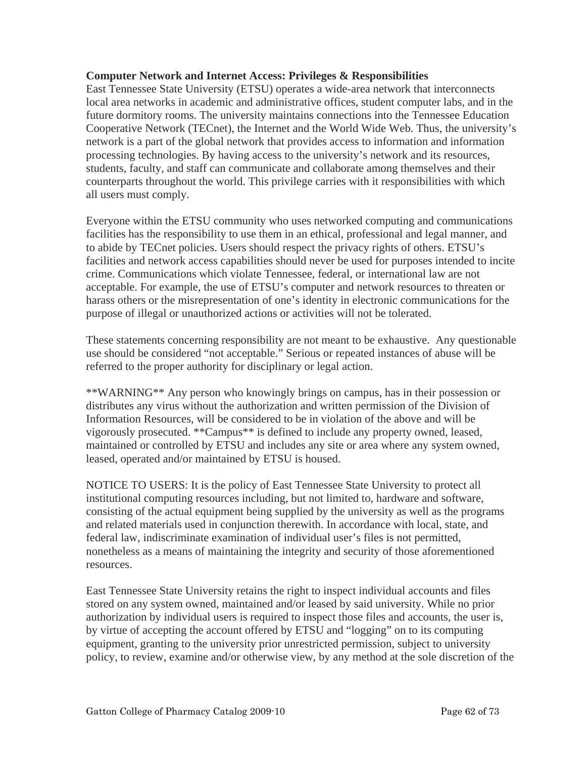**Computer Network and Internet Access: Privileges & Responsibilities**

East Tennessee State University (ETSU) operates a wide-area network that interconnects local area networks in academic and administrative offices, student computer labs, and in the future dormitory rooms. The university maintains connections into the Tennessee Education Cooperative Network (TECnet), the Internet and the World Wide Web. Thus, the university's network is a part of the global network that provides access to information and information processing technologies. By having access to the university's network and its resources, students, faculty, and staff can communicate and collaborate among themselves and their counterparts throughout the world. This privilege carries with it responsibilities with which all users must comply.

Everyone within the ETSU community who uses networked computing and communications facilities has the responsibility to use them in an ethical, professional and legal manner, and to abide by TECnet policies. Users should respect the privacy rights of others. ETSU's facilities and network access capabilities should never be used for purposes intended to incite crime. Communications which violate Tennessee, federal, or international law are not acceptable. For example, the use of ETSU's computer and network resources to threaten or harass others or the misrepresentation of one's identity in electronic communications for the purpose of illegal or unauthorized actions or activities will not be tolerated.

These statements concerning responsibility are not meant to be exhaustive. Any questionable use should be considered "not acceptable." Serious or repeated instances of abuse will be referred to the proper authority for disciplinary or legal action.

**WARNING** Any person who knowingly brings on campus, has in their possession or distributes any virus without the authorization and written permission of the Division of Information Resources, will be considered to be in violation of the above and will be vigorously prosecuted. **Campus** is defined to include any property owned, leased, maintained or controlled by ETSU and includes any site or area where any system owned, leased, operated and/or maintained by ETSU is housed.

NOTICE TO USERS: It is the policy of East Tennessee State University to protect all institutional computing resources including, but not limited to, hardware and software, consisting of the actual equipment being supplied by the university as well as the programs and related materials used in conjunction therewith. In accordance with local, state, and federal law, indiscriminate examination of individual user's files is not permitted, nonetheless as a means of maintaining the integrity and security of those aforementioned resources.

East Tennessee State University retains the right to inspect individual accounts and files stored on any system owned, maintained and/or leased by said university. While no prior authorization by individual users is required to inspect those files and accounts, the user is, by virtue of accepting the account offered by ETSU and "logging" on to its computing equipment, granting to the university prior unrestricted permission, subject to university policy, to review, examine and/or otherwise view, by any method at the sole discretion of the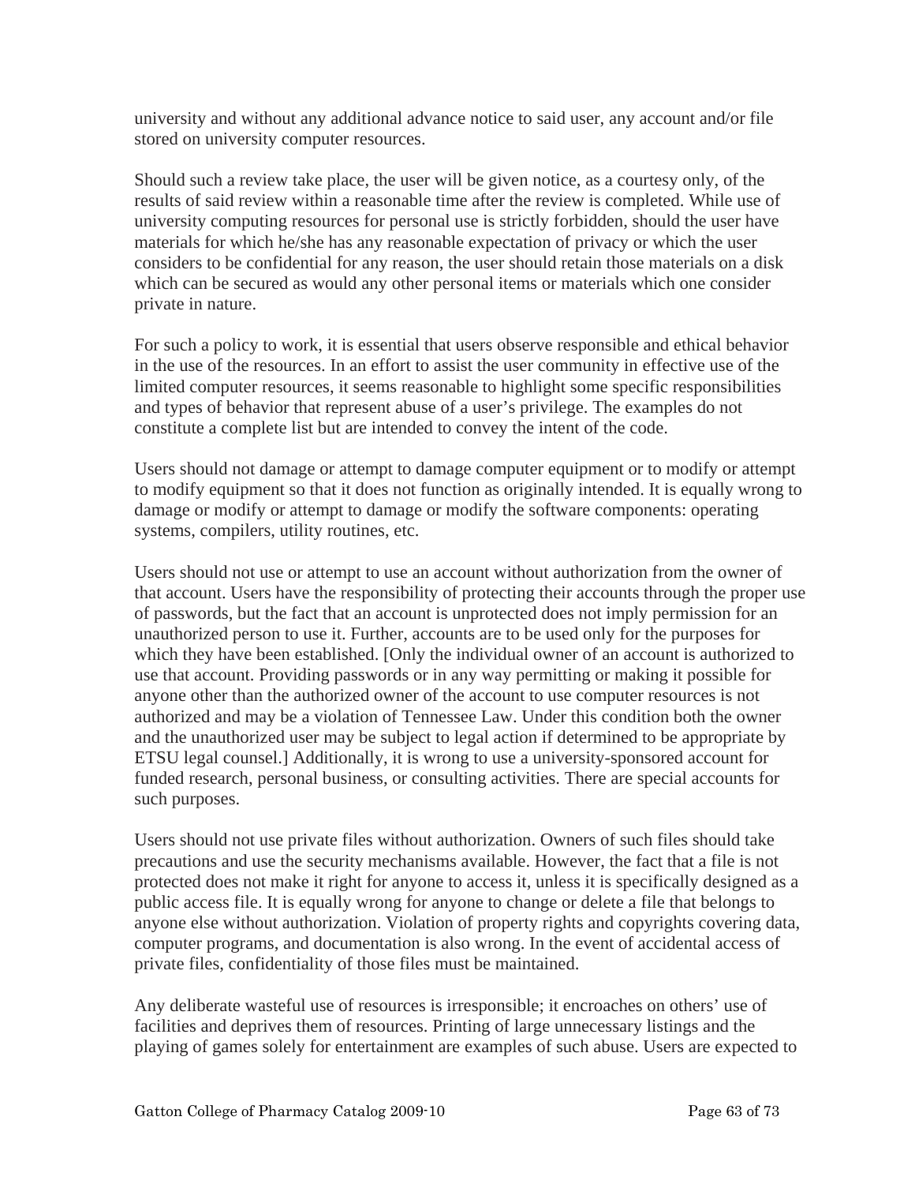university and without any additional advance notice to said user, any account and/or file stored on university computer resources.

Should such a review take place, the user will be given notice, as a courtesy only, of the results of said review within a reasonable time after the review is completed. While use of university computing resources for personal use is strictly forbidden, should the user have materials for which he/she has any reasonable expectation of privacy or which the user considers to be confidential for any reason, the user should retain those materials on a disk which can be secured as would any other personal items or materials which one consider private in nature.

For such a policy to work, it is essential that users observe responsible and ethical behavior in the use of the resources. In an effort to assist the user community in effective use of the limited computer resources, it seems reasonable to highlight some specific responsibilities and types of behavior that represent abuse of a user's privilege. The examples do not constitute a complete list but are intended to convey the intent of the code.

Users should not damage or attempt to damage computer equipment or to modify or attempt to modify equipment so that it does not function as originally intended. It is equally wrong to damage or modify or attempt to damage or modify the software components: operating systems, compilers, utility routines, etc.

Users should not use or attempt to use an account without authorization from the owner of that account. Users have the responsibility of protecting their accounts through the proper use of passwords, but the fact that an account is unprotected does not imply permission for an unauthorized person to use it. Further, accounts are to be used only for the purposes for which they have been established. [Only the individual owner of an account is authorized to use that account. Providing passwords or in any way permitting or making it possible for anyone other than the authorized owner of the account to use computer resources is not authorized and may be a violation of Tennessee Law. Under this condition both the owner and the unauthorized user may be subject to legal action if determined to be appropriate by ETSU legal counsel.] Additionally, it is wrong to use a university-sponsored account for funded research, personal business, or consulting activities. There are special accounts for such purposes.

Users should not use private files without authorization. Owners of such files should take precautions and use the security mechanisms available. However, the fact that a file is not protected does not make it right for anyone to access it, unless it is specifically designed as a public access file. It is equally wrong for anyone to change or delete a file that belongs to anyone else without authorization. Violation of property rights and copyrights covering data, computer programs, and documentation is also wrong. In the event of accidental access of private files, confidentiality of those files must be maintained.

Any deliberate wasteful use of resources is irresponsible; it encroaches on others' use of facilities and deprives them of resources. Printing of large unnecessary listings and the playing of games solely for entertainment are examples of such abuse. Users are expected to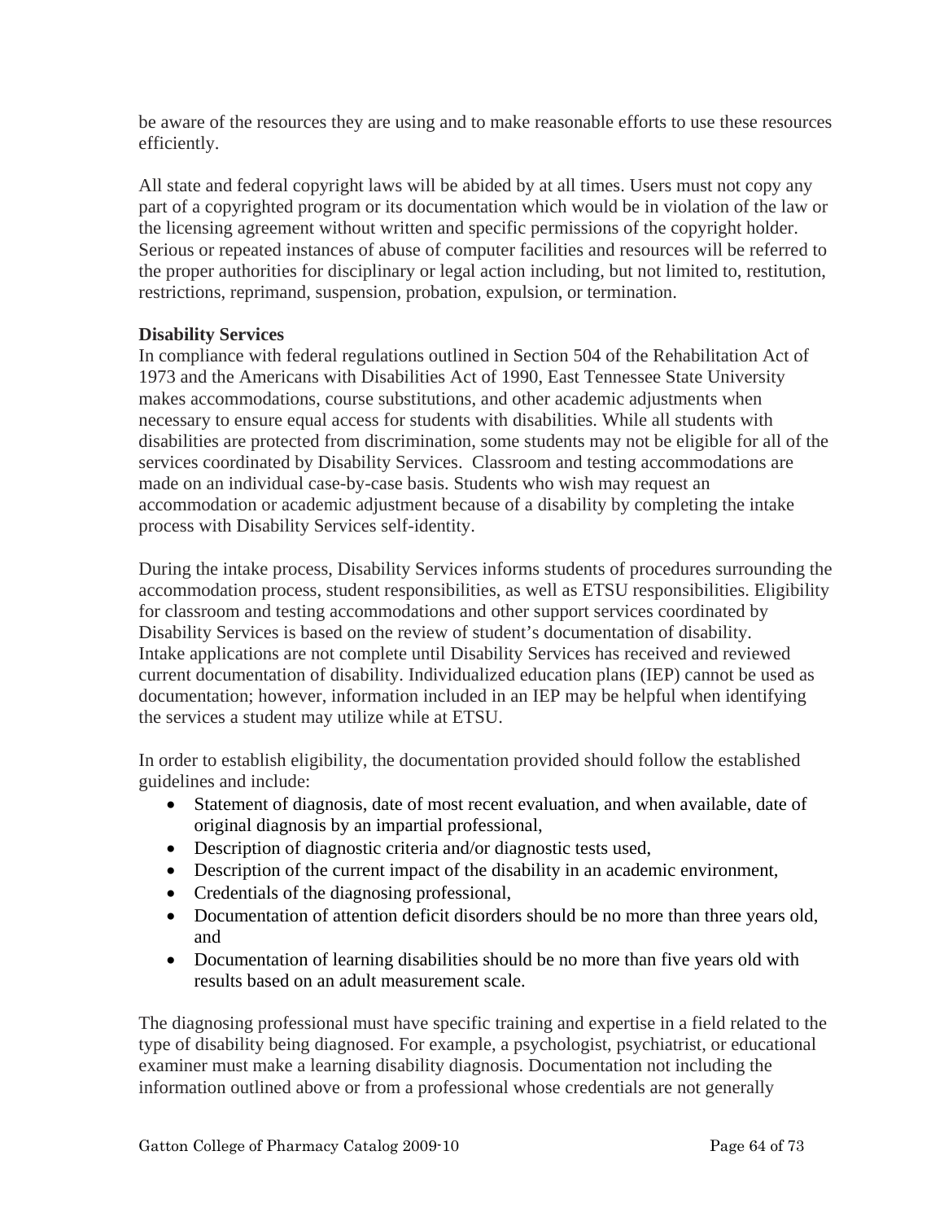be aware of the resources they are using and to make reasonable efforts to use these resources efficiently.

All state and federal copyright laws will be abided by at all times. Users must not copy any part of a copyrighted program or its documentation which would be in violation of the law or the licensing agreement without written and specific permissions of the copyright holder. Serious or repeated instances of abuse of computer facilities and resources will be referred to the proper authorities for disciplinary or legal action including, but not limited to, restitution, restrictions, reprimand, suspension, probation, expulsion, or termination.

**Disability Services**

In compliance with federal regulations outlined in Section 504 of the Rehabilitation Act of 1973 and the Americans with Disabilities Act of 1990, East Tennessee State University makes accommodations, course substitutions, and other academic adjustments when necessary to ensure equal access for students with disabilities. While all students with disabilities are protected from discrimination, some students may not be eligible for all of the services coordinated by Disability Services. Classroom and testing accommodations are made on an individual case-by-case basis. Students who wish may request an accommodation or academic adjustment because of a disability by completing the intake process with Disability Services self-identity.

During the intake process, Disability Services informs students of procedures surrounding the accommodation process, student responsibilities, as well as ETSU responsibilities. Eligibility for classroom and testing accommodations and other support services coordinated by Disability Services is based on the review of student's documentation of disability. Intake applications are not complete until Disability Services has received and reviewed current documentation of disability. Individualized education plans (IEP) cannot be used as documentation; however, information included in an IEP may be helpful when identifying the services a student may utilize while at ETSU.

In order to establish eligibility, the documentation provided should follow the established guidelines and include:

- Statement of diagnosis, date of most recent evaluation, and when available, date of original diagnosis by an impartial professional,
- Description of diagnostic criteria and/or diagnostic tests used,
- Description of the current impact of the disability in an academic environment,
- Credentials of the diagnosing professional,
- Documentation of attention deficit disorders should be no more than three years old, and
- Documentation of learning disabilities should be no more than five years old with results based on an adult measurement scale.

The diagnosing professional must have specific training and expertise in a field related to the type of disability being diagnosed. For example, a psychologist, psychiatrist, or educational examiner must make a learning disability diagnosis. Documentation not including the information outlined above or from a professional whose credentials are not generally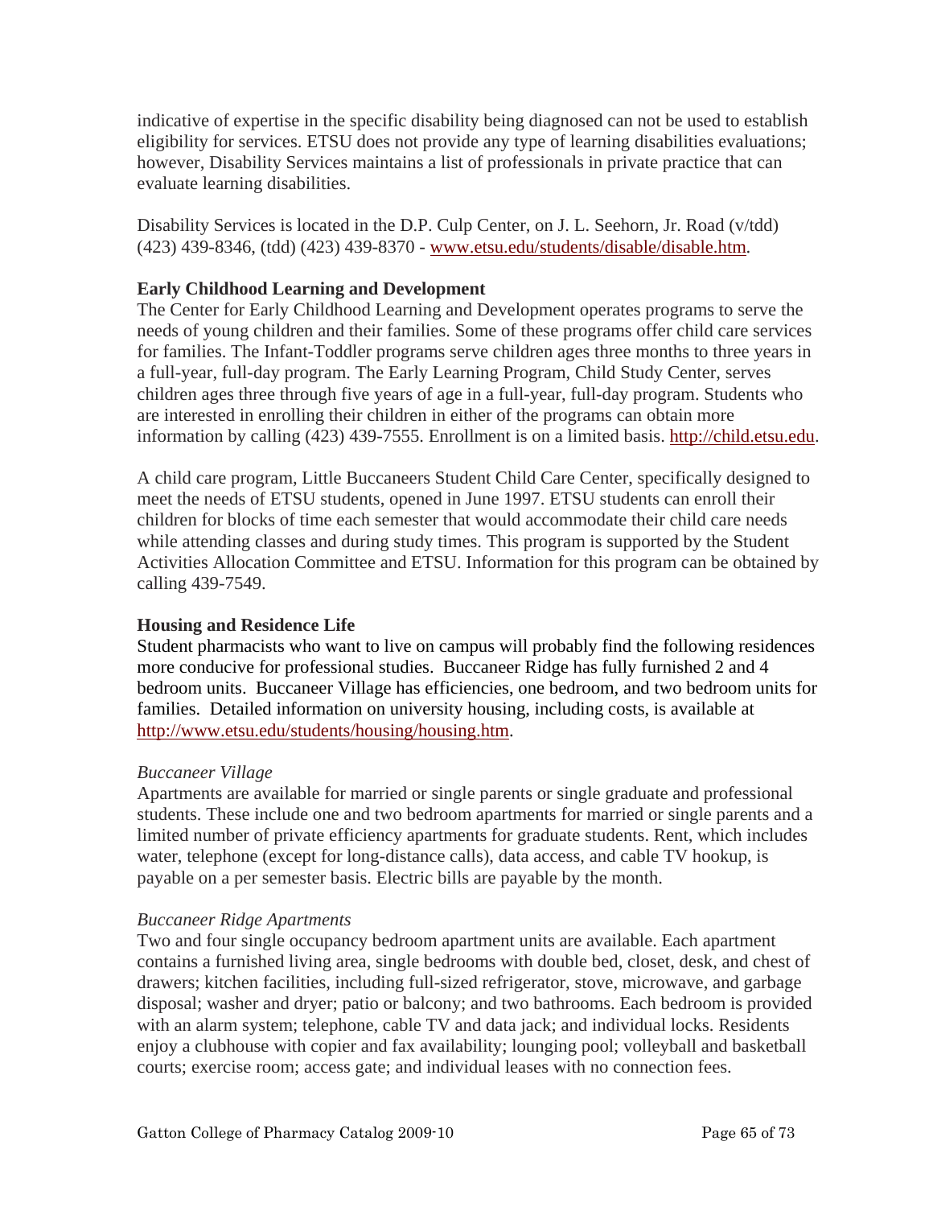indicative of expertise in the specific disability being diagnosed can not be used to establish eligibility for services. ETSU does not provide any type of learning disabilities evaluations; however, Disability Services maintains a list of professionals in private practice that can evaluate learning disabilities.

Disability Services is located in the D.P. Culp Center, on J. L. Seehorn, Jr. Road (v/tdd) (423) 439-8346, (tdd) (423) 439-8370 - [www.etsu.edu/students/disable/disable.htm](www.etsu.edu/students/disable/disable.htm).

**Early Childhood Learning and Development**

The Center for Early Childhood Learning and Development operates programs to serve the needs of young children and their families. Some of these programs offer child care services for families. The Infant-Toddler programs serve children ages three months to three years in a full-year, full-day program. The Early Learning Program, Child Study Center, serves children ages three through five years of age in a full-year, full-day program. Students who are interested in enrolling their children in either of the programs can obtain more information by calling (423) 439-7555. Enrollment is on a limited basis. [http://child.etsu.edu](http://child.etsu.edu).

A child care program, Little Buccaneers Student Child Care Center, specifically designed to meet the needs of ETSU students, opened in June 1997. ETSU students can enroll their children for blocks of time each semester that would accommodate their child care needs while attending classes and during study times. This program is supported by the Student Activities Allocation Committee and ETSU. Information for this program can be obtained by calling 439-7549.

**Housing and Residence Life**

Student pharmacists who want to live on campus will probably find the following residences more conducive for professional studies. Buccaneer Ridge has fully furnished 2 and 4 bedroom units. Buccaneer Village has efficiencies, one bedroom, and two bedroom units for families. Detailed information on university housing, including costs, is available at [http://www.etsu.edu/students/housing/housing.htm](http://www.etsu.edu/students/housing/housing.htm).

*Buccaneer Village*

Apartments are available for married or single parents or single graduate and professional students. These include one and two bedroom apartments for married or single parents and a limited number of private efficiency apartments for graduate students. Rent, which includes water, telephone (except for long-distance calls), data access, and cable TV hookup, is payable on a per semester basis. Electric bills are payable by the month.

*Buccaneer Ridge Apartments*

Two and four single occupancy bedroom apartment units are available. Each apartment contains a furnished living area, single bedrooms with double bed, closet, desk, and chest of drawers; kitchen facilities, including full-sized refrigerator, stove, microwave, and garbage disposal; washer and dryer; patio or balcony; and two bathrooms. Each bedroom is provided with an alarm system; telephone, cable TV and data jack; and individual locks. Residents enjoy a clubhouse with copier and fax availability; lounging pool; volleyball and basketball courts; exercise room; access gate; and individual leases with no connection fees.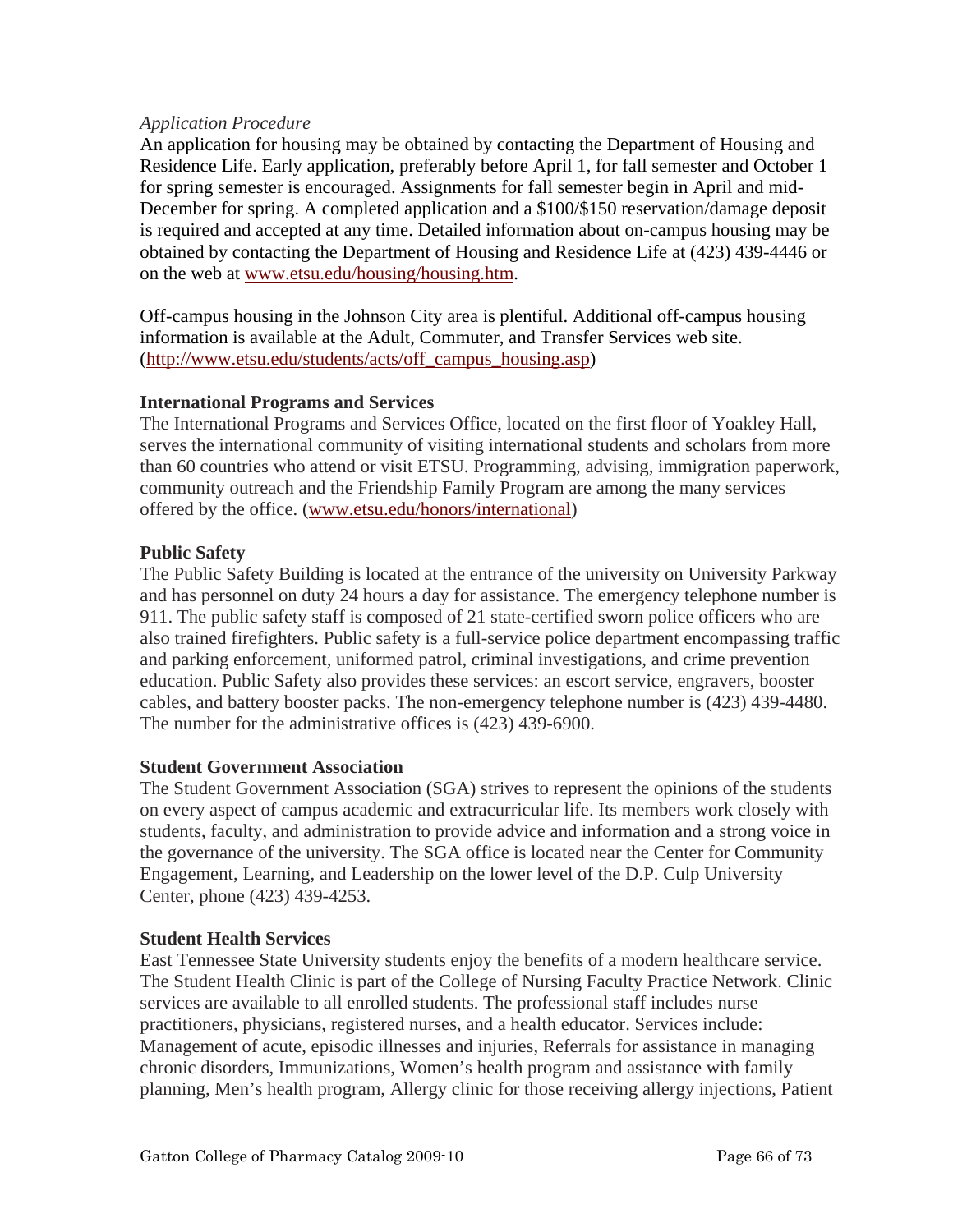*Application Procedure*

An application for housing may be obtained by contacting the Department of Housing and Residence Life. Early application, preferably before April 1, for fall semester and October 1 for spring semester is encouraged. Assignments for fall semester begin in April and mid-December for spring. A completed application and a $100/$150 reservation/damage deposit is required and accepted at any time. Detailed information about on-campus housing may be obtained by contacting the Department of Housing and Residence Life at (423) 439-4446 or on the web at [www.etsu.edu/housing/housing.htm](www.etsu.edu/housing/housing.htm).

Off-campus housing in the Johnson City area is plentiful. Additional off-campus housing information is available at the Adult, Commuter, and Transfer Services web site. ([http://www.etsu.edu/students/acts/off_campus_housing.asp](http://www.etsu.edu/students/acts/off_campus_housing.asp))

**International Programs and Services**

The International Programs and Services Office, located on the first floor of Yoakley Hall, serves the international community of visiting international students and scholars from more than 60 countries who attend or visit ETSU. Programming, advising, immigration paperwork, community outreach and the Friendship Family Program are among the many services offered by the office. ([www.etsu.edu/honors/international](www.etsu.edu/honors/international))

**Public Safety**

The Public Safety Building is located at the entrance of the university on University Parkway and has personnel on duty 24 hours a day for assistance. The emergency telephone number is 911. The public safety staff is composed of 21 state-certified sworn police officers who are also trained firefighters. Public safety is a full-service police department encompassing traffic and parking enforcement, uniformed patrol, criminal investigations, and crime prevention education. Public Safety also provides these services: an escort service, engravers, booster cables, and battery booster packs. The non-emergency telephone number is (423) 439-4480. The number for the administrative offices is (423) 439-6900.

**Student Government Association**

The Student Government Association (SGA) strives to represent the opinions of the students on every aspect of campus academic and extracurricular life. Its members work closely with students, faculty, and administration to provide advice and information and a strong voice in the governance of the university. The SGA office is located near the Center for Community Engagement, Learning, and Leadership on the lower level of the D.P. Culp University Center, phone (423) 439-4253.

**Student Health Services**

East Tennessee State University students enjoy the benefits of a modern healthcare service. The Student Health Clinic is part of the College of Nursing Faculty Practice Network. Clinic services are available to all enrolled students. The professional staff includes nurse practitioners, physicians, registered nurses, and a health educator. Services include: Management of acute, episodic illnesses and injuries, Referrals for assistance in managing chronic disorders, Immunizations, Women's health program and assistance with family planning, Men's health program, Allergy clinic for those receiving allergy injections, Patient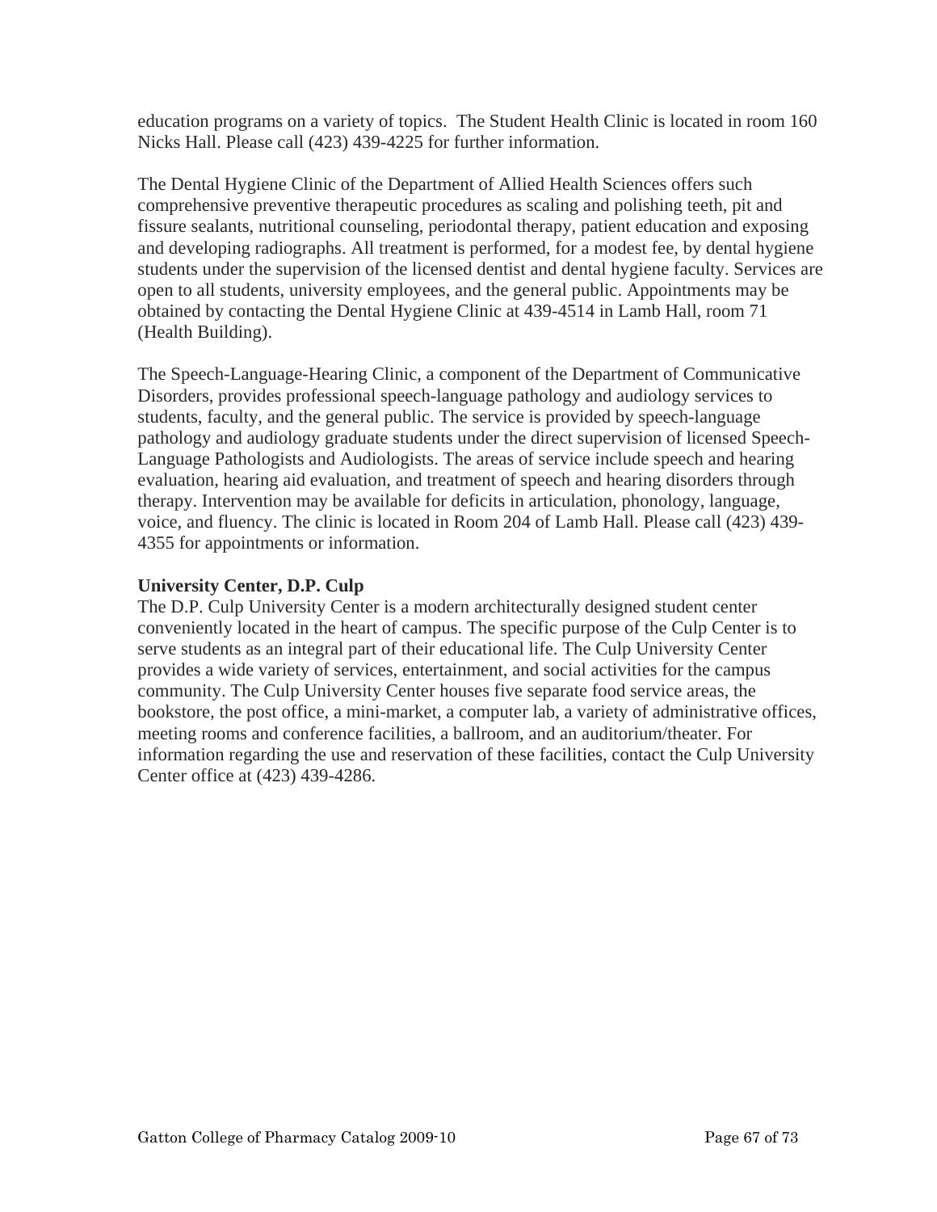education programs on a variety of topics. The Student Health Clinic is located in room 160 Nicks Hall. Please call (423) 439-4225 for further information.

The Dental Hygiene Clinic of the Department of Allied Health Sciences offers such comprehensive preventive therapeutic procedures as scaling and polishing teeth, pit and fissure sealants, nutritional counseling, periodontal therapy, patient education and exposing and developing radiographs. All treatment is performed, for a modest fee, by dental hygiene students under the supervision of the licensed dentist and dental hygiene faculty. Services are open to all students, university employees, and the general public. Appointments may be obtained by contacting the Dental Hygiene Clinic at 439-4514 in Lamb Hall, room 71 (Health Building).

The Speech-Language-Hearing Clinic, a component of the Department of Communicative Disorders, provides professional speech-language pathology and audiology services to students, faculty, and the general public. The service is provided by speech-language pathology and audiology graduate students under the direct supervision of licensed Speech-Language Pathologists and Audiologists. The areas of service include speech and hearing evaluation, hearing aid evaluation, and treatment of speech and hearing disorders through therapy. Intervention may be available for deficits in articulation, phonology, language, voice, and fluency. The clinic is located in Room 204 of Lamb Hall. Please call (423) 439-4355 for appointments or information.

**University Center, D.P. Culp**

The D.P. Culp University Center is a modern architecturally designed student center conveniently located in the heart of campus. The specific purpose of the Culp Center is to serve students as an integral part of their educational life. The Culp University Center provides a wide variety of services, entertainment, and social activities for the campus community. The Culp University Center houses five separate food service areas, the bookstore, the post office, a mini-market, a computer lab, a variety of administrative offices, meeting rooms and conference facilities, a ballroom, and an auditorium/theater. For information regarding the use and reservation of these facilities, contact the Culp University Center office at (423) 439-4286.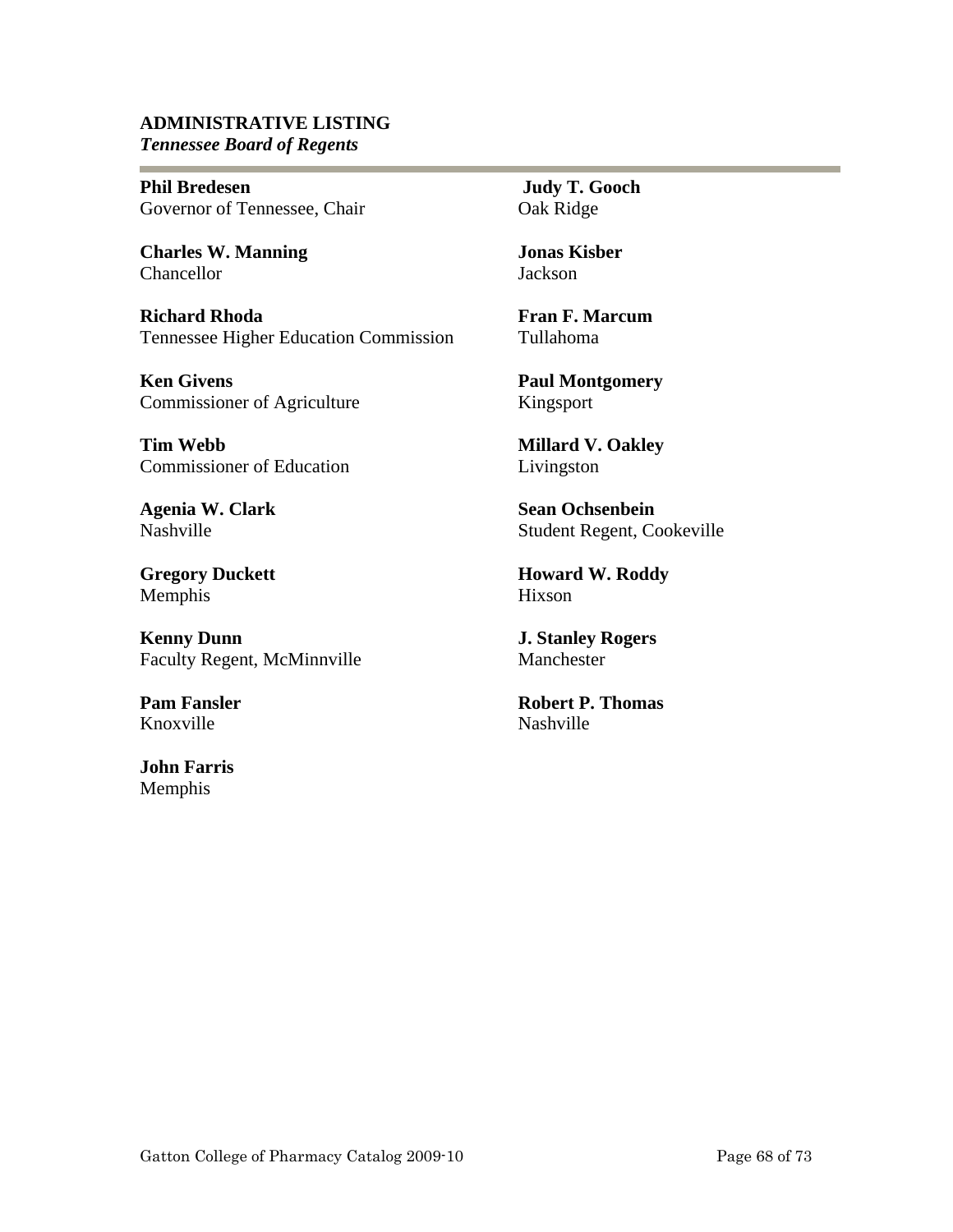**ADMINISTRATIVE LISTING**
***Tennessee Board of Regents***

**Phil Bredesen**
Governor of Tennessee, Chair

**Charles W. Manning**
Chancellor

**Richard Rhoda**
Tennessee Higher Education Commission

**Ken Givens**
Commissioner of Agriculture

**Tim Webb**
Commissioner of Education

**Agenia W. Clark**
Nashville

**Gregory Duckett**
Memphis

**Kenny Dunn**
Faculty Regent, McMinnville

**Pam Fansler**
Knoxville

**John Farris**
Memphis

**Judy T. Gooch**
Oak Ridge

**Jonas Kisber**
Jackson

**Fran F. Marcum**
Tullahoma

**Paul Montgomery**
Kingsport

**Millard V. Oakley**
Livingston

**Sean Ochsenbein**
Student Regent, Cookeville

**Howard W. Roddy**
Hixson

**J. Stanley Rogers**
Manchester

**Robert P. Thomas**
Nashville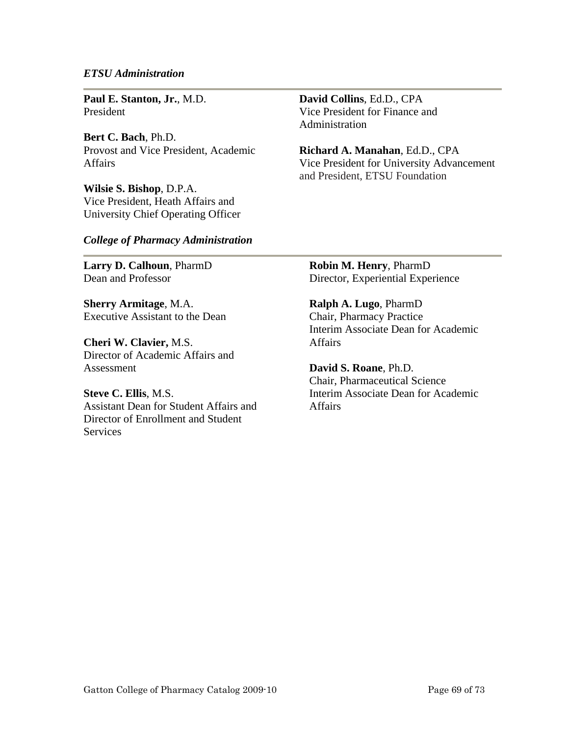*ETSU Administration*

**Paul E. Stanton, Jr.**, M.D.
President

**Bert C. Bach**, Ph.D.
Provost and Vice President, Academic Affairs

**Wilsie S. Bishop**, D.P.A.
Vice President, Heath Affairs and University Chief Operating Officer

**David Collins**, Ed.D., CPA
Vice President for Finance and Administration

**Richard A. Manahan**, Ed.D., CPA
Vice President for University Advancement and President, ETSU Foundation

*College of Pharmacy Administration*

**Larry D. Calhoun**, PharmD
Dean and Professor

**Sherry Armitage**, M.A.
Executive Assistant to the Dean

**Cheri W. Clavier,** M.S.
Director of Academic Affairs and Assessment

**Steve C. Ellis**, M.S.
Assistant Dean for Student Affairs and Director of Enrollment and Student Services

**Robin M. Henry**, PharmD
Director, Experiential Experience

**Ralph A. Lugo**, PharmD
Chair, Pharmacy Practice
Interim Associate Dean for Academic Affairs

**David S. Roane**, Ph.D.
Chair, Pharmaceutical Science
Interim Associate Dean for Academic Affairs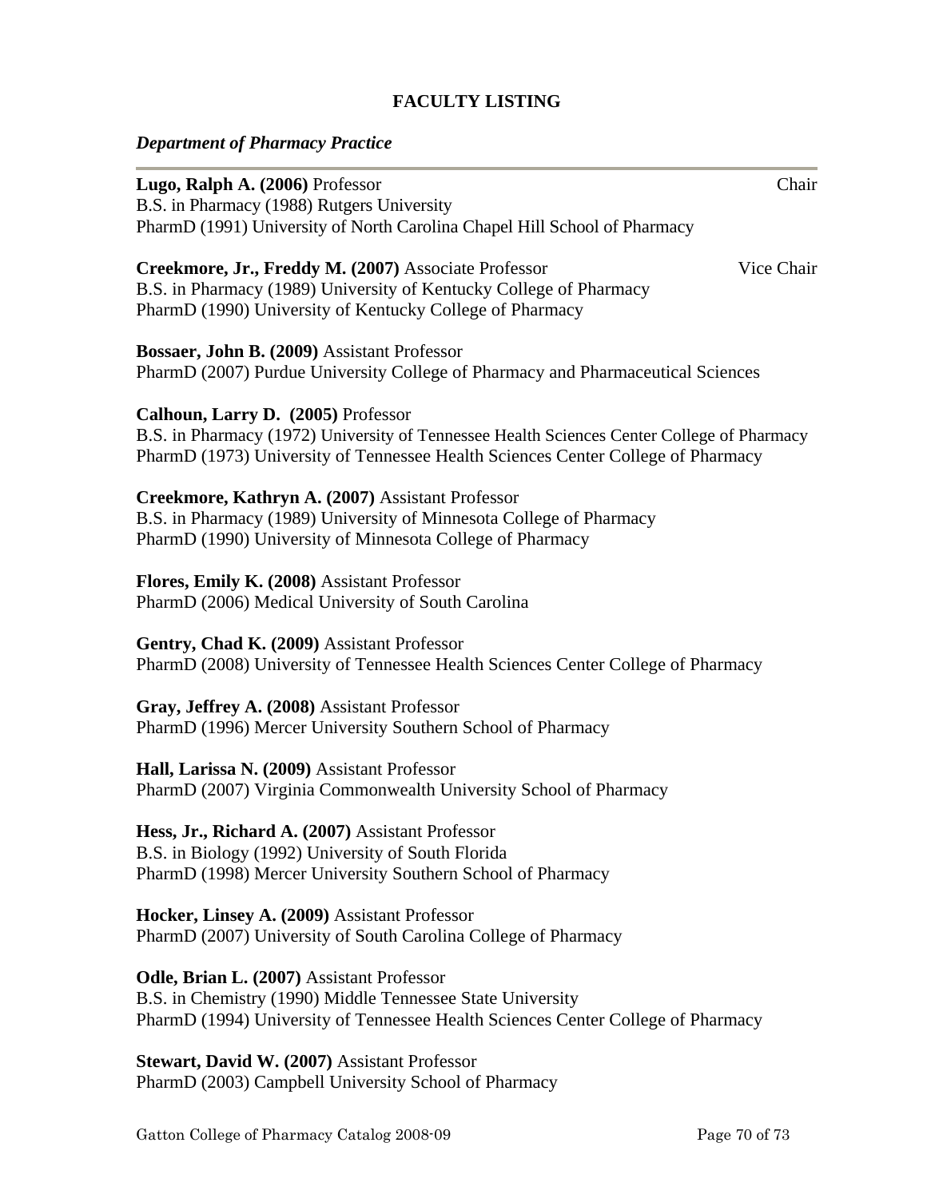# FACULTY LISTING

### *Department of Pharmacy Practice*

---

**Lugo, Ralph A. (2006)** Professor — Chair
B.S. in Pharmacy (1988) Rutgers University
PharmD (1991) University of North Carolina Chapel Hill School of Pharmacy

**Creekmore, Jr., Freddy M. (2007)** Associate Professor — Vice Chair
B.S. in Pharmacy (1989) University of Kentucky College of Pharmacy
PharmD (1990) University of Kentucky College of Pharmacy

**Bossaer, John B. (2009)** Assistant Professor
PharmD (2007) Purdue University College of Pharmacy and Pharmaceutical Sciences

**Calhoun, Larry D. (2005)** Professor
B.S. in Pharmacy (1972) University of Tennessee Health Sciences Center College of Pharmacy
PharmD (1973) University of Tennessee Health Sciences Center College of Pharmacy

**Creekmore, Kathryn A. (2007)** Assistant Professor
B.S. in Pharmacy (1989) University of Minnesota College of Pharmacy
PharmD (1990) University of Minnesota College of Pharmacy

**Flores, Emily K. (2008)** Assistant Professor
PharmD (2006) Medical University of South Carolina

**Gentry, Chad K. (2009)** Assistant Professor
PharmD (2008) University of Tennessee Health Sciences Center College of Pharmacy

**Gray, Jeffrey A. (2008)** Assistant Professor
PharmD (1996) Mercer University Southern School of Pharmacy

**Hall, Larissa N. (2009)** Assistant Professor
PharmD (2007) Virginia Commonwealth University School of Pharmacy

**Hess, Jr., Richard A. (2007)** Assistant Professor
B.S. in Biology (1992) University of South Florida
PharmD (1998) Mercer University Southern School of Pharmacy

**Hocker, Linsey A. (2009)** Assistant Professor
PharmD (2007) University of South Carolina College of Pharmacy

**Odle, Brian L. (2007)** Assistant Professor
B.S. in Chemistry (1990) Middle Tennessee State University
PharmD (1994) University of Tennessee Health Sciences Center College of Pharmacy

**Stewart, David W. (2007)** Assistant Professor
PharmD (2003) Campbell University School of Pharmacy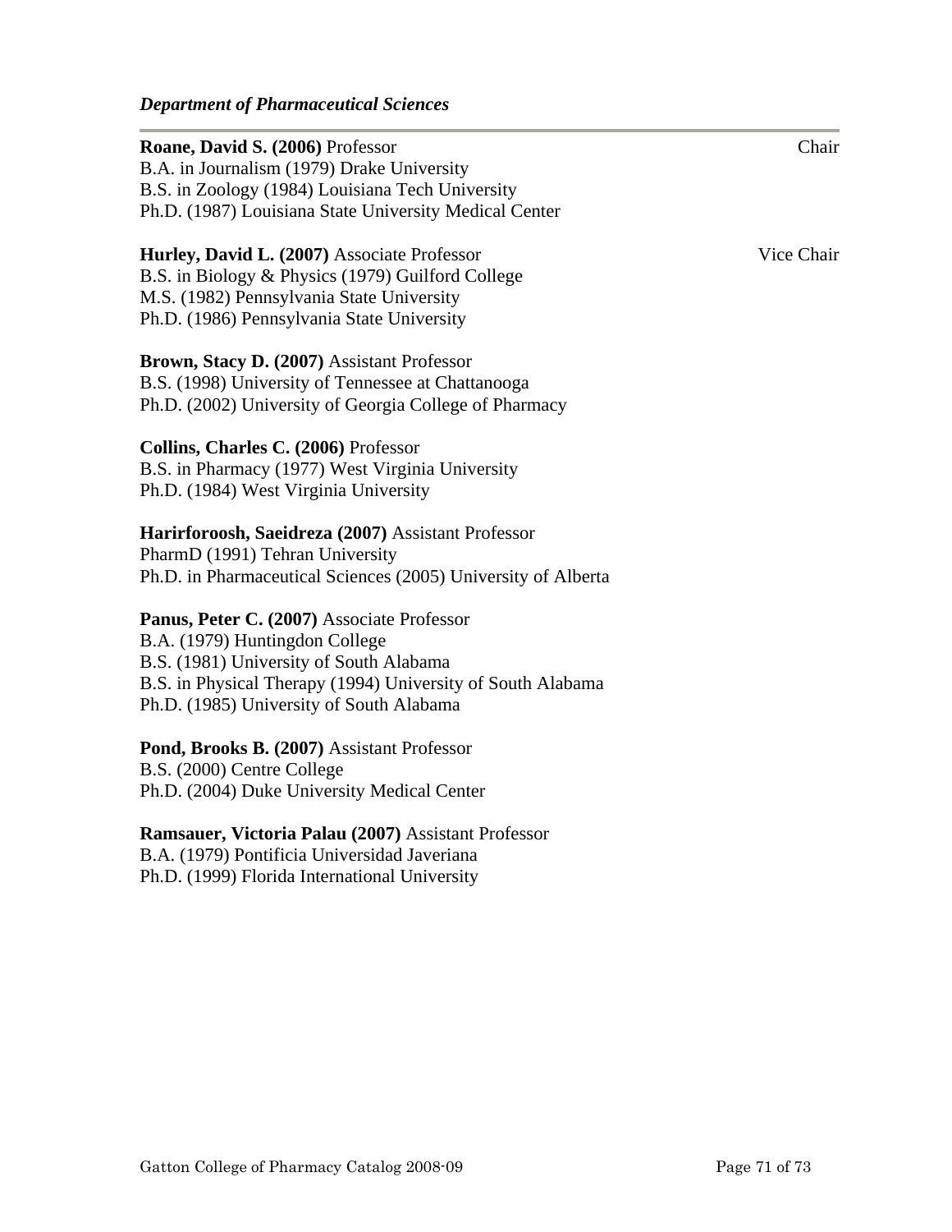### *Department of Pharmaceutical Sciences*

**Roane, David S. (2006)** Professor — Chair
B.A. in Journalism (1979) Drake University
B.S. in Zoology (1984) Louisiana Tech University
Ph.D. (1987) Louisiana State University Medical Center

**Hurley, David L. (2007)** Associate Professor — Vice Chair
B.S. in Biology & Physics (1979) Guilford College
M.S. (1982) Pennsylvania State University
Ph.D. (1986) Pennsylvania State University

**Brown, Stacy D. (2007)** Assistant Professor
B.S. (1998) University of Tennessee at Chattanooga
Ph.D. (2002) University of Georgia College of Pharmacy

**Collins, Charles C. (2006)** Professor
B.S. in Pharmacy (1977) West Virginia University
Ph.D. (1984) West Virginia University

**Harirforoosh, Saeidreza (2007)** Assistant Professor
PharmD (1991) Tehran University
Ph.D. in Pharmaceutical Sciences (2005) University of Alberta

**Panus, Peter C. (2007)** Associate Professor
B.A. (1979) Huntingdon College
B.S. (1981) University of South Alabama
B.S. in Physical Therapy (1994) University of South Alabama
Ph.D. (1985) University of South Alabama

**Pond, Brooks B. (2007)** Assistant Professor
B.S. (2000) Centre College
Ph.D. (2004) Duke University Medical Center

**Ramsauer, Victoria Palau (2007)** Assistant Professor
B.A. (1979) Pontificia Universidad Javeriana
Ph.D. (1999) Florida International University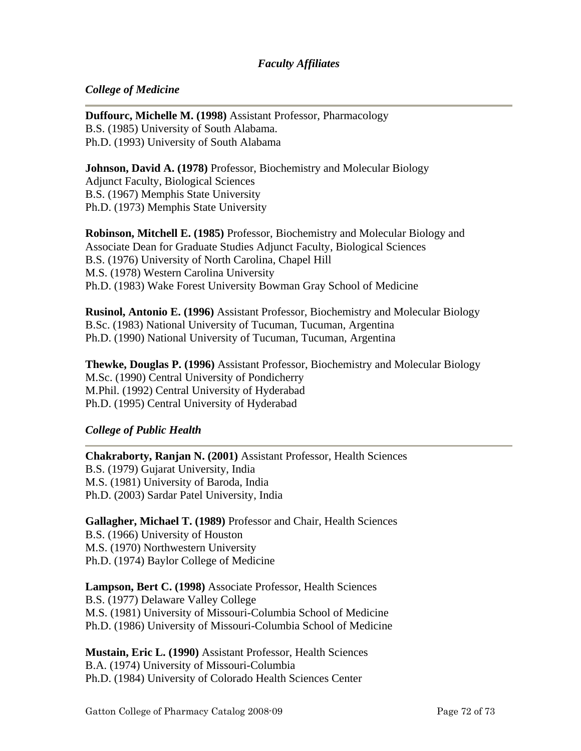## *Faculty Affiliates*

### *College of Medicine*

---

**Duffourc, Michelle M. (1998)** Assistant Professor, Pharmacology
B.S. (1985) University of South Alabama.
Ph.D. (1993) University of South Alabama

**Johnson, David A. (1978)** Professor, Biochemistry and Molecular Biology
Adjunct Faculty, Biological Sciences
B.S. (1967) Memphis State University
Ph.D. (1973) Memphis State University

**Robinson, Mitchell E. (1985)** Professor, Biochemistry and Molecular Biology and Associate Dean for Graduate Studies Adjunct Faculty, Biological Sciences
B.S. (1976) University of North Carolina, Chapel Hill
M.S. (1978) Western Carolina University
Ph.D. (1983) Wake Forest University Bowman Gray School of Medicine

**Rusinol, Antonio E. (1996)** Assistant Professor, Biochemistry and Molecular Biology
B.Sc. (1983) National University of Tucuman, Tucuman, Argentina
Ph.D. (1990) National University of Tucuman, Tucuman, Argentina

**Thewke, Douglas P. (1996)** Assistant Professor, Biochemistry and Molecular Biology
M.Sc. (1990) Central University of Pondicherry
M.Phil. (1992) Central University of Hyderabad
Ph.D. (1995) Central University of Hyderabad

### *College of Public Health*

---

**Chakraborty, Ranjan N. (2001)** Assistant Professor, Health Sciences
B.S. (1979) Gujarat University, India
M.S. (1981) University of Baroda, India
Ph.D. (2003) Sardar Patel University, India

**Gallagher, Michael T. (1989)** Professor and Chair, Health Sciences
B.S. (1966) University of Houston
M.S. (1970) Northwestern University
Ph.D. (1974) Baylor College of Medicine

**Lampson, Bert C. (1998)** Associate Professor, Health Sciences
B.S. (1977) Delaware Valley College
M.S. (1981) University of Missouri-Columbia School of Medicine
Ph.D. (1986) University of Missouri-Columbia School of Medicine

**Mustain, Eric L. (1990)** Assistant Professor, Health Sciences
B.A. (1974) University of Missouri-Columbia
Ph.D. (1984) University of Colorado Health Sciences Center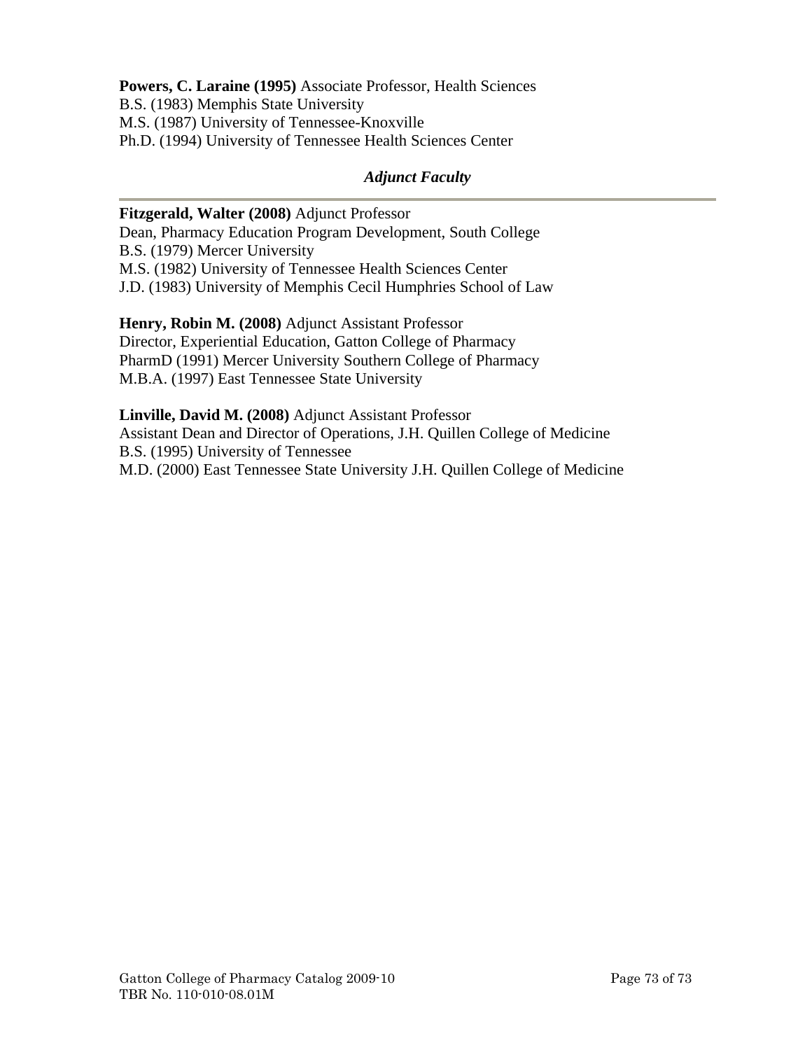**Powers, C. Laraine (1995)** Associate Professor, Health Sciences
B.S. (1983) Memphis State University
M.S. (1987) University of Tennessee-Knoxville
Ph.D. (1994) University of Tennessee Health Sciences Center

### *Adjunct Faculty*

**Fitzgerald, Walter (2008)** Adjunct Professor
Dean, Pharmacy Education Program Development, South College
B.S. (1979) Mercer University
M.S. (1982) University of Tennessee Health Sciences Center
J.D. (1983) University of Memphis Cecil Humphries School of Law

**Henry, Robin M. (2008)** Adjunct Assistant Professor
Director, Experiential Education, Gatton College of Pharmacy
PharmD (1991) Mercer University Southern College of Pharmacy
M.B.A. (1997) East Tennessee State University

**Linville, David M. (2008)** Adjunct Assistant Professor
Assistant Dean and Director of Operations, J.H. Quillen College of Medicine
B.S. (1995) University of Tennessee
M.D. (2000) East Tennessee State University J.H. Quillen College of Medicine